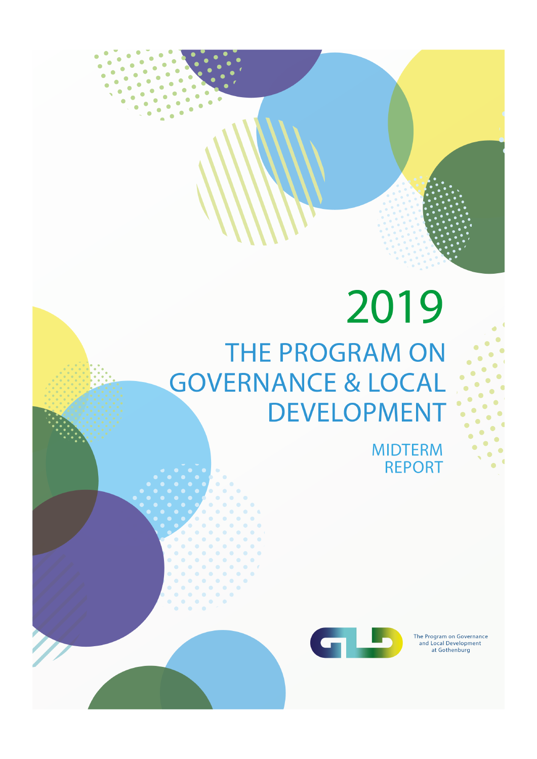# 2019

# THE PROGRAM ON GOVERNANCE & LOCAL DEVELOPMENT

## MIDTERM REPORT

The Program on Governance and Local Development at Gothenburg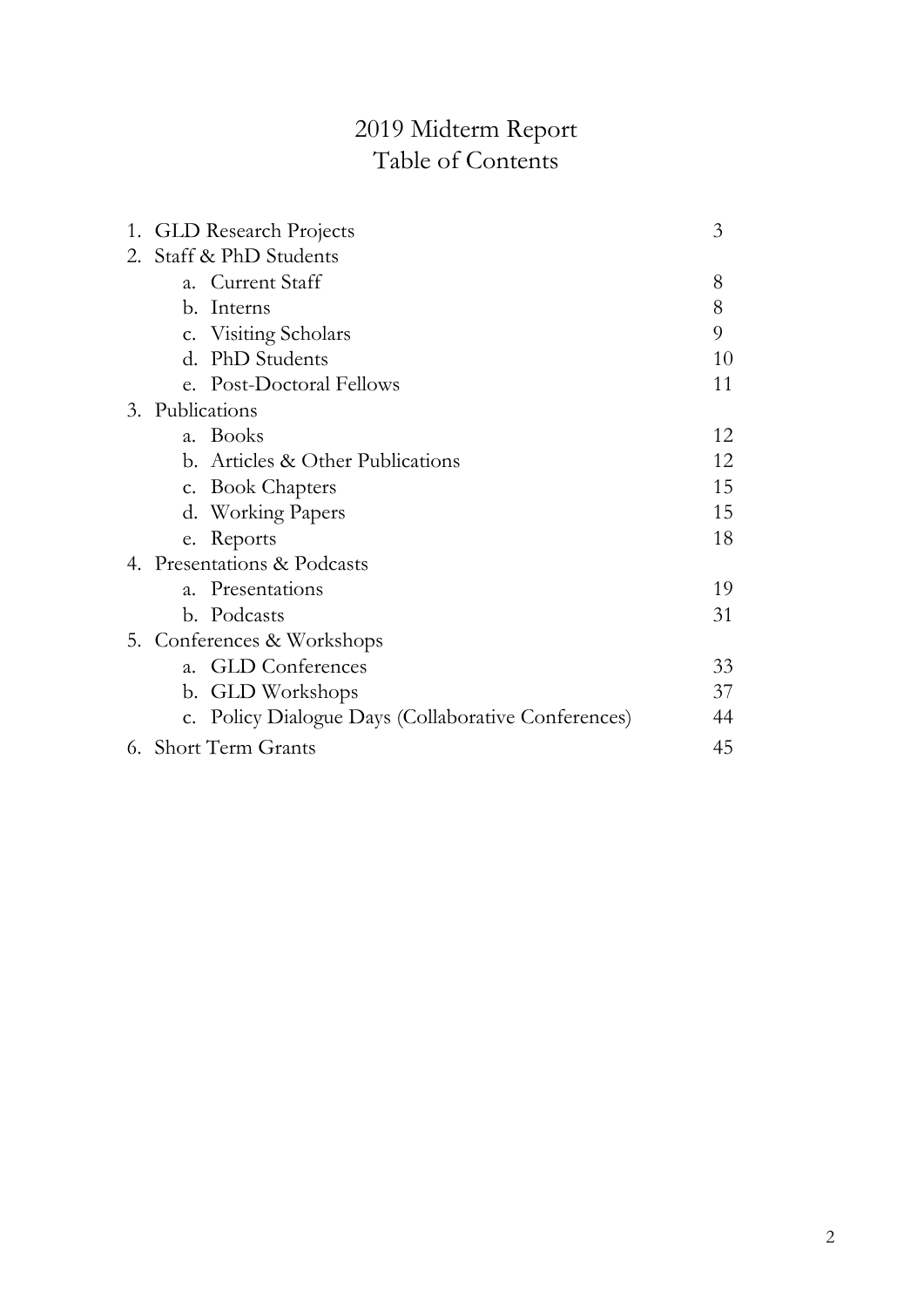# 2019 Midterm Report
# Table of Contents

1. GLD Research Projects 3
2. Staff & PhD Students
    a. Current Staff 8
    b. Interns 8
    c. Visiting Scholars 9
    d. PhD Students 10
    e. Post-Doctoral Fellows 11
3. Publications
    a. Books 12
    b. Articles & Other Publications 12
    c. Book Chapters 15
    d. Working Papers 15
    e. Reports 18
4. Presentations & Podcasts
    a. Presentations 19
    b. Podcasts 31
5. Conferences & Workshops
    a. GLD Conferences 33
    b. GLD Workshops 37
    c. Policy Dialogue Days (Collaborative Conferences) 44
6. Short Term Grants 45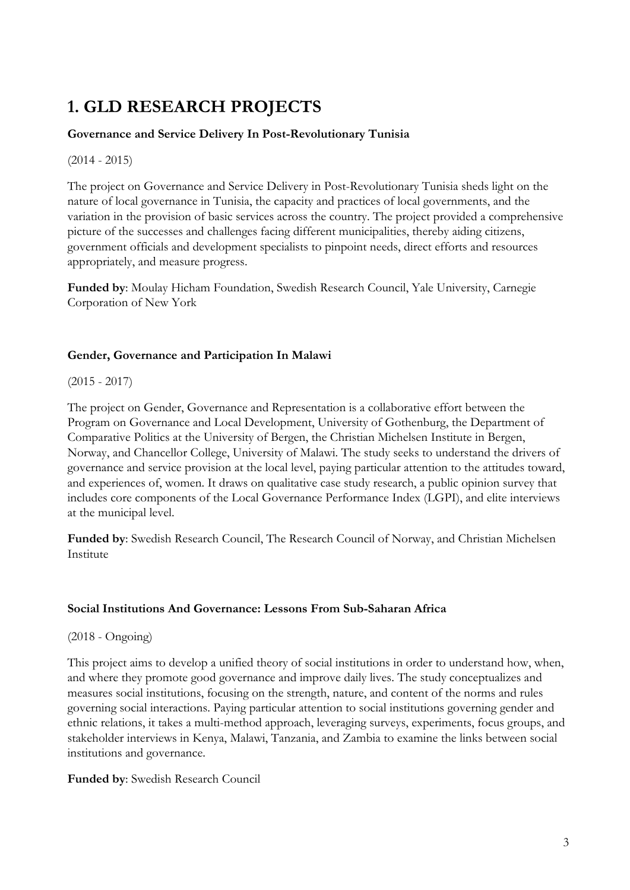# 1. GLD RESEARCH PROJECTS

**Governance and Service Delivery In Post-Revolutionary Tunisia**

(2014 - 2015)

The project on Governance and Service Delivery in Post-Revolutionary Tunisia sheds light on the nature of local governance in Tunisia, the capacity and practices of local governments, and the variation in the provision of basic services across the country. The project provided a comprehensive picture of the successes and challenges facing different municipalities, thereby aiding citizens, government officials and development specialists to pinpoint needs, direct efforts and resources appropriately, and measure progress.

**Funded by**: Moulay Hicham Foundation, Swedish Research Council, Yale University, Carnegie Corporation of New York

**Gender, Governance and Participation In Malawi**

(2015 - 2017)

The project on Gender, Governance and Representation is a collaborative effort between the Program on Governance and Local Development, University of Gothenburg, the Department of Comparative Politics at the University of Bergen, the Christian Michelsen Institute in Bergen, Norway, and Chancellor College, University of Malawi. The study seeks to understand the drivers of governance and service provision at the local level, paying particular attention to the attitudes toward, and experiences of, women. It draws on qualitative case study research, a public opinion survey that includes core components of the Local Governance Performance Index (LGPI), and elite interviews at the municipal level.

**Funded by**: Swedish Research Council, The Research Council of Norway, and Christian Michelsen Institute

**Social Institutions And Governance: Lessons From Sub-Saharan Africa**

(2018 - Ongoing)

This project aims to develop a unified theory of social institutions in order to understand how, when, and where they promote good governance and improve daily lives. The study conceptualizes and measures social institutions, focusing on the strength, nature, and content of the norms and rules governing social interactions. Paying particular attention to social institutions governing gender and ethnic relations, it takes a multi-method approach, leveraging surveys, experiments, focus groups, and stakeholder interviews in Kenya, Malawi, Tanzania, and Zambia to examine the links between social institutions and governance.

**Funded by**: Swedish Research Council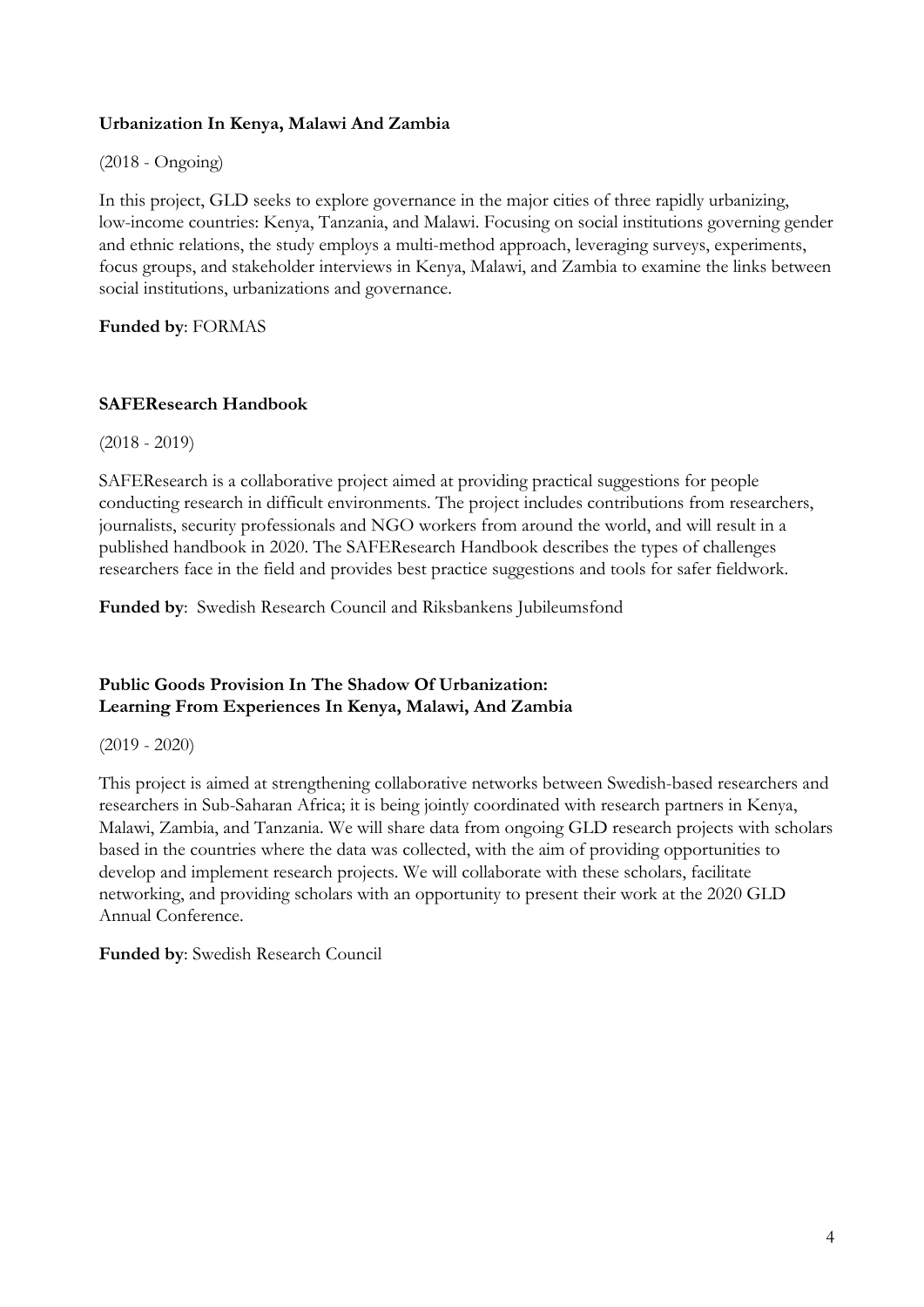### Urbanization In Kenya, Malawi And Zambia

(2018 - Ongoing)

In this project, GLD seeks to explore governance in the major cities of three rapidly urbanizing, low-income countries: Kenya, Tanzania, and Malawi. Focusing on social institutions governing gender and ethnic relations, the study employs a multi-method approach, leveraging surveys, experiments, focus groups, and stakeholder interviews in Kenya, Malawi, and Zambia to examine the links between social institutions, urbanizations and governance.

**Funded by**: FORMAS

### SAFEResearch Handbook

(2018 - 2019)

SAFEResearch is a collaborative project aimed at providing practical suggestions for people conducting research in difficult environments. The project includes contributions from researchers, journalists, security professionals and NGO workers from around the world, and will result in a published handbook in 2020. The SAFEResearch Handbook describes the types of challenges researchers face in the field and provides best practice suggestions and tools for safer fieldwork.

**Funded by**: Swedish Research Council and Riksbankens Jubileumsfond

### Public Goods Provision In The Shadow Of Urbanization: Learning From Experiences In Kenya, Malawi, And Zambia

(2019 - 2020)

This project is aimed at strengthening collaborative networks between Swedish-based researchers and researchers in Sub-Saharan Africa; it is being jointly coordinated with research partners in Kenya, Malawi, Zambia, and Tanzania. We will share data from ongoing GLD research projects with scholars based in the countries where the data was collected, with the aim of providing opportunities to develop and implement research projects. We will collaborate with these scholars, facilitate networking, and providing scholars with an opportunity to present their work at the 2020 GLD Annual Conference.

**Funded by**: Swedish Research Council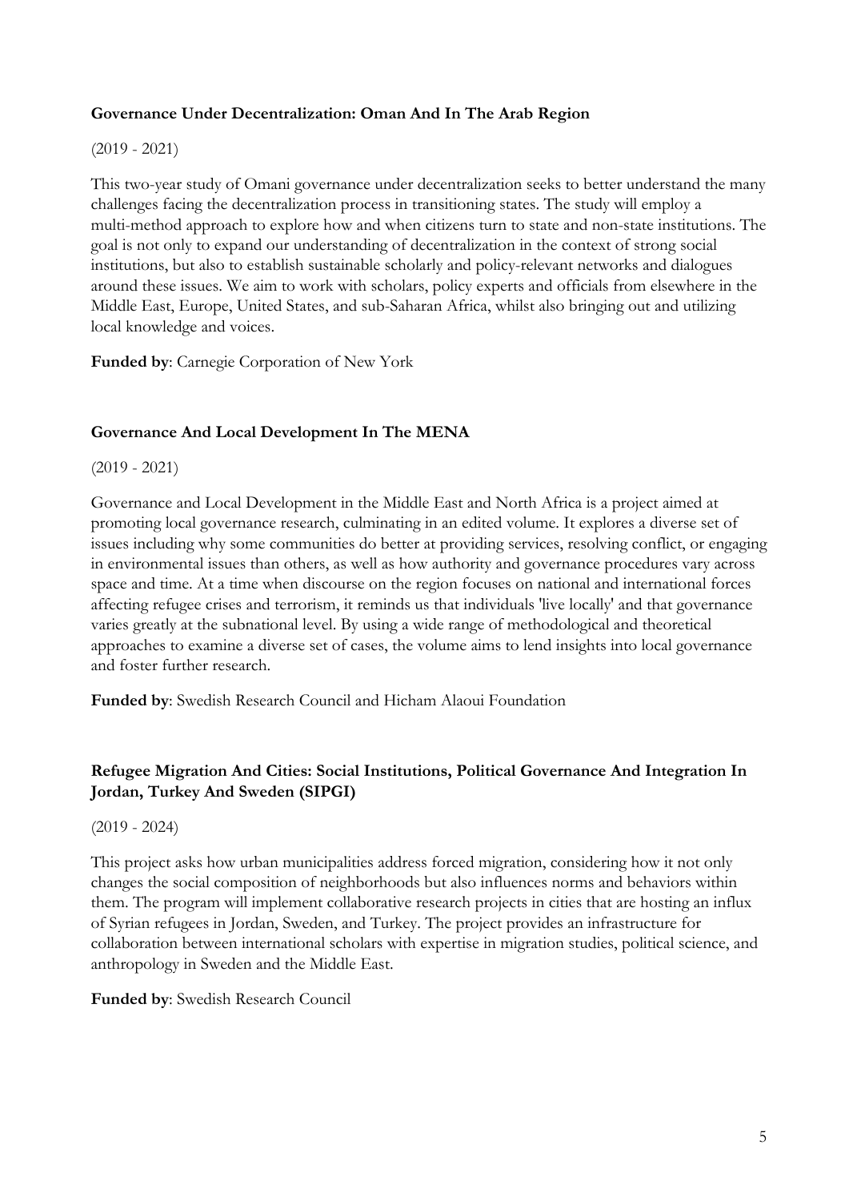**Governance Under Decentralization: Oman And In The Arab Region**

(2019 - 2021)

This two-year study of Omani governance under decentralization seeks to better understand the many challenges facing the decentralization process in transitioning states. The study will employ a multi-method approach to explore how and when citizens turn to state and non-state institutions. The goal is not only to expand our understanding of decentralization in the context of strong social institutions, but also to establish sustainable scholarly and policy-relevant networks and dialogues around these issues. We aim to work with scholars, policy experts and officials from elsewhere in the Middle East, Europe, United States, and sub-Saharan Africa, whilst also bringing out and utilizing local knowledge and voices.

**Funded by**: Carnegie Corporation of New York

**Governance And Local Development In The MENA**

(2019 - 2021)

Governance and Local Development in the Middle East and North Africa is a project aimed at promoting local governance research, culminating in an edited volume. It explores a diverse set of issues including why some communities do better at providing services, resolving conflict, or engaging in environmental issues than others, as well as how authority and governance procedures vary across space and time. At a time when discourse on the region focuses on national and international forces affecting refugee crises and terrorism, it reminds us that individuals 'live locally' and that governance varies greatly at the subnational level. By using a wide range of methodological and theoretical approaches to examine a diverse set of cases, the volume aims to lend insights into local governance and foster further research.

**Funded by**: Swedish Research Council and Hicham Alaoui Foundation

**Refugee Migration And Cities: Social Institutions, Political Governance And Integration In Jordan, Turkey And Sweden (SIPGI)**

(2019 - 2024)

This project asks how urban municipalities address forced migration, considering how it not only changes the social composition of neighborhoods but also influences norms and behaviors within them. The program will implement collaborative research projects in cities that are hosting an influx of Syrian refugees in Jordan, Sweden, and Turkey. The project provides an infrastructure for collaboration between international scholars with expertise in migration studies, political science, and anthropology in Sweden and the Middle East.

**Funded by**: Swedish Research Council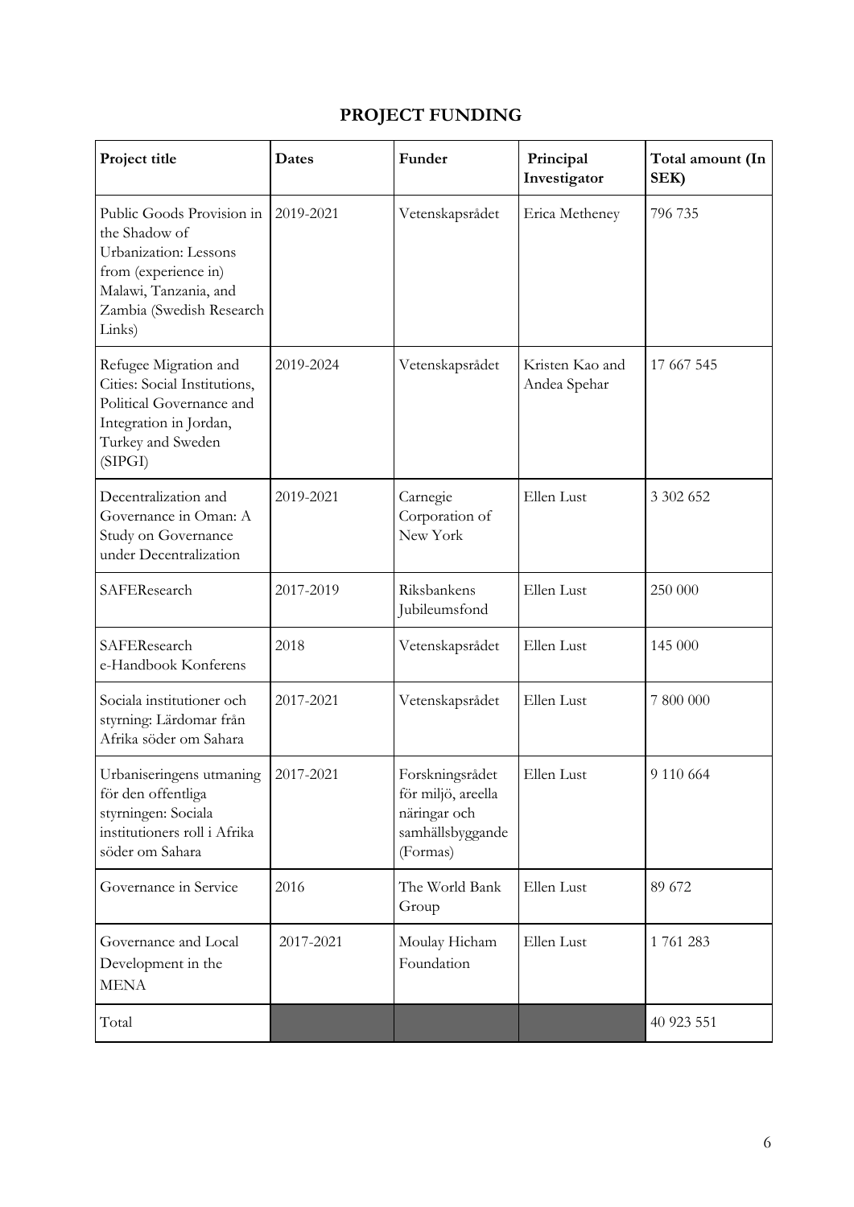# PROJECT FUNDING

| Project title | Dates | Funder | Principal Investigator | Total amount (In SEK) |
|---|---|---|---|---|
| Public Goods Provision in the Shadow of Urbanization: Lessons from (experience in) Malawi, Tanzania, and Zambia (Swedish Research Links) | 2019-2021 | Vetenskapsrådet | Erica Metheney | 796 735 |
| Refugee Migration and Cities: Social Institutions, Political Governance and Integration in Jordan, Turkey and Sweden (SIPGI) | 2019-2024 | Vetenskapsrådet | Kristen Kao and Andea Spehar | 17 667 545 |
| Decentralization and Governance in Oman: A Study on Governance under Decentralization | 2019-2021 | Carnegie Corporation of New York | Ellen Lust | 3 302 652 |
| SAFEResearch | 2017-2019 | Riksbankens Jubileumsfond | Ellen Lust | 250 000 |
| SAFEResearch e-Handbook Konferens | 2018 | Vetenskapsrådet | Ellen Lust | 145 000 |
| Sociala institutioner och styrning: Lärdomar från Afrika söder om Sahara | 2017-2021 | Vetenskapsrådet | Ellen Lust | 7 800 000 |
| Urbaniseringens utmaning för den offentliga styrningen: Sociala institutioners roll i Afrika söder om Sahara | 2017-2021 | Forskningsrådet för miljö, areella näringar och samhällsbyggande (Formas) | Ellen Lust | 9 110 664 |
| Governance in Service | 2016 | The World Bank Group | Ellen Lust | 89 672 |
| Governance and Local Development in the MENA | 2017-2021 | Moulay Hicham Foundation | Ellen Lust | 1 761 283 |
| Total | | | | 40 923 551 |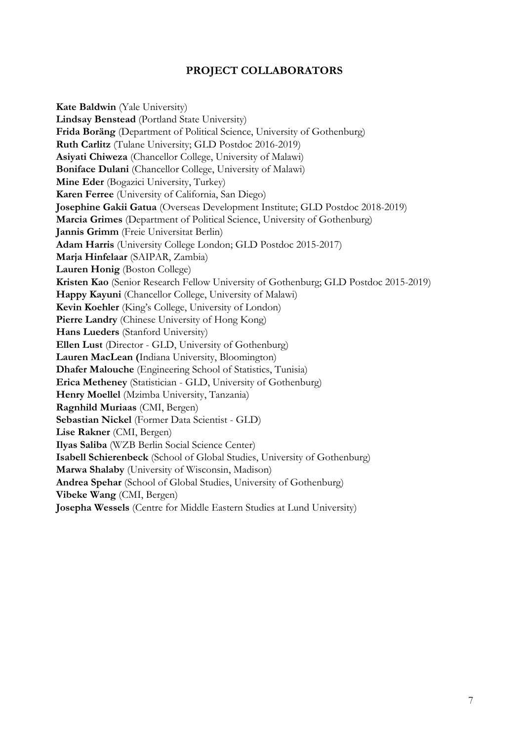## PROJECT COLLABORATORS

**Kate Baldwin** (Yale University)
**Lindsay Benstead** (Portland State University)
**Frida Boräng** (Department of Political Science, University of Gothenburg)
**Ruth Carlitz** (Tulane University; GLD Postdoc 2016-2019)
**Asiyati Chiweza** (Chancellor College, University of Malawi)
**Boniface Dulani** (Chancellor College, University of Malawi)
**Mine Eder** (Bogazici University, Turkey)
**Karen Ferree** (University of California, San Diego)
**Josephine Gakii Gatua** (Overseas Development Institute; GLD Postdoc 2018-2019)
**Marcia Grimes** (Department of Political Science, University of Gothenburg)
**Jannis Grimm** (Freie Universitat Berlin)
**Adam Harris** (University College London; GLD Postdoc 2015-2017)
**Marja Hinfelaar** (SAIPAR, Zambia)
**Lauren Honig** (Boston College)
**Kristen Kao** (Senior Research Fellow University of Gothenburg; GLD Postdoc 2015-2019)
**Happy Kayuni** (Chancellor College, University of Malawi)
**Kevin Koehler** (King's College, University of London)
**Pierre Landry** (Chinese University of Hong Kong)
**Hans Lueders** (Stanford University)
**Ellen Lust** (Director - GLD, University of Gothenburg)
**Lauren MacLean (**Indiana University, Bloomington)
**Dhafer Malouche** (Engineering School of Statistics, Tunisia)
**Erica Metheney** (Statistician - GLD, University of Gothenburg)
**Henry Moellel** (Mzimba University, Tanzania)
**Ragnhild Muriaas** (CMI, Bergen)
**Sebastian Nickel** (Former Data Scientist - GLD)
**Lise Rakner** (CMI, Bergen)
**Ilyas Saliba** (WZB Berlin Social Science Center)
**Isabell Schierenbeck** (School of Global Studies, University of Gothenburg)
**Marwa Shalaby** (University of Wisconsin, Madison)
**Andrea Spehar** (School of Global Studies, University of Gothenburg)
**Vibeke Wang** (CMI, Bergen)
**Josepha Wessels** (Centre for Middle Eastern Studies at Lund University)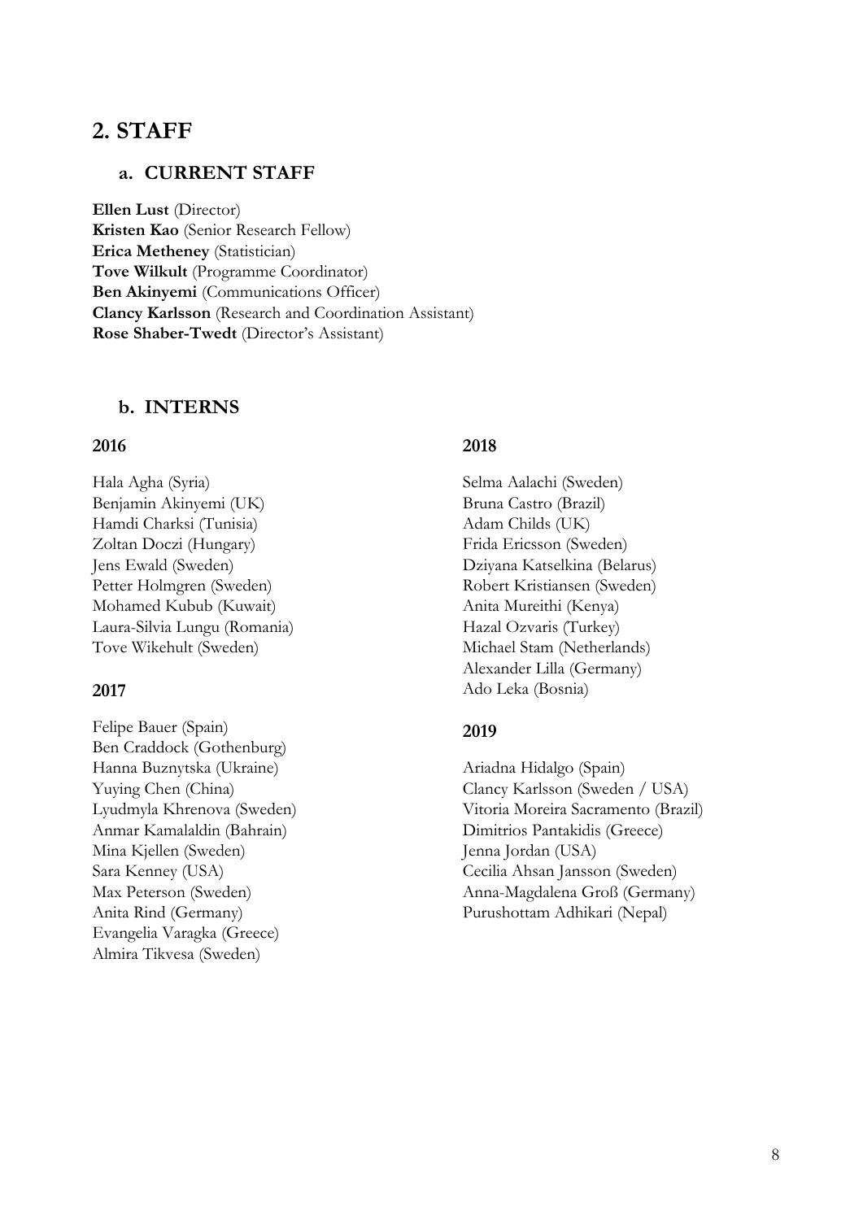## 2. STAFF

### a. CURRENT STAFF

**Ellen Lust** (Director)
**Kristen Kao** (Senior Research Fellow)
**Erica Metheney** (Statistician)
**Tove Wilkult** (Programme Coordinator)
**Ben Akinyemi** (Communications Officer)
**Clancy Karlsson** (Research and Coordination Assistant)
**Rose Shaber-Twedt** (Director's Assistant)

### b. INTERNS

#### 2016

Hala Agha (Syria)
Benjamin Akinyemi (UK)
Hamdi Charksi (Tunisia)
Zoltan Doczi (Hungary)
Jens Ewald (Sweden)
Petter Holmgren (Sweden)
Mohamed Kubub (Kuwait)
Laura-Silvia Lungu (Romania)
Tove Wikehult (Sweden)

#### 2017

Felipe Bauer (Spain)
Ben Craddock (Gothenburg)
Hanna Buznytska (Ukraine)
Yuying Chen (China)
Lyudmyla Khrenova (Sweden)
Anmar Kamalaldin (Bahrain)
Mina Kjellen (Sweden)
Sara Kenney (USA)
Max Peterson (Sweden)
Anita Rind (Germany)
Evangelia Varagka (Greece)
Almira Tikvesa (Sweden)

#### 2018

Selma Aalachi (Sweden)
Bruna Castro (Brazil)
Adam Childs (UK)
Frida Ericsson (Sweden)
Dziyana Katselkina (Belarus)
Robert Kristiansen (Sweden)
Anita Mureithi (Kenya)
Hazal Ozvaris (Turkey)
Michael Stam (Netherlands)
Alexander Lilla (Germany)
Ado Leka (Bosnia)

#### 2019

Ariadna Hidalgo (Spain)
Clancy Karlsson (Sweden / USA)
Vitoria Moreira Sacramento (Brazil)
Dimitrios Pantakidis (Greece)
Jenna Jordan (USA)
Cecilia Ahsan Jansson (Sweden)
Anna-Magdalena Groß (Germany)
Purushottam Adhikari (Nepal)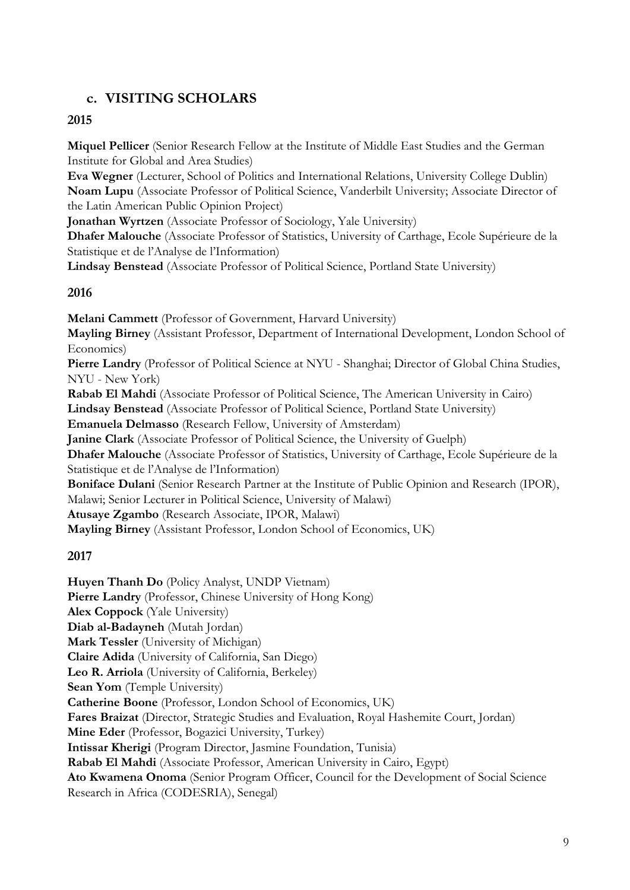## c. VISITING SCHOLARS

### 2015

**Miquel Pellicer** (Senior Research Fellow at the Institute of Middle East Studies and the German Institute for Global and Area Studies)
**Eva Wegner** (Lecturer, School of Politics and International Relations, University College Dublin)
**Noam Lupu** (Associate Professor of Political Science, Vanderbilt University; Associate Director of the Latin American Public Opinion Project)
**Jonathan Wyrtzen** (Associate Professor of Sociology, Yale University)
**Dhafer Malouche** (Associate Professor of Statistics, University of Carthage, Ecole Supérieure de la Statistique et de l'Analyse de l'Information)
**Lindsay Benstead** (Associate Professor of Political Science, Portland State University)

### 2016

**Melani Cammett** (Professor of Government, Harvard University)
**Mayling Birney** (Assistant Professor, Department of International Development, London School of Economics)
**Pierre Landry** (Professor of Political Science at NYU - Shanghai; Director of Global China Studies, NYU - New York)
**Rabab El Mahdi** (Associate Professor of Political Science, The American University in Cairo)
**Lindsay Benstead** (Associate Professor of Political Science, Portland State University)
**Emanuela Delmasso** (Research Fellow, University of Amsterdam)
**Janine Clark** (Associate Professor of Political Science, the University of Guelph)
**Dhafer Malouche** (Associate Professor of Statistics, University of Carthage, Ecole Supérieure de la Statistique et de l'Analyse de l'Information)
**Boniface Dulani** (Senior Research Partner at the Institute of Public Opinion and Research (IPOR), Malawi; Senior Lecturer in Political Science, University of Malawi)
**Atusaye Zgambo** (Research Associate, IPOR, Malawi)
**Mayling Birney** (Assistant Professor, London School of Economics, UK)

### 2017

**Huyen Thanh Do** (Policy Analyst, UNDP Vietnam)
**Pierre Landry** (Professor, Chinese University of Hong Kong)
**Alex Coppock** (Yale University)
**Diab al-Badayneh** (Mutah Jordan)
**Mark Tessler** (University of Michigan)
**Claire Adida** (University of California, San Diego)
**Leo R. Arriola** (University of California, Berkeley)
**Sean Yom** (Temple University)
**Catherine Boone** (Professor, London School of Economics, UK)
**Fares Braizat** (Director, Strategic Studies and Evaluation, Royal Hashemite Court, Jordan)
**Mine Eder** (Professor, Bogazici University, Turkey)
**Intissar Kherigi** (Program Director, Jasmine Foundation, Tunisia)
**Rabab El Mahdi** (Associate Professor, American University in Cairo, Egypt)
**Ato Kwamena Onoma** (Senior Program Officer, Council for the Development of Social Science Research in Africa (CODESRIA), Senegal)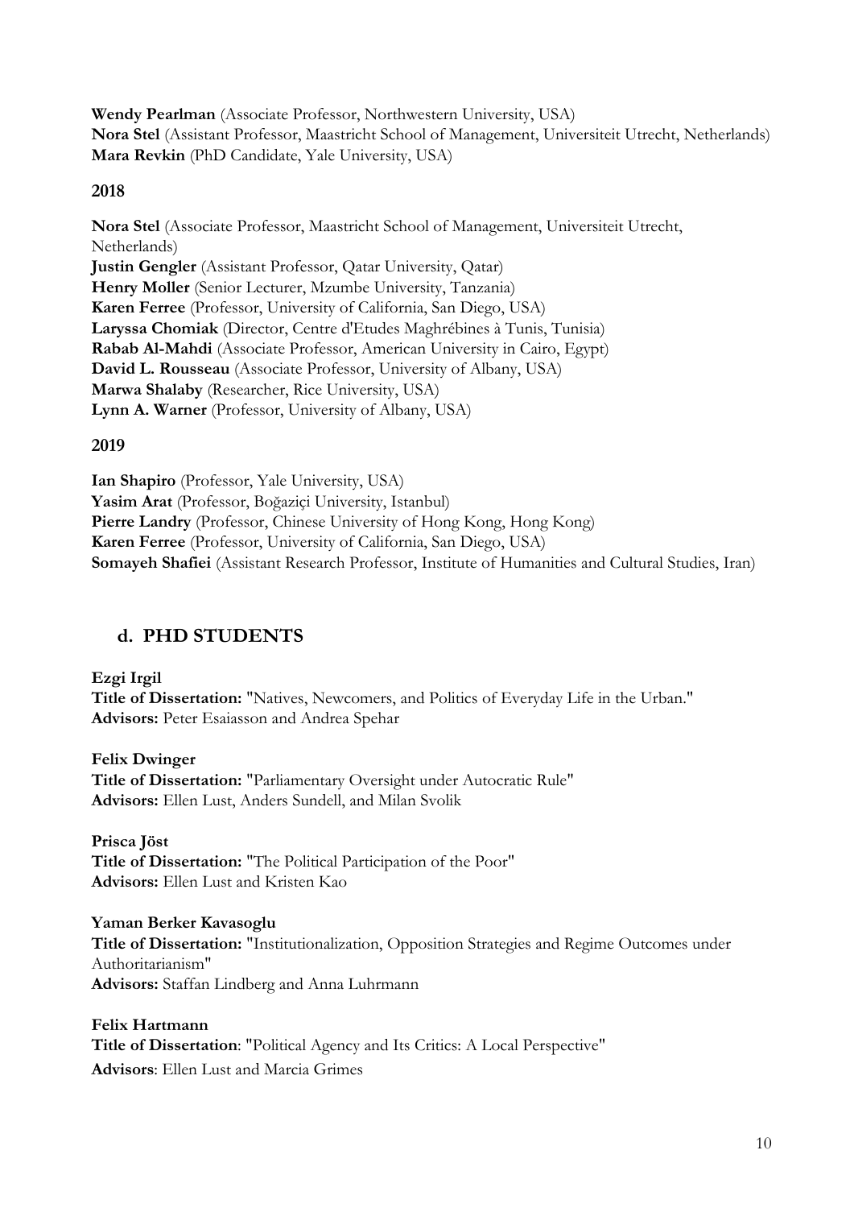**Wendy Pearlman** (Associate Professor, Northwestern University, USA)
**Nora Stel** (Assistant Professor, Maastricht School of Management, Universiteit Utrecht, Netherlands)
**Mara Revkin** (PhD Candidate, Yale University, USA)

### 2018

**Nora Stel** (Associate Professor, Maastricht School of Management, Universiteit Utrecht, Netherlands)
**Justin Gengler** (Assistant Professor, Qatar University, Qatar)
**Henry Moller** (Senior Lecturer, Mzumbe University, Tanzania)
**Karen Ferree** (Professor, University of California, San Diego, USA)
**Laryssa Chomiak** (Director, Centre d'Etudes Maghrébines à Tunis, Tunisia)
**Rabab Al-Mahdi** (Associate Professor, American University in Cairo, Egypt)
**David L. Rousseau** (Associate Professor, University of Albany, USA)
**Marwa Shalaby** (Researcher, Rice University, USA)
**Lynn A. Warner** (Professor, University of Albany, USA)

### 2019

**Ian Shapiro** (Professor, Yale University, USA)
**Yasim Arat** (Professor, Boğaziçi University, Istanbul)
**Pierre Landry** (Professor, Chinese University of Hong Kong, Hong Kong)
**Karen Ferree** (Professor, University of California, San Diego, USA)
**Somayeh Shafiei** (Assistant Research Professor, Institute of Humanities and Cultural Studies, Iran)

## d. PHD STUDENTS

**Ezgi Irgil**
**Title of Dissertation:** "Natives, Newcomers, and Politics of Everyday Life in the Urban."
**Advisors:** Peter Esaiasson and Andrea Spehar

**Felix Dwinger**
**Title of Dissertation:** "Parliamentary Oversight under Autocratic Rule"
**Advisors:** Ellen Lust, Anders Sundell, and Milan Svolik

**Prisca Jöst**
**Title of Dissertation:** "The Political Participation of the Poor"
**Advisors:** Ellen Lust and Kristen Kao

**Yaman Berker Kavasoglu**
**Title of Dissertation:** "Institutionalization, Opposition Strategies and Regime Outcomes under Authoritarianism"
**Advisors:** Staffan Lindberg and Anna Luhrmann

**Felix Hartmann**
**Title of Dissertation**: "Political Agency and Its Critics: A Local Perspective"
**Advisors**: Ellen Lust and Marcia Grimes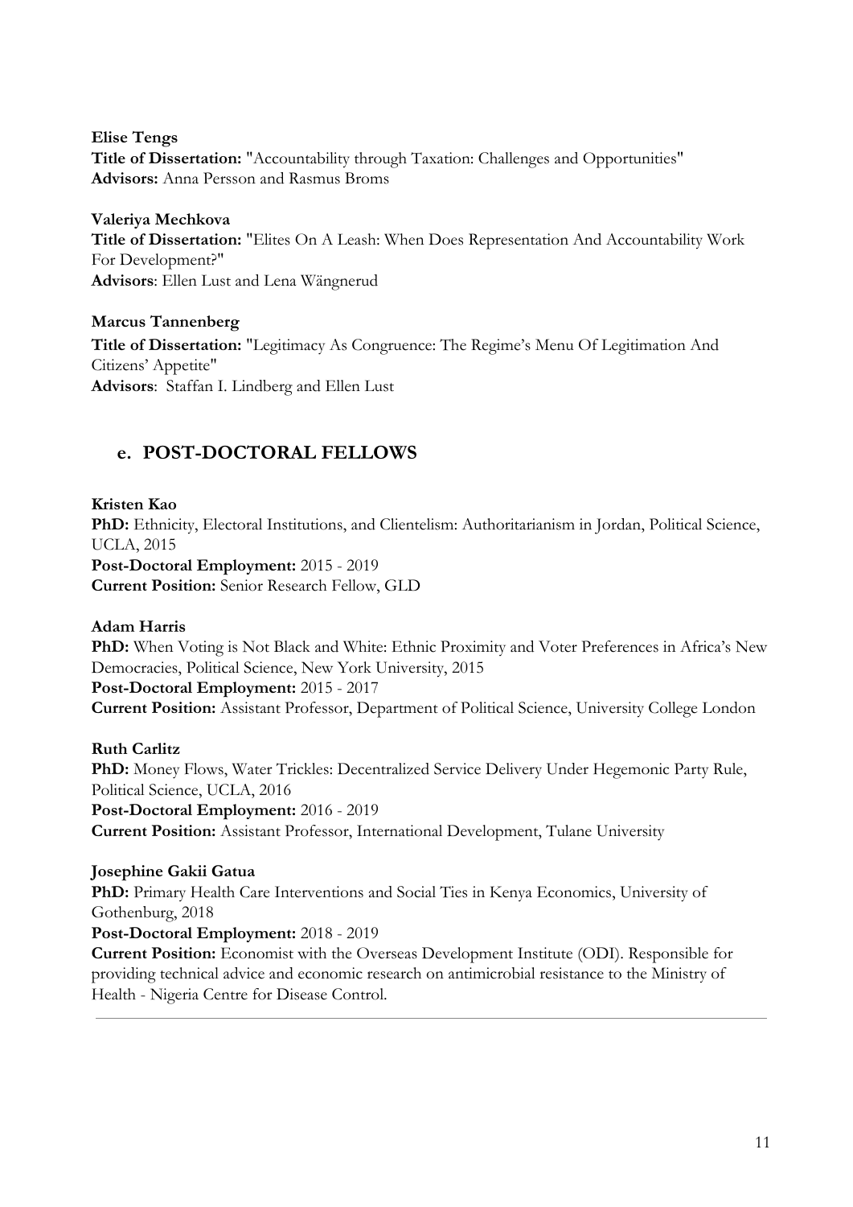**Elise Tengs**
**Title of Dissertation:** "Accountability through Taxation: Challenges and Opportunities"
**Advisors:** Anna Persson and Rasmus Broms

**Valeriya Mechkova**
**Title of Dissertation:** "Elites On A Leash: When Does Representation And Accountability Work For Development?"
**Advisors**: Ellen Lust and Lena Wängnerud

**Marcus Tannenberg**
**Title of Dissertation:** "Legitimacy As Congruence: The Regime's Menu Of Legitimation And Citizens' Appetite"
**Advisors**: Staffan I. Lindberg and Ellen Lust

## e. POST-DOCTORAL FELLOWS

**Kristen Kao**
**PhD:** Ethnicity, Electoral Institutions, and Clientelism: Authoritarianism in Jordan, Political Science, UCLA, 2015
**Post-Doctoral Employment:** 2015 - 2019
**Current Position:** Senior Research Fellow, GLD

**Adam Harris**
**PhD:** When Voting is Not Black and White: Ethnic Proximity and Voter Preferences in Africa's New Democracies, Political Science, New York University, 2015
**Post-Doctoral Employment:** 2015 - 2017
**Current Position:** Assistant Professor, Department of Political Science, University College London

**Ruth Carlitz**
**PhD:** Money Flows, Water Trickles: Decentralized Service Delivery Under Hegemonic Party Rule, Political Science, UCLA, 2016
**Post-Doctoral Employment:** 2016 - 2019
**Current Position:** Assistant Professor, International Development, Tulane University

**Josephine Gakii Gatua**
**PhD:** Primary Health Care Interventions and Social Ties in Kenya Economics, University of Gothenburg, 2018
**Post-Doctoral Employment:** 2018 - 2019
**Current Position:** Economist with the Overseas Development Institute (ODI). Responsible for providing technical advice and economic research on antimicrobial resistance to the Ministry of Health - Nigeria Centre for Disease Control.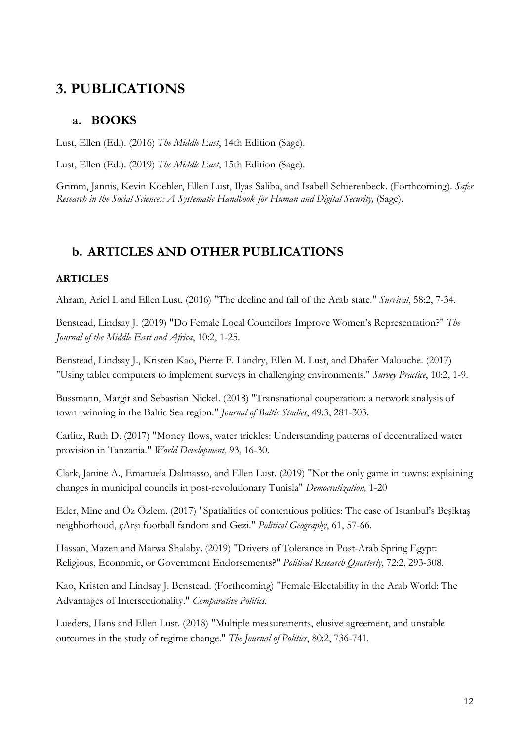# 3. PUBLICATIONS

## a. BOOKS

Lust, Ellen (Ed.). (2016) *The Middle East*, 14th Edition (Sage).

Lust, Ellen (Ed.). (2019) *The Middle East*, 15th Edition (Sage).

Grimm, Jannis, Kevin Koehler, Ellen Lust, Ilyas Saliba, and Isabell Schierenbeck. (Forthcoming). *Safer Research in the Social Sciences: A Systematic Handbook for Human and Digital Security,* (Sage).

## b. ARTICLES AND OTHER PUBLICATIONS

### ARTICLES

Ahram, Ariel I. and Ellen Lust. (2016) "The decline and fall of the Arab state." *Survival*, 58:2, 7-34.

Benstead, Lindsay J. (2019) "Do Female Local Councilors Improve Women's Representation?" *The Journal of the Middle East and Africa*, 10:2, 1-25.

Benstead, Lindsay J., Kristen Kao, Pierre F. Landry, Ellen M. Lust, and Dhafer Malouche. (2017) "Using tablet computers to implement surveys in challenging environments." *Survey Practice*, 10:2, 1-9.

Bussmann, Margit and Sebastian Nickel. (2018) "Transnational cooperation: a network analysis of town twinning in the Baltic Sea region." *Journal of Baltic Studies*, 49:3, 281-303.

Carlitz, Ruth D. (2017) "Money flows, water trickles: Understanding patterns of decentralized water provision in Tanzania." *World Development*, 93, 16-30.

Clark, Janine A., Emanuela Dalmasso, and Ellen Lust. (2019) "Not the only game in towns: explaining changes in municipal councils in post-revolutionary Tunisia" *Democratization,* 1-20

Eder, Mine and Öz Özlem. (2017) "Spatialities of contentious politics: The case of Istanbul's Beşiktaş neighborhood, çArşı football fandom and Gezi." *Political Geography*, 61, 57-66.

Hassan, Mazen and Marwa Shalaby. (2019) "Drivers of Tolerance in Post-Arab Spring Egypt: Religious, Economic, or Government Endorsements?" *Political Research Quarterly*, 72:2, 293-308.

Kao, Kristen and Lindsay J. Benstead. (Forthcoming) "Female Electability in the Arab World: The Advantages of Intersectionality." *Comparative Politics.*

Lueders, Hans and Ellen Lust. (2018) "Multiple measurements, elusive agreement, and unstable outcomes in the study of regime change." *The Journal of Politics*, 80:2, 736-741.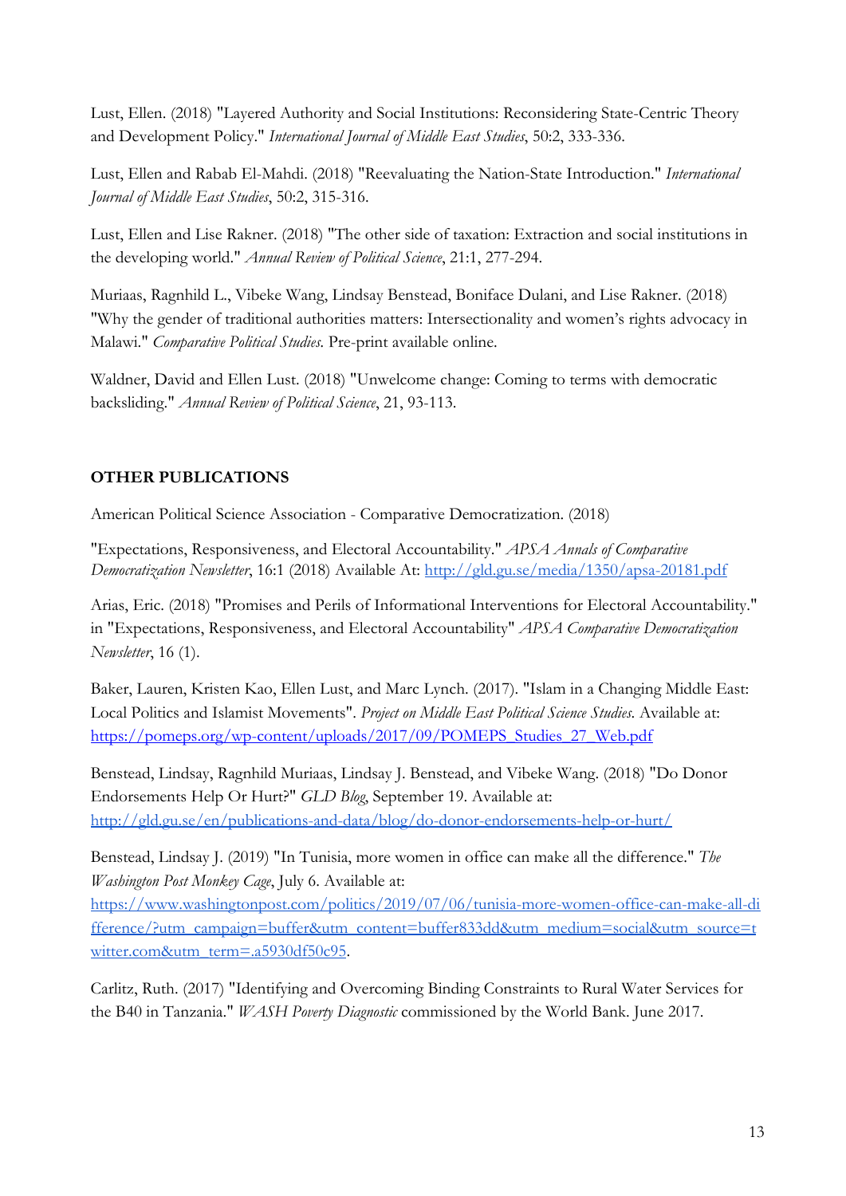Lust, Ellen. (2018) "Layered Authority and Social Institutions: Reconsidering State-Centric Theory and Development Policy." *International Journal of Middle East Studies*, 50:2, 333-336.

Lust, Ellen and Rabab El-Mahdi. (2018) "Reevaluating the Nation-State Introduction." *International Journal of Middle East Studies*, 50:2, 315-316.

Lust, Ellen and Lise Rakner. (2018) "The other side of taxation: Extraction and social institutions in the developing world." *Annual Review of Political Science*, 21:1, 277-294.

Muriaas, Ragnhild L., Vibeke Wang, Lindsay Benstead, Boniface Dulani, and Lise Rakner. (2018) "Why the gender of traditional authorities matters: Intersectionality and women's rights advocacy in Malawi." *Comparative Political Studies.* Pre-print available online.

Waldner, David and Ellen Lust. (2018) "Unwelcome change: Coming to terms with democratic backsliding." *Annual Review of Political Science*, 21, 93-113.

## OTHER PUBLICATIONS

American Political Science Association - Comparative Democratization. (2018)

"Expectations, Responsiveness, and Electoral Accountability." *APSA Annals of Comparative Democratization Newsletter*, 16:1 (2018) Available At: [http://gld.gu.se/media/1350/apsa-20181.pdf](http://gld.gu.se/media/1350/apsa-20181.pdf)

Arias, Eric. (2018) "Promises and Perils of Informational Interventions for Electoral Accountability." in "Expectations, Responsiveness, and Electoral Accountability" *APSA Comparative Democratization Newsletter*, 16 (1).

Baker, Lauren, Kristen Kao, Ellen Lust, and Marc Lynch. (2017). "Islam in a Changing Middle East: Local Politics and Islamist Movements". *Project on Middle East Political Science Studies.* Available at: [https://pomeps.org/wp-content/uploads/2017/09/POMEPS_Studies_27_Web.pdf](https://pomeps.org/wp-content/uploads/2017/09/POMEPS_Studies_27_Web.pdf)

Benstead, Lindsay, Ragnhild Muriaas, Lindsay J. Benstead, and Vibeke Wang. (2018) "Do Donor Endorsements Help Or Hurt?" *GLD Blog*, September 19. Available at: [http://gld.gu.se/en/publications-and-data/blog/do-donor-endorsements-help-or-hurt/](http://gld.gu.se/en/publications-and-data/blog/do-donor-endorsements-help-or-hurt/)

Benstead, Lindsay J. (2019) "In Tunisia, more women in office can make all the difference." *The Washington Post Monkey Cage*, July 6. Available at: [https://www.washingtonpost.com/politics/2019/07/06/tunisia-more-women-office-can-make-all-difference/?utm_campaign=buffer&utm_content=buffer833dd&utm_medium=social&utm_source=twitter.com&utm_term=.a5930df50c95](https://www.washingtonpost.com/politics/2019/07/06/tunisia-more-women-office-can-make-all-difference/?utm_campaign=buffer&utm_content=buffer833dd&utm_medium=social&utm_source=twitter.com&utm_term=.a5930df50c95).

Carlitz, Ruth. (2017) "Identifying and Overcoming Binding Constraints to Rural Water Services for the B40 in Tanzania." *WASH Poverty Diagnostic* commissioned by the World Bank. June 2017.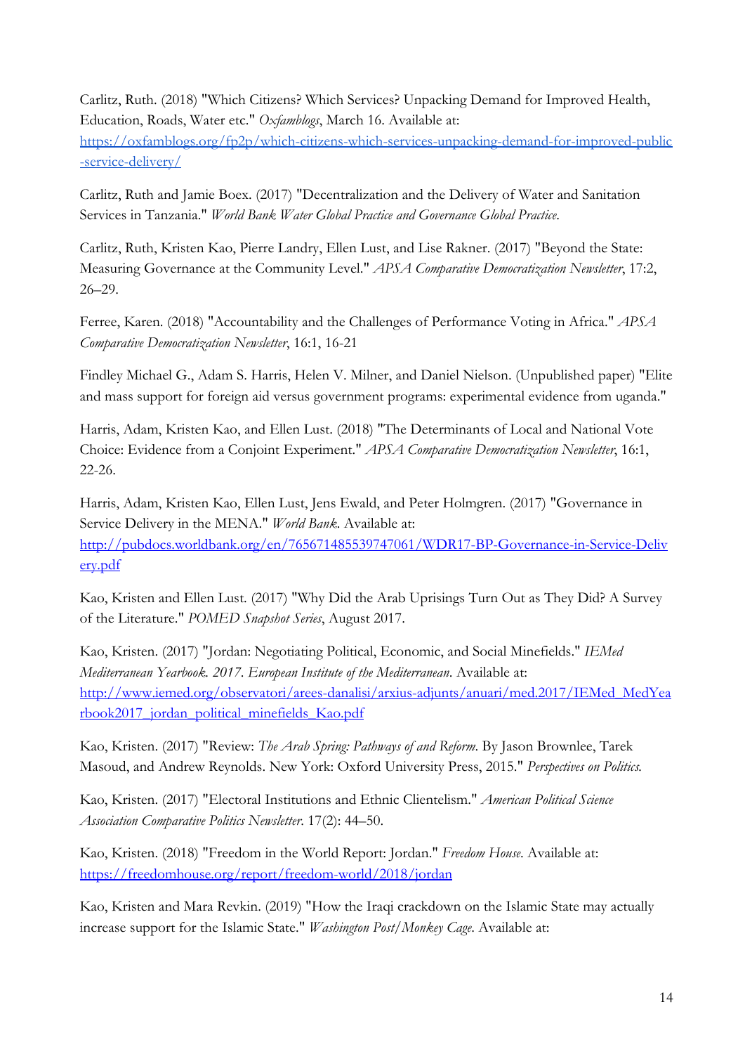Carlitz, Ruth. (2018) "Which Citizens? Which Services? Unpacking Demand for Improved Health, Education, Roads, Water etc." *Oxfamblogs*, March 16. Available at: https://oxfamblogs.org/fp2p/which-citizens-which-services-unpacking-demand-for-improved-public-service-delivery/

Carlitz, Ruth and Jamie Boex. (2017) "Decentralization and the Delivery of Water and Sanitation Services in Tanzania." *World Bank Water Global Practice and Governance Global Practice*.

Carlitz, Ruth, Kristen Kao, Pierre Landry, Ellen Lust, and Lise Rakner. (2017) "Beyond the State: Measuring Governance at the Community Level." *APSA Comparative Democratization Newsletter*, 17:2, 26–29.

Ferree, Karen. (2018) "Accountability and the Challenges of Performance Voting in Africa." *APSA Comparative Democratization Newsletter*, 16:1, 16-21

Findley Michael G., Adam S. Harris, Helen V. Milner, and Daniel Nielson. (Unpublished paper) "Elite and mass support for foreign aid versus government programs: experimental evidence from uganda."

Harris, Adam, Kristen Kao, and Ellen Lust. (2018) "The Determinants of Local and National Vote Choice: Evidence from a Conjoint Experiment." *APSA Comparative Democratization Newsletter*, 16:1, 22-26.

Harris, Adam, Kristen Kao, Ellen Lust, Jens Ewald, and Peter Holmgren. (2017) "Governance in Service Delivery in the MENA." *World Bank*. Available at: http://pubdocs.worldbank.org/en/765671485539747061/WDR17-BP-Governance-in-Service-Delivery.pdf

Kao, Kristen and Ellen Lust. (2017) "Why Did the Arab Uprisings Turn Out as They Did? A Survey of the Literature." *POMED Snapshot Series*, August 2017.

Kao, Kristen. (2017) "Jordan: Negotiating Political, Economic, and Social Minefields." *IEMed Mediterranean Yearbook. 2017. European Institute of the Mediterranean*. Available at: http://www.iemed.org/observatori/arees-danalisi/arxius-adjunts/anuari/med.2017/IEMed_MedYearbook2017_jordan_political_minefields_Kao.pdf

Kao, Kristen. (2017) "Review: *The Arab Spring: Pathways of and Reform*. By Jason Brownlee, Tarek Masoud, and Andrew Reynolds. New York: Oxford University Press, 2015." *Perspectives on Politics.*

Kao, Kristen. (2017) "Electoral Institutions and Ethnic Clientelism." *American Political Science Association Comparative Politics Newsletter*. 17(2): 44–50.

Kao, Kristen. (2018) "Freedom in the World Report: Jordan." *Freedom House*. Available at: https://freedomhouse.org/report/freedom-world/2018/jordan

Kao, Kristen and Mara Revkin. (2019) "How the Iraqi crackdown on the Islamic State may actually increase support for the Islamic State." *Washington Post/Monkey Cage*. Available at: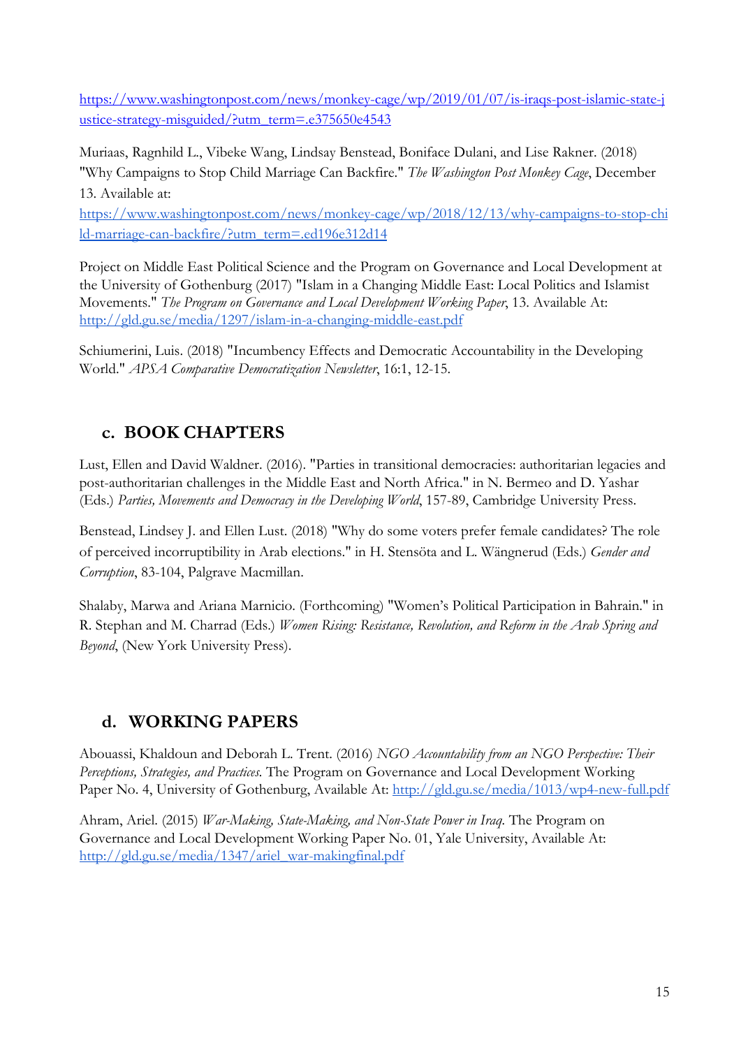https://www.washingtonpost.com/news/monkey-cage/wp/2019/01/07/is-iraqs-post-islamic-state-justice-strategy-misguided/?utm_term=.e375650e4543

Muriaas, Ragnhild L., Vibeke Wang, Lindsay Benstead, Boniface Dulani, and Lise Rakner. (2018) "Why Campaigns to Stop Child Marriage Can Backfire." *The Washington Post Monkey Cage*, December 13. Available at: https://www.washingtonpost.com/news/monkey-cage/wp/2018/12/13/why-campaigns-to-stop-child-marriage-can-backfire/?utm_term=.ed196e312d14

Project on Middle East Political Science and the Program on Governance and Local Development at the University of Gothenburg (2017) "Islam in a Changing Middle East: Local Politics and Islamist Movements." *The Program on Governance and Local Development Working Paper*, 13. Available At: http://gld.gu.se/media/1297/islam-in-a-changing-middle-east.pdf

Schiumerini, Luis. (2018) "Incumbency Effects and Democratic Accountability in the Developing World." *APSA Comparative Democratization Newsletter*, 16:1, 12-15.

## c. BOOK CHAPTERS

Lust, Ellen and David Waldner. (2016). "Parties in transitional democracies: authoritarian legacies and post-authoritarian challenges in the Middle East and North Africa." in N. Bermeo and D. Yashar (Eds.) *Parties, Movements and Democracy in the Developing World*, 157-89, Cambridge University Press.

Benstead, Lindsey J. and Ellen Lust. (2018) "Why do some voters prefer female candidates? The role of perceived incorruptibility in Arab elections." in H. Stensöta and L. Wängnerud (Eds.) *Gender and Corruption*, 83-104, Palgrave Macmillan.

Shalaby, Marwa and Ariana Marnicio. (Forthcoming) "Women's Political Participation in Bahrain." in R. Stephan and M. Charrad (Eds.) *Women Rising: Resistance, Revolution, and Reform in the Arab Spring and Beyond*, (New York University Press).

## d. WORKING PAPERS

Abouassi, Khaldoun and Deborah L. Trent. (2016) *NGO Accountability from an NGO Perspective: Their Perceptions, Strategies, and Practices.* The Program on Governance and Local Development Working Paper No. 4, University of Gothenburg, Available At: http://gld.gu.se/media/1013/wp4-new-full.pdf

Ahram, Ariel. (2015) *War-Making, State-Making, and Non-State Power in Iraq*. The Program on Governance and Local Development Working Paper No. 01, Yale University, Available At: http://gld.gu.se/media/1347/ariel_war-makingfinal.pdf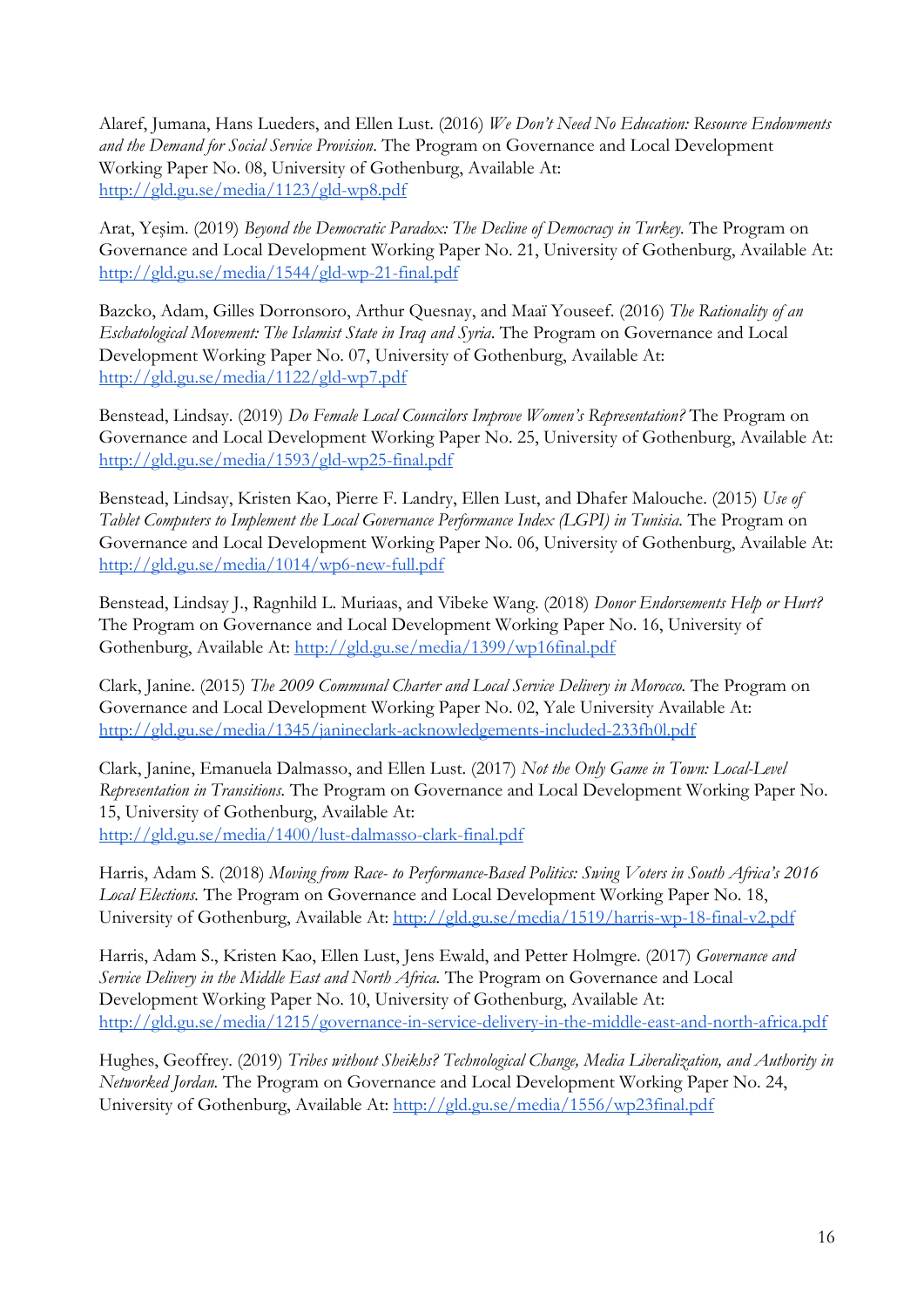Alaref, Jumana, Hans Lueders, and Ellen Lust. (2016) *We Don't Need No Education: Resource Endowments and the Demand for Social Service Provision*. The Program on Governance and Local Development Working Paper No. 08, University of Gothenburg, Available At: http://gld.gu.se/media/1123/gld-wp8.pdf

Arat, Yeşim. (2019) *Beyond the Democratic Paradox: The Decline of Democracy in Turkey*. The Program on Governance and Local Development Working Paper No. 21, University of Gothenburg, Available At: http://gld.gu.se/media/1544/gld-wp-21-final.pdf

Bazcko, Adam, Gilles Dorronsoro, Arthur Quesnay, and Maaï Youseef. (2016) *The Rationality of an Eschatological Movement: The Islamist State in Iraq and Syria*. The Program on Governance and Local Development Working Paper No. 07, University of Gothenburg, Available At: http://gld.gu.se/media/1122/gld-wp7.pdf

Benstead, Lindsay. (2019) *Do Female Local Councilors Improve Women's Representation?* The Program on Governance and Local Development Working Paper No. 25, University of Gothenburg, Available At: http://gld.gu.se/media/1593/gld-wp25-final.pdf

Benstead, Lindsay, Kristen Kao, Pierre F. Landry, Ellen Lust, and Dhafer Malouche. (2015) *Use of Tablet Computers to Implement the Local Governance Performance Index (LGPI) in Tunisia*. The Program on Governance and Local Development Working Paper No. 06, University of Gothenburg, Available At: http://gld.gu.se/media/1014/wp6-new-full.pdf

Benstead, Lindsay J., Ragnhild L. Muriaas, and Vibeke Wang. (2018) *Donor Endorsements Help or Hurt?* The Program on Governance and Local Development Working Paper No. 16, University of Gothenburg, Available At: http://gld.gu.se/media/1399/wp16final.pdf

Clark, Janine. (2015) *The 2009 Communal Charter and Local Service Delivery in Morocco*. The Program on Governance and Local Development Working Paper No. 02, Yale University Available At: http://gld.gu.se/media/1345/janineclark-acknowledgements-included-233fh0l.pdf

Clark, Janine, Emanuela Dalmasso, and Ellen Lust. (2017) *Not the Only Game in Town: Local-Level Representation in Transitions*. The Program on Governance and Local Development Working Paper No. 15, University of Gothenburg, Available At: http://gld.gu.se/media/1400/lust-dalmasso-clark-final.pdf

Harris, Adam S. (2018) *Moving from Race- to Performance-Based Politics: Swing Voters in South Africa's 2016 Local Elections*. The Program on Governance and Local Development Working Paper No. 18, University of Gothenburg, Available At: http://gld.gu.se/media/1519/harris-wp-18-final-v2.pdf

Harris, Adam S., Kristen Kao, Ellen Lust, Jens Ewald, and Petter Holmgre. (2017) *Governance and Service Delivery in the Middle East and North Africa*. The Program on Governance and Local Development Working Paper No. 10, University of Gothenburg, Available At: http://gld.gu.se/media/1215/governance-in-service-delivery-in-the-middle-east-and-north-africa.pdf

Hughes, Geoffrey. (2019) *Tribes without Sheikhs? Technological Change, Media Liberalization, and Authority in Networked Jordan*. The Program on Governance and Local Development Working Paper No. 24, University of Gothenburg, Available At: http://gld.gu.se/media/1556/wp23final.pdf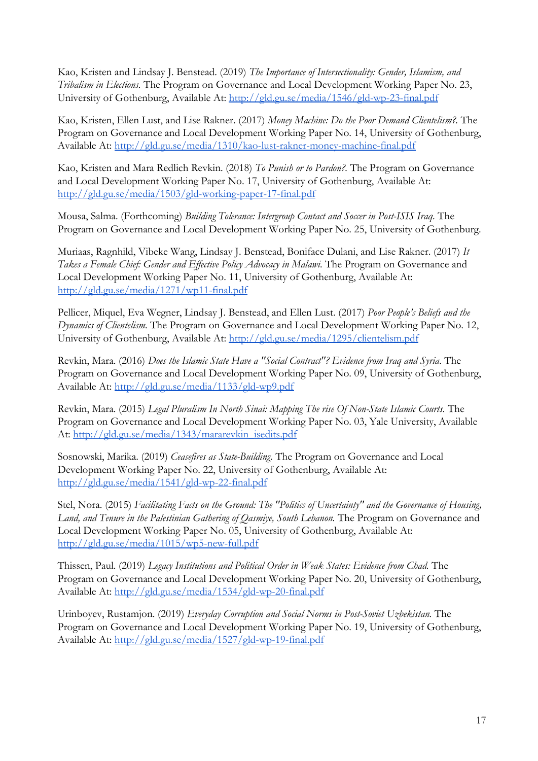Kao, Kristen and Lindsay J. Benstead. (2019) *The Importance of Intersectionality: Gender, Islamism, and Tribalism in Elections.* The Program on Governance and Local Development Working Paper No. 23, University of Gothenburg, Available At: http://gld.gu.se/media/1546/gld-wp-23-final.pdf

Kao, Kristen, Ellen Lust, and Lise Rakner. (2017) *Money Machine: Do the Poor Demand Clientelism?*. The Program on Governance and Local Development Working Paper No. 14, University of Gothenburg, Available At: http://gld.gu.se/media/1310/kao-lust-rakner-money-machine-final.pdf

Kao, Kristen and Mara Redlich Revkin. (2018) *To Punish or to Pardon?*. The Program on Governance and Local Development Working Paper No. 17, University of Gothenburg, Available At: http://gld.gu.se/media/1503/gld-working-paper-17-final.pdf

Mousa, Salma. (Forthcoming) *Building Tolerance: Intergroup Contact and Soccer in Post-ISIS Iraq*. The Program on Governance and Local Development Working Paper No. 25, University of Gothenburg.

Muriaas, Ragnhild, Vibeke Wang, Lindsay J. Benstead, Boniface Dulani, and Lise Rakner. (2017) *It Takes a Female Chief: Gender and Effective Policy Advocacy in Malawi.* The Program on Governance and Local Development Working Paper No. 11, University of Gothenburg, Available At: http://gld.gu.se/media/1271/wp11-final.pdf

Pellicer, Miquel, Eva Wegner, Lindsay J. Benstead, and Ellen Lust. (2017) *Poor People's Beliefs and the Dynamics of Clientelism.* The Program on Governance and Local Development Working Paper No. 12, University of Gothenburg, Available At: http://gld.gu.se/media/1295/clientelism.pdf

Revkin, Mara. (2016) *Does the Islamic State Have a "Social Contract"? Evidence from Iraq and Syria*. The Program on Governance and Local Development Working Paper No. 09, University of Gothenburg, Available At: http://gld.gu.se/media/1133/gld-wp9.pdf

Revkin, Mara. (2015) *Legal Pluralism In North Sinai: Mapping The rise Of Non-State Islamic Courts.* The Program on Governance and Local Development Working Paper No. 03, Yale University, Available At: http://gld.gu.se/media/1343/mararevkin_isedits.pdf

Sosnowski, Marika. (2019) *Ceasefires as State-Building.* The Program on Governance and Local Development Working Paper No. 22, University of Gothenburg, Available At: http://gld.gu.se/media/1541/gld-wp-22-final.pdf

Stel, Nora. (2015) *Facilitating Facts on the Ground: The "Politics of Uncertainty" and the Governance of Housing, Land, and Tenure in the Palestinian Gathering of Qasmiye, South Lebanon.* The Program on Governance and Local Development Working Paper No. 05, University of Gothenburg, Available At: http://gld.gu.se/media/1015/wp5-new-full.pdf

Thissen, Paul. (2019) *Legacy Institutions and Political Order in Weak States: Evidence from Chad.* The Program on Governance and Local Development Working Paper No. 20, University of Gothenburg, Available At: http://gld.gu.se/media/1534/gld-wp-20-final.pdf

Urinboyev, Rustamjon. (2019) *Everyday Corruption and Social Norms in Post-Soviet Uzbekistan.* The Program on Governance and Local Development Working Paper No. 19, University of Gothenburg, Available At: http://gld.gu.se/media/1527/gld-wp-19-final.pdf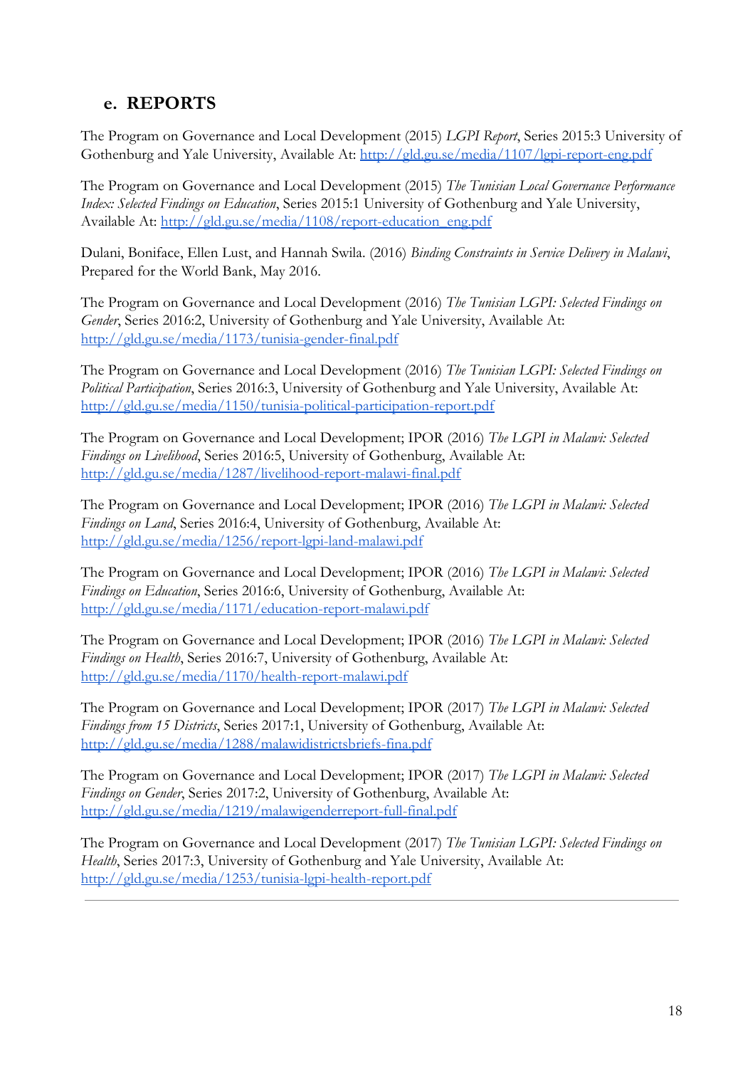## e. REPORTS

The Program on Governance and Local Development (2015) *LGPI Report*, Series 2015:3 University of Gothenburg and Yale University, Available At: http://gld.gu.se/media/1107/lgpi-report-eng.pdf

The Program on Governance and Local Development (2015) *The Tunisian Local Governance Performance Index: Selected Findings on Education*, Series 2015:1 University of Gothenburg and Yale University, Available At: http://gld.gu.se/media/1108/report-education_eng.pdf

Dulani, Boniface, Ellen Lust, and Hannah Swila. (2016) *Binding Constraints in Service Delivery in Malawi*, Prepared for the World Bank, May 2016.

The Program on Governance and Local Development (2016) *The Tunisian LGPI: Selected Findings on Gender*, Series 2016:2, University of Gothenburg and Yale University, Available At: http://gld.gu.se/media/1173/tunisia-gender-final.pdf

The Program on Governance and Local Development (2016) *The Tunisian LGPI: Selected Findings on Political Participation*, Series 2016:3, University of Gothenburg and Yale University, Available At: http://gld.gu.se/media/1150/tunisia-political-participation-report.pdf

The Program on Governance and Local Development; IPOR (2016) *The LGPI in Malawi: Selected Findings on Livelihood*, Series 2016:5, University of Gothenburg, Available At: http://gld.gu.se/media/1287/livelihood-report-malawi-final.pdf

The Program on Governance and Local Development; IPOR (2016) *The LGPI in Malawi: Selected Findings on Land*, Series 2016:4, University of Gothenburg, Available At: http://gld.gu.se/media/1256/report-lgpi-land-malawi.pdf

The Program on Governance and Local Development; IPOR (2016) *The LGPI in Malawi: Selected Findings on Education*, Series 2016:6, University of Gothenburg, Available At: http://gld.gu.se/media/1171/education-report-malawi.pdf

The Program on Governance and Local Development; IPOR (2016) *The LGPI in Malawi: Selected Findings on Health*, Series 2016:7, University of Gothenburg, Available At: http://gld.gu.se/media/1170/health-report-malawi.pdf

The Program on Governance and Local Development; IPOR (2017) *The LGPI in Malawi: Selected Findings from 15 Districts*, Series 2017:1, University of Gothenburg, Available At: http://gld.gu.se/media/1288/malawidistrictsbriefs-fina.pdf

The Program on Governance and Local Development; IPOR (2017) *The LGPI in Malawi: Selected Findings on Gender*, Series 2017:2, University of Gothenburg, Available At: http://gld.gu.se/media/1219/malawigenderreport-full-final.pdf

The Program on Governance and Local Development (2017) *The Tunisian LGPI: Selected Findings on Health*, Series 2017:3, University of Gothenburg and Yale University, Available At: http://gld.gu.se/media/1253/tunisia-lgpi-health-report.pdf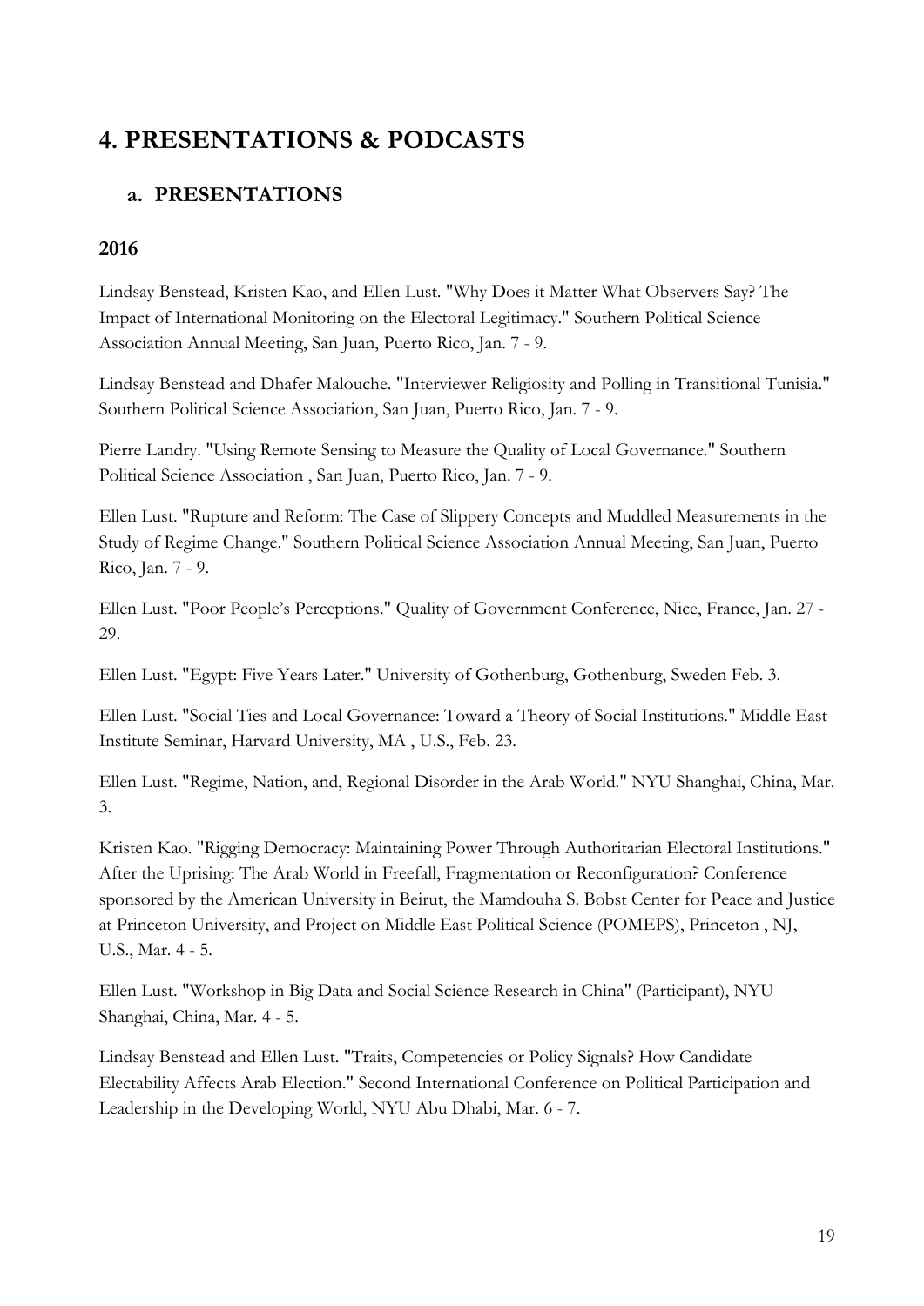# 4. PRESENTATIONS & PODCASTS

## a. PRESENTATIONS

### 2016

Lindsay Benstead, Kristen Kao, and Ellen Lust. "Why Does it Matter What Observers Say? The Impact of International Monitoring on the Electoral Legitimacy." Southern Political Science Association Annual Meeting, San Juan, Puerto Rico, Jan. 7 - 9.

Lindsay Benstead and Dhafer Malouche. "Interviewer Religiosity and Polling in Transitional Tunisia." Southern Political Science Association, San Juan, Puerto Rico, Jan. 7 - 9.

Pierre Landry. "Using Remote Sensing to Measure the Quality of Local Governance." Southern Political Science Association , San Juan, Puerto Rico, Jan. 7 - 9.

Ellen Lust. "Rupture and Reform: The Case of Slippery Concepts and Muddled Measurements in the Study of Regime Change." Southern Political Science Association Annual Meeting, San Juan, Puerto Rico, Jan. 7 - 9.

Ellen Lust. "Poor People's Perceptions." Quality of Government Conference, Nice, France, Jan. 27 - 29.

Ellen Lust. "Egypt: Five Years Later." University of Gothenburg, Gothenburg, Sweden Feb. 3.

Ellen Lust. "Social Ties and Local Governance: Toward a Theory of Social Institutions." Middle East Institute Seminar, Harvard University, MA , U.S., Feb. 23.

Ellen Lust. "Regime, Nation, and, Regional Disorder in the Arab World." NYU Shanghai, China, Mar. 3.

Kristen Kao. "Rigging Democracy: Maintaining Power Through Authoritarian Electoral Institutions." After the Uprising: The Arab World in Freefall, Fragmentation or Reconfiguration? Conference sponsored by the American University in Beirut, the Mamdouha S. Bobst Center for Peace and Justice at Princeton University, and Project on Middle East Political Science (POMEPS), Princeton , NJ, U.S., Mar. 4 - 5.

Ellen Lust. "Workshop in Big Data and Social Science Research in China" (Participant), NYU Shanghai, China, Mar. 4 - 5.

Lindsay Benstead and Ellen Lust. "Traits, Competencies or Policy Signals? How Candidate Electability Affects Arab Election." Second International Conference on Political Participation and Leadership in the Developing World, NYU Abu Dhabi, Mar. 6 - 7.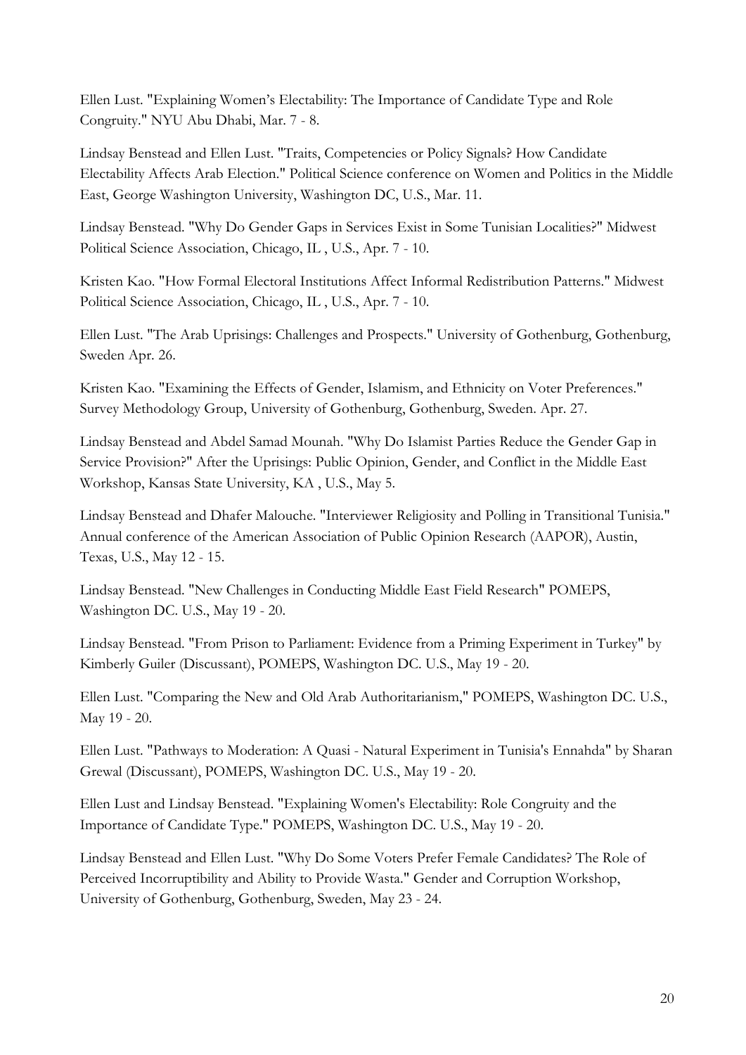Ellen Lust. "Explaining Women's Electability: The Importance of Candidate Type and Role Congruity." NYU Abu Dhabi, Mar. 7 - 8.

Lindsay Benstead and Ellen Lust. "Traits, Competencies or Policy Signals? How Candidate Electability Affects Arab Election." Political Science conference on Women and Politics in the Middle East, George Washington University, Washington DC, U.S., Mar. 11.

Lindsay Benstead. "Why Do Gender Gaps in Services Exist in Some Tunisian Localities?" Midwest Political Science Association, Chicago, IL , U.S., Apr. 7 - 10.

Kristen Kao. "How Formal Electoral Institutions Affect Informal Redistribution Patterns." Midwest Political Science Association, Chicago, IL , U.S., Apr. 7 - 10.

Ellen Lust. "The Arab Uprisings: Challenges and Prospects." University of Gothenburg, Gothenburg, Sweden Apr. 26.

Kristen Kao. "Examining the Effects of Gender, Islamism, and Ethnicity on Voter Preferences." Survey Methodology Group, University of Gothenburg, Gothenburg, Sweden. Apr. 27.

Lindsay Benstead and Abdel Samad Mounah. "Why Do Islamist Parties Reduce the Gender Gap in Service Provision?" After the Uprisings: Public Opinion, Gender, and Conflict in the Middle East Workshop, Kansas State University, KA , U.S., May 5.

Lindsay Benstead and Dhafer Malouche. "Interviewer Religiosity and Polling in Transitional Tunisia." Annual conference of the American Association of Public Opinion Research (AAPOR), Austin, Texas, U.S., May 12 - 15.

Lindsay Benstead. "New Challenges in Conducting Middle East Field Research" POMEPS, Washington DC. U.S., May 19 - 20.

Lindsay Benstead. "From Prison to Parliament: Evidence from a Priming Experiment in Turkey" by Kimberly Guiler (Discussant), POMEPS, Washington DC. U.S., May 19 - 20.

Ellen Lust. "Comparing the New and Old Arab Authoritarianism," POMEPS, Washington DC. U.S., May 19 - 20.

Ellen Lust. "Pathways to Moderation: A Quasi - Natural Experiment in Tunisia's Ennahda" by Sharan Grewal (Discussant), POMEPS, Washington DC. U.S., May 19 - 20.

Ellen Lust and Lindsay Benstead. "Explaining Women's Electability: Role Congruity and the Importance of Candidate Type." POMEPS, Washington DC. U.S., May 19 - 20.

Lindsay Benstead and Ellen Lust. "Why Do Some Voters Prefer Female Candidates? The Role of Perceived Incorruptibility and Ability to Provide Wasta." Gender and Corruption Workshop, University of Gothenburg, Gothenburg, Sweden, May 23 - 24.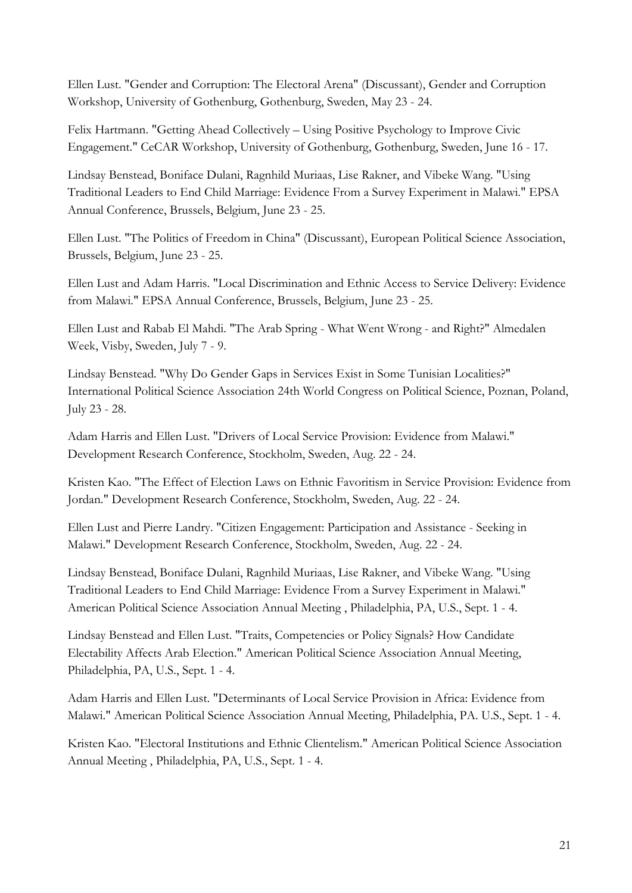Ellen Lust. "Gender and Corruption: The Electoral Arena" (Discussant), Gender and Corruption Workshop, University of Gothenburg, Gothenburg, Sweden, May 23 - 24.

Felix Hartmann. "Getting Ahead Collectively – Using Positive Psychology to Improve Civic Engagement." CeCAR Workshop, University of Gothenburg, Gothenburg, Sweden, June 16 - 17.

Lindsay Benstead, Boniface Dulani, Ragnhild Muriaas, Lise Rakner, and Vibeke Wang. "Using Traditional Leaders to End Child Marriage: Evidence From a Survey Experiment in Malawi." EPSA Annual Conference, Brussels, Belgium, June 23 - 25.

Ellen Lust. "The Politics of Freedom in China" (Discussant), European Political Science Association, Brussels, Belgium, June 23 - 25.

Ellen Lust and Adam Harris. "Local Discrimination and Ethnic Access to Service Delivery: Evidence from Malawi." EPSA Annual Conference, Brussels, Belgium, June 23 - 25.

Ellen Lust and Rabab El Mahdi. "The Arab Spring - What Went Wrong - and Right?" Almedalen Week, Visby, Sweden, July 7 - 9.

Lindsay Benstead. "Why Do Gender Gaps in Services Exist in Some Tunisian Localities?" International Political Science Association 24th World Congress on Political Science, Poznan, Poland, July 23 - 28.

Adam Harris and Ellen Lust. "Drivers of Local Service Provision: Evidence from Malawi." Development Research Conference, Stockholm, Sweden, Aug. 22 - 24.

Kristen Kao. "The Effect of Election Laws on Ethnic Favoritism in Service Provision: Evidence from Jordan." Development Research Conference, Stockholm, Sweden, Aug. 22 - 24.

Ellen Lust and Pierre Landry. "Citizen Engagement: Participation and Assistance - Seeking in Malawi." Development Research Conference, Stockholm, Sweden, Aug. 22 - 24.

Lindsay Benstead, Boniface Dulani, Ragnhild Muriaas, Lise Rakner, and Vibeke Wang. "Using Traditional Leaders to End Child Marriage: Evidence From a Survey Experiment in Malawi." American Political Science Association Annual Meeting , Philadelphia, PA, U.S., Sept. 1 - 4.

Lindsay Benstead and Ellen Lust. "Traits, Competencies or Policy Signals? How Candidate Electability Affects Arab Election." American Political Science Association Annual Meeting, Philadelphia, PA, U.S., Sept. 1 - 4.

Adam Harris and Ellen Lust. "Determinants of Local Service Provision in Africa: Evidence from Malawi." American Political Science Association Annual Meeting, Philadelphia, PA. U.S., Sept. 1 - 4.

Kristen Kao. "Electoral Institutions and Ethnic Clientelism." American Political Science Association Annual Meeting , Philadelphia, PA, U.S., Sept. 1 - 4.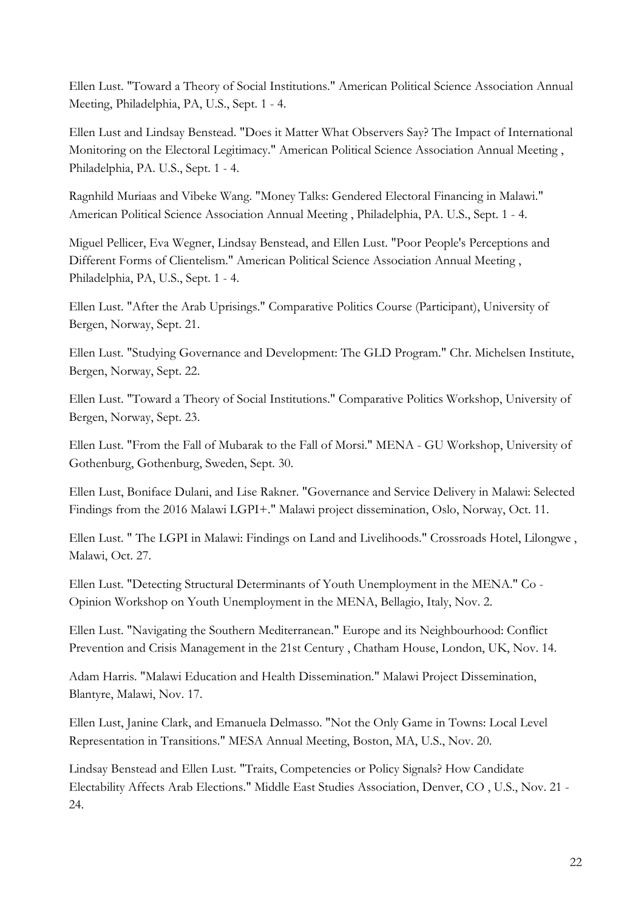Ellen Lust. "Toward a Theory of Social Institutions." American Political Science Association Annual Meeting, Philadelphia, PA, U.S., Sept. 1 - 4.

Ellen Lust and Lindsay Benstead. "Does it Matter What Observers Say? The Impact of International Monitoring on the Electoral Legitimacy." American Political Science Association Annual Meeting , Philadelphia, PA. U.S., Sept. 1 - 4.

Ragnhild Muriaas and Vibeke Wang. "Money Talks: Gendered Electoral Financing in Malawi." American Political Science Association Annual Meeting , Philadelphia, PA. U.S., Sept. 1 - 4.

Miguel Pellicer, Eva Wegner, Lindsay Benstead, and Ellen Lust. "Poor People's Perceptions and Different Forms of Clientelism." American Political Science Association Annual Meeting , Philadelphia, PA, U.S., Sept. 1 - 4.

Ellen Lust. "After the Arab Uprisings." Comparative Politics Course (Participant), University of Bergen, Norway, Sept. 21.

Ellen Lust. "Studying Governance and Development: The GLD Program." Chr. Michelsen Institute, Bergen, Norway, Sept. 22.

Ellen Lust. "Toward a Theory of Social Institutions." Comparative Politics Workshop, University of Bergen, Norway, Sept. 23.

Ellen Lust. "From the Fall of Mubarak to the Fall of Morsi." MENA - GU Workshop, University of Gothenburg, Gothenburg, Sweden, Sept. 30.

Ellen Lust, Boniface Dulani, and Lise Rakner. "Governance and Service Delivery in Malawi: Selected Findings from the 2016 Malawi LGPI+." Malawi project dissemination, Oslo, Norway, Oct. 11.

Ellen Lust. " The LGPI in Malawi: Findings on Land and Livelihoods." Crossroads Hotel, Lilongwe , Malawi, Oct. 27.

Ellen Lust. "Detecting Structural Determinants of Youth Unemployment in the MENA." Co - Opinion Workshop on Youth Unemployment in the MENA, Bellagio, Italy, Nov. 2.

Ellen Lust. "Navigating the Southern Mediterranean." Europe and its Neighbourhood: Conflict Prevention and Crisis Management in the 21st Century , Chatham House, London, UK, Nov. 14.

Adam Harris. "Malawi Education and Health Dissemination." Malawi Project Dissemination, Blantyre, Malawi, Nov. 17.

Ellen Lust, Janine Clark, and Emanuela Delmasso. "Not the Only Game in Towns: Local Level Representation in Transitions." MESA Annual Meeting, Boston, MA, U.S., Nov. 20.

Lindsay Benstead and Ellen Lust. "Traits, Competencies or Policy Signals? How Candidate Electability Affects Arab Elections." Middle East Studies Association, Denver, CO , U.S., Nov. 21 - 24.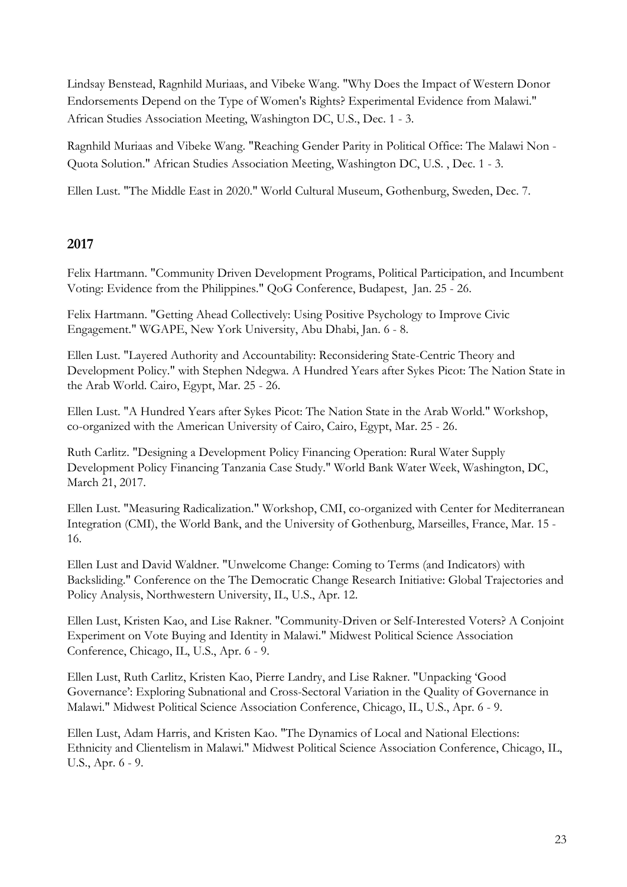Lindsay Benstead, Ragnhild Muriaas, and Vibeke Wang. "Why Does the Impact of Western Donor Endorsements Depend on the Type of Women's Rights? Experimental Evidence from Malawi." African Studies Association Meeting, Washington DC, U.S., Dec. 1 - 3.

Ragnhild Muriaas and Vibeke Wang. "Reaching Gender Parity in Political Office: The Malawi Non - Quota Solution." African Studies Association Meeting, Washington DC, U.S. , Dec. 1 - 3.

Ellen Lust. "The Middle East in 2020." World Cultural Museum, Gothenburg, Sweden, Dec. 7.

## 2017

Felix Hartmann. "Community Driven Development Programs, Political Participation, and Incumbent Voting: Evidence from the Philippines." QoG Conference, Budapest, Jan. 25 - 26.

Felix Hartmann. "Getting Ahead Collectively: Using Positive Psychology to Improve Civic Engagement." WGAPE, New York University, Abu Dhabi, Jan. 6 - 8.

Ellen Lust. "Layered Authority and Accountability: Reconsidering State-Centric Theory and Development Policy." with Stephen Ndegwa. A Hundred Years after Sykes Picot: The Nation State in the Arab World. Cairo, Egypt, Mar. 25 - 26.

Ellen Lust. "A Hundred Years after Sykes Picot: The Nation State in the Arab World." Workshop, co-organized with the American University of Cairo, Cairo, Egypt, Mar. 25 - 26.

Ruth Carlitz. "Designing a Development Policy Financing Operation: Rural Water Supply Development Policy Financing Tanzania Case Study." World Bank Water Week, Washington, DC, March 21, 2017.

Ellen Lust. "Measuring Radicalization." Workshop, CMI, co-organized with Center for Mediterranean Integration (CMI), the World Bank, and the University of Gothenburg, Marseilles, France, Mar. 15 - 16.

Ellen Lust and David Waldner. "Unwelcome Change: Coming to Terms (and Indicators) with Backsliding." Conference on the The Democratic Change Research Initiative: Global Trajectories and Policy Analysis, Northwestern University, IL, U.S., Apr. 12.

Ellen Lust, Kristen Kao, and Lise Rakner. "Community-Driven or Self-Interested Voters? A Conjoint Experiment on Vote Buying and Identity in Malawi." Midwest Political Science Association Conference, Chicago, IL, U.S., Apr. 6 - 9.

Ellen Lust, Ruth Carlitz, Kristen Kao, Pierre Landry, and Lise Rakner. "Unpacking 'Good Governance': Exploring Subnational and Cross-Sectoral Variation in the Quality of Governance in Malawi." Midwest Political Science Association Conference, Chicago, IL, U.S., Apr. 6 - 9.

Ellen Lust, Adam Harris, and Kristen Kao. "The Dynamics of Local and National Elections: Ethnicity and Clientelism in Malawi." Midwest Political Science Association Conference, Chicago, IL, U.S., Apr. 6 - 9.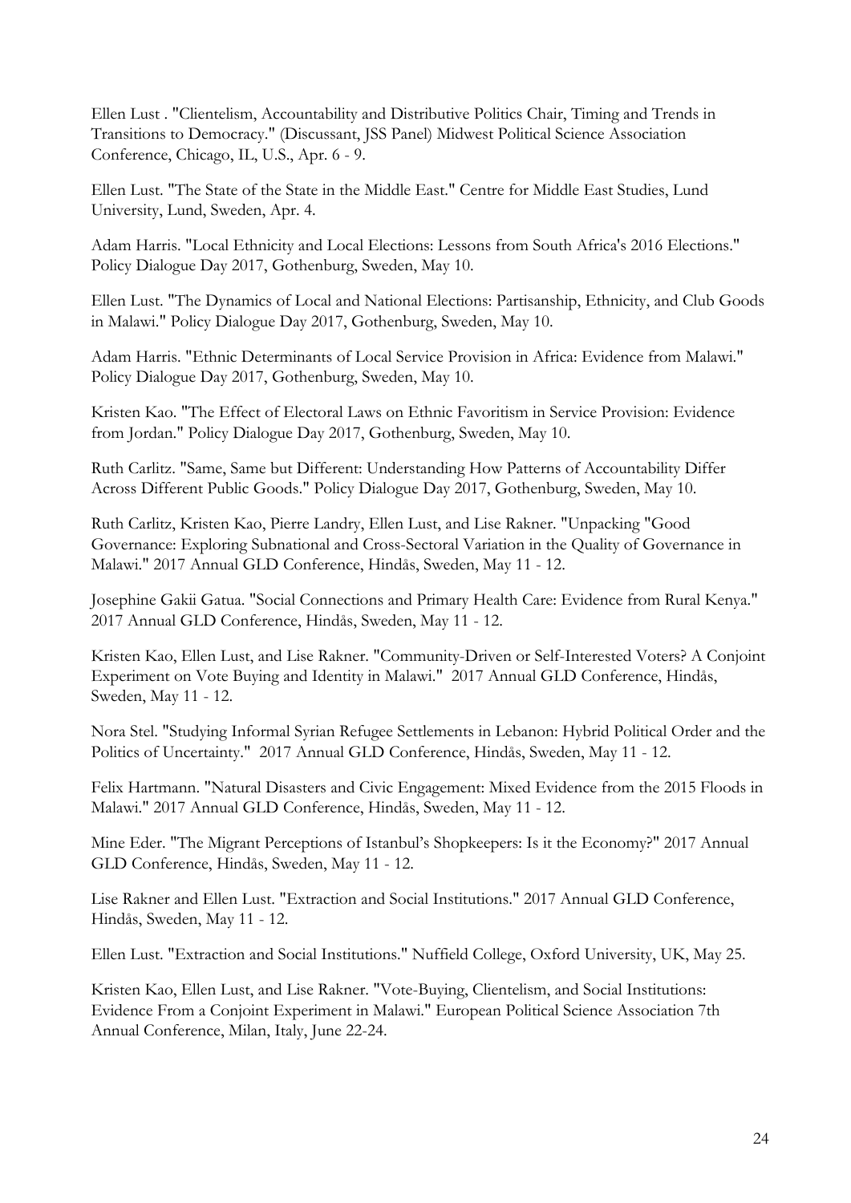Ellen Lust . "Clientelism, Accountability and Distributive Politics Chair, Timing and Trends in Transitions to Democracy." (Discussant, JSS Panel) Midwest Political Science Association Conference, Chicago, IL, U.S., Apr. 6 - 9.

Ellen Lust. "The State of the State in the Middle East." Centre for Middle East Studies, Lund University, Lund, Sweden, Apr. 4.

Adam Harris. "Local Ethnicity and Local Elections: Lessons from South Africa's 2016 Elections." Policy Dialogue Day 2017, Gothenburg, Sweden, May 10.

Ellen Lust. "The Dynamics of Local and National Elections: Partisanship, Ethnicity, and Club Goods in Malawi." Policy Dialogue Day 2017, Gothenburg, Sweden, May 10.

Adam Harris. "Ethnic Determinants of Local Service Provision in Africa: Evidence from Malawi." Policy Dialogue Day 2017, Gothenburg, Sweden, May 10.

Kristen Kao. "The Effect of Electoral Laws on Ethnic Favoritism in Service Provision: Evidence from Jordan." Policy Dialogue Day 2017, Gothenburg, Sweden, May 10.

Ruth Carlitz. "Same, Same but Different: Understanding How Patterns of Accountability Differ Across Different Public Goods." Policy Dialogue Day 2017, Gothenburg, Sweden, May 10.

Ruth Carlitz, Kristen Kao, Pierre Landry, Ellen Lust, and Lise Rakner. "Unpacking "Good Governance: Exploring Subnational and Cross-Sectoral Variation in the Quality of Governance in Malawi." 2017 Annual GLD Conference, Hindås, Sweden, May 11 - 12.

Josephine Gakii Gatua. "Social Connections and Primary Health Care: Evidence from Rural Kenya." 2017 Annual GLD Conference, Hindås, Sweden, May 11 - 12.

Kristen Kao, Ellen Lust, and Lise Rakner. "Community-Driven or Self-Interested Voters? A Conjoint Experiment on Vote Buying and Identity in Malawi." 2017 Annual GLD Conference, Hindås, Sweden, May 11 - 12.

Nora Stel. "Studying Informal Syrian Refugee Settlements in Lebanon: Hybrid Political Order and the Politics of Uncertainty." 2017 Annual GLD Conference, Hindås, Sweden, May 11 - 12.

Felix Hartmann. "Natural Disasters and Civic Engagement: Mixed Evidence from the 2015 Floods in Malawi." 2017 Annual GLD Conference, Hindås, Sweden, May 11 - 12.

Mine Eder. "The Migrant Perceptions of Istanbul's Shopkeepers: Is it the Economy?" 2017 Annual GLD Conference, Hindås, Sweden, May 11 - 12.

Lise Rakner and Ellen Lust. "Extraction and Social Institutions." 2017 Annual GLD Conference, Hindås, Sweden, May 11 - 12.

Ellen Lust. "Extraction and Social Institutions." Nuffield College, Oxford University, UK, May 25.

Kristen Kao, Ellen Lust, and Lise Rakner. "Vote-Buying, Clientelism, and Social Institutions: Evidence From a Conjoint Experiment in Malawi." European Political Science Association 7th Annual Conference, Milan, Italy, June 22-24.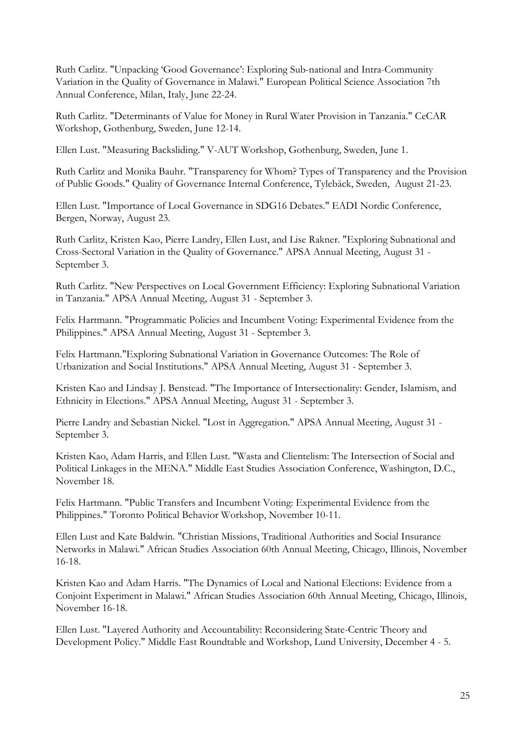Ruth Carlitz. "Unpacking 'Good Governance': Exploring Sub-national and Intra-Community Variation in the Quality of Governance in Malawi." European Political Science Association 7th Annual Conference, Milan, Italy, June 22-24.

Ruth Carlitz. "Determinants of Value for Money in Rural Water Provision in Tanzania." CeCAR Workshop, Gothenburg, Sweden, June 12-14.

Ellen Lust. "Measuring Backsliding." V-AUT Workshop, Gothenburg, Sweden, June 1.

Ruth Carlitz and Monika Bauhr. "Transparency for Whom? Types of Transparency and the Provision of Public Goods." Quality of Governance Internal Conference, Tylebäck, Sweden, August 21-23.

Ellen Lust. "Importance of Local Governance in SDG16 Debates." EADI Nordic Conference, Bergen, Norway, August 23.

Ruth Carlitz, Kristen Kao, Pierre Landry, Ellen Lust, and Lise Rakner. "Exploring Subnational and Cross-Sectoral Variation in the Quality of Governance." APSA Annual Meeting, August 31 - September 3.

Ruth Carlitz. "New Perspectives on Local Government Efficiency: Exploring Subnational Variation in Tanzania." APSA Annual Meeting, August 31 - September 3.

Felix Hartmann. "Programmatic Policies and Incumbent Voting: Experimental Evidence from the Philippines." APSA Annual Meeting, August 31 - September 3.

Felix Hartmann."Exploring Subnational Variation in Governance Outcomes: The Role of Urbanization and Social Institutions." APSA Annual Meeting, August 31 - September 3.

Kristen Kao and Lindsay J. Benstead. "The Importance of Intersectionality: Gender, Islamism, and Ethnicity in Elections." APSA Annual Meeting, August 31 - September 3.

Pierre Landry and Sebastian Nickel. "Lost in Aggregation." APSA Annual Meeting, August 31 - September 3.

Kristen Kao, Adam Harris, and Ellen Lust. "Wasta and Clientelism: The Intersection of Social and Political Linkages in the MENA." Middle East Studies Association Conference, Washington, D.C., November 18.

Felix Hartmann. "Public Transfers and Incumbent Voting: Experimental Evidence from the Philippines." Toronto Political Behavior Workshop, November 10-11.

Ellen Lust and Kate Baldwin. "Christian Missions, Traditional Authorities and Social Insurance Networks in Malawi." African Studies Association 60th Annual Meeting, Chicago, Illinois, November 16-18.

Kristen Kao and Adam Harris. "The Dynamics of Local and National Elections: Evidence from a Conjoint Experiment in Malawi." African Studies Association 60th Annual Meeting, Chicago, Illinois, November 16-18.

Ellen Lust. "Layered Authority and Accountability: Reconsidering State-Centric Theory and Development Policy." Middle East Roundtable and Workshop, Lund University, December 4 - 5.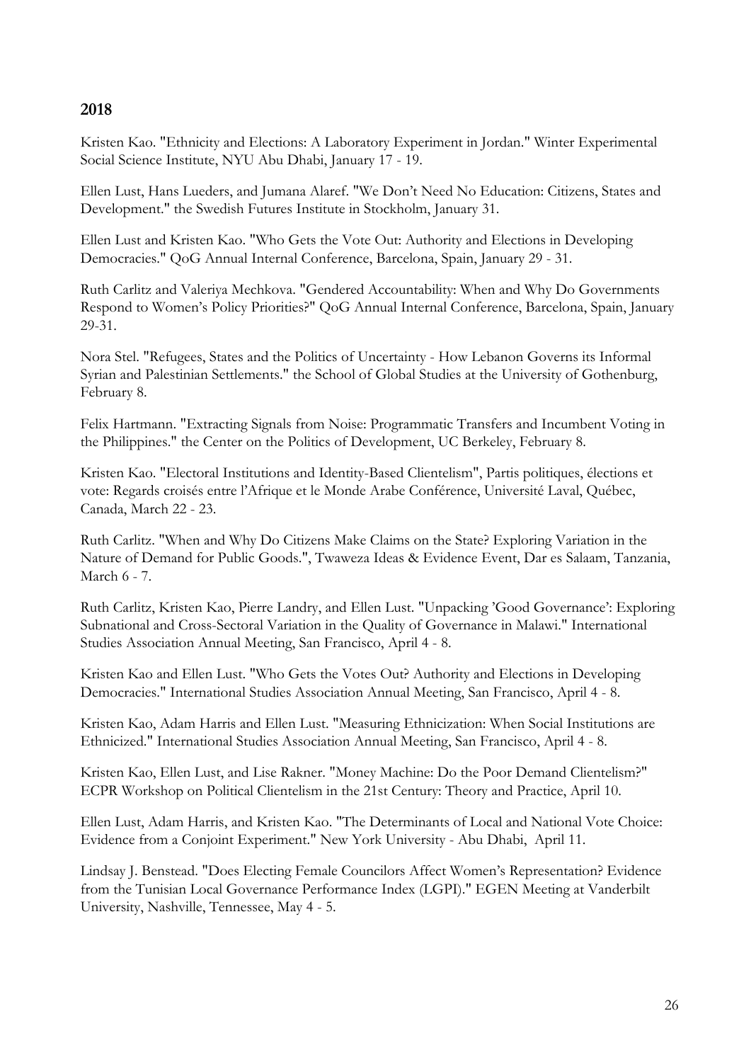## 2018

Kristen Kao. "Ethnicity and Elections: A Laboratory Experiment in Jordan." Winter Experimental Social Science Institute, NYU Abu Dhabi, January 17 - 19.

Ellen Lust, Hans Lueders, and Jumana Alaref. "We Don't Need No Education: Citizens, States and Development." the Swedish Futures Institute in Stockholm, January 31.

Ellen Lust and Kristen Kao. "Who Gets the Vote Out: Authority and Elections in Developing Democracies." QoG Annual Internal Conference, Barcelona, Spain, January 29 - 31.

Ruth Carlitz and Valeriya Mechkova. "Gendered Accountability: When and Why Do Governments Respond to Women's Policy Priorities?" QoG Annual Internal Conference, Barcelona, Spain, January 29-31.

Nora Stel. "Refugees, States and the Politics of Uncertainty - How Lebanon Governs its Informal Syrian and Palestinian Settlements." the School of Global Studies at the University of Gothenburg, February 8.

Felix Hartmann. "Extracting Signals from Noise: Programmatic Transfers and Incumbent Voting in the Philippines." the Center on the Politics of Development, UC Berkeley, February 8.

Kristen Kao. "Electoral Institutions and Identity-Based Clientelism", Partis politiques, élections et vote: Regards croisés entre l'Afrique et le Monde Arabe Conférence, Université Laval, Québec, Canada, March 22 - 23.

Ruth Carlitz. "When and Why Do Citizens Make Claims on the State? Exploring Variation in the Nature of Demand for Public Goods.", Twaweza Ideas & Evidence Event, Dar es Salaam, Tanzania, March 6 - 7.

Ruth Carlitz, Kristen Kao, Pierre Landry, and Ellen Lust. "Unpacking 'Good Governance': Exploring Subnational and Cross-Sectoral Variation in the Quality of Governance in Malawi." International Studies Association Annual Meeting, San Francisco, April 4 - 8.

Kristen Kao and Ellen Lust. "Who Gets the Votes Out? Authority and Elections in Developing Democracies." International Studies Association Annual Meeting, San Francisco, April 4 - 8.

Kristen Kao, Adam Harris and Ellen Lust. "Measuring Ethnicization: When Social Institutions are Ethnicized." International Studies Association Annual Meeting, San Francisco, April 4 - 8.

Kristen Kao, Ellen Lust, and Lise Rakner. "Money Machine: Do the Poor Demand Clientelism?" ECPR Workshop on Political Clientelism in the 21st Century: Theory and Practice, April 10.

Ellen Lust, Adam Harris, and Kristen Kao. "The Determinants of Local and National Vote Choice: Evidence from a Conjoint Experiment." New York University - Abu Dhabi, April 11.

Lindsay J. Benstead. "Does Electing Female Councilors Affect Women's Representation? Evidence from the Tunisian Local Governance Performance Index (LGPI)." EGEN Meeting at Vanderbilt University, Nashville, Tennessee, May 4 - 5.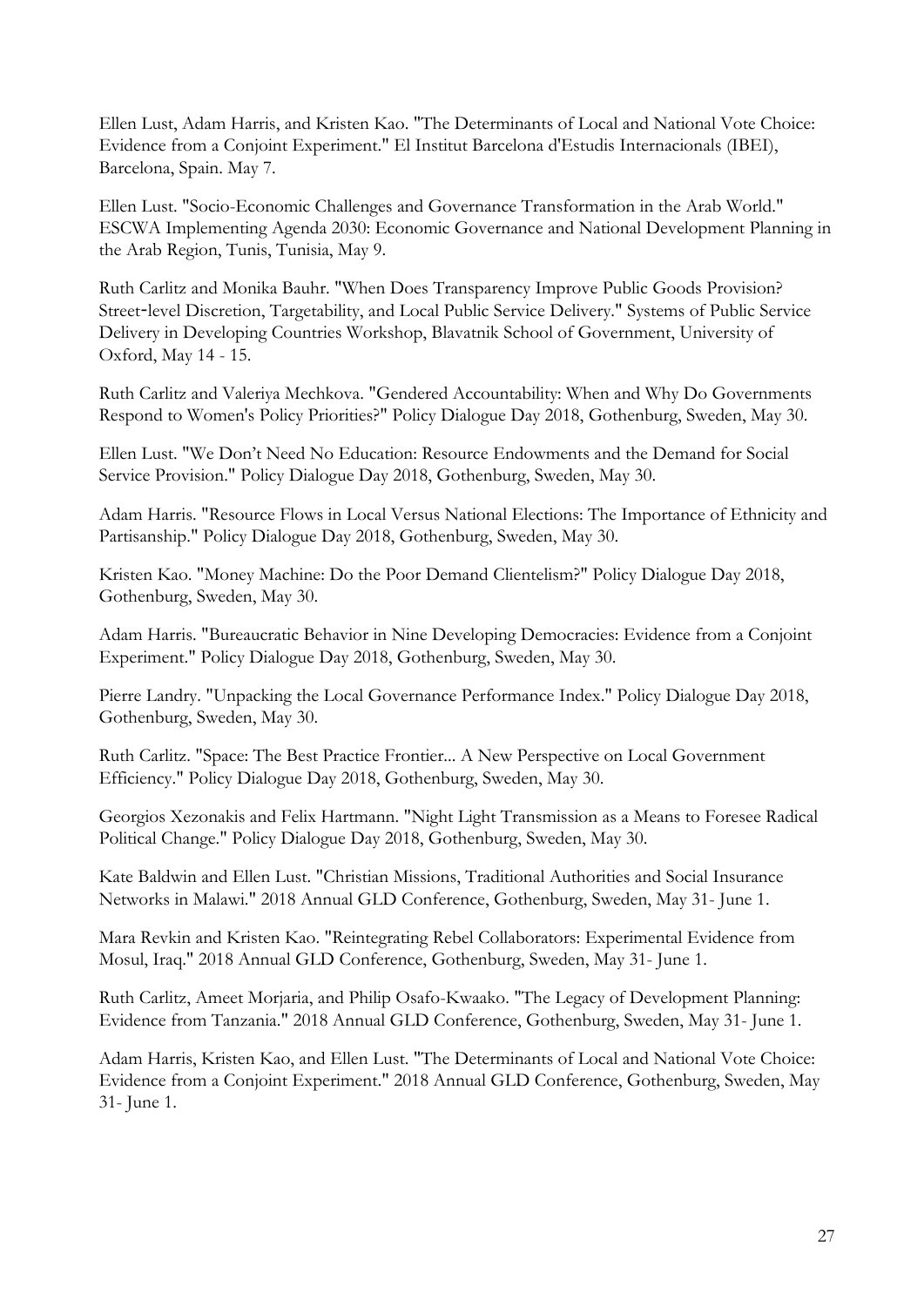Ellen Lust, Adam Harris, and Kristen Kao. "The Determinants of Local and National Vote Choice: Evidence from a Conjoint Experiment." El Institut Barcelona d'Estudis Internacionals (IBEI), Barcelona, Spain. May 7.

Ellen Lust. "Socio-Economic Challenges and Governance Transformation in the Arab World." ESCWA Implementing Agenda 2030: Economic Governance and National Development Planning in the Arab Region, Tunis, Tunisia, May 9.

Ruth Carlitz and Monika Bauhr. "When Does Transparency Improve Public Goods Provision? Street-level Discretion, Targetability, and Local Public Service Delivery." Systems of Public Service Delivery in Developing Countries Workshop, Blavatnik School of Government, University of Oxford, May 14 - 15.

Ruth Carlitz and Valeriya Mechkova. "Gendered Accountability: When and Why Do Governments Respond to Women's Policy Priorities?" Policy Dialogue Day 2018, Gothenburg, Sweden, May 30.

Ellen Lust. "We Don't Need No Education: Resource Endowments and the Demand for Social Service Provision." Policy Dialogue Day 2018, Gothenburg, Sweden, May 30.

Adam Harris. "Resource Flows in Local Versus National Elections: The Importance of Ethnicity and Partisanship." Policy Dialogue Day 2018, Gothenburg, Sweden, May 30.

Kristen Kao. "Money Machine: Do the Poor Demand Clientelism?" Policy Dialogue Day 2018, Gothenburg, Sweden, May 30.

Adam Harris. "Bureaucratic Behavior in Nine Developing Democracies: Evidence from a Conjoint Experiment." Policy Dialogue Day 2018, Gothenburg, Sweden, May 30.

Pierre Landry. "Unpacking the Local Governance Performance Index." Policy Dialogue Day 2018, Gothenburg, Sweden, May 30.

Ruth Carlitz. "Space: The Best Practice Frontier... A New Perspective on Local Government Efficiency." Policy Dialogue Day 2018, Gothenburg, Sweden, May 30.

Georgios Xezonakis and Felix Hartmann. "Night Light Transmission as a Means to Foresee Radical Political Change." Policy Dialogue Day 2018, Gothenburg, Sweden, May 30.

Kate Baldwin and Ellen Lust. "Christian Missions, Traditional Authorities and Social Insurance Networks in Malawi." 2018 Annual GLD Conference, Gothenburg, Sweden, May 31- June 1.

Mara Revkin and Kristen Kao. "Reintegrating Rebel Collaborators: Experimental Evidence from Mosul, Iraq." 2018 Annual GLD Conference, Gothenburg, Sweden, May 31- June 1.

Ruth Carlitz, Ameet Morjaria, and Philip Osafo-Kwaako. "The Legacy of Development Planning: Evidence from Tanzania." 2018 Annual GLD Conference, Gothenburg, Sweden, May 31- June 1.

Adam Harris, Kristen Kao, and Ellen Lust. "The Determinants of Local and National Vote Choice: Evidence from a Conjoint Experiment." 2018 Annual GLD Conference, Gothenburg, Sweden, May 31- June 1.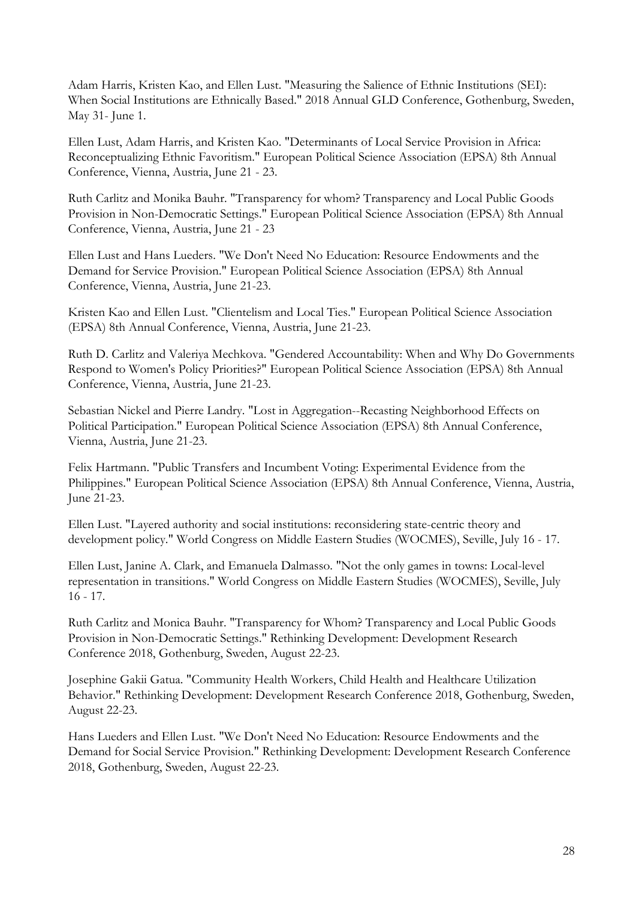Adam Harris, Kristen Kao, and Ellen Lust. "Measuring the Salience of Ethnic Institutions (SEI): When Social Institutions are Ethnically Based." 2018 Annual GLD Conference, Gothenburg, Sweden, May 31- June 1.

Ellen Lust, Adam Harris, and Kristen Kao. "Determinants of Local Service Provision in Africa: Reconceptualizing Ethnic Favoritism." European Political Science Association (EPSA) 8th Annual Conference, Vienna, Austria, June 21 - 23.

Ruth Carlitz and Monika Bauhr. "Transparency for whom? Transparency and Local Public Goods Provision in Non-Democratic Settings." European Political Science Association (EPSA) 8th Annual Conference, Vienna, Austria, June 21 - 23

Ellen Lust and Hans Lueders. "We Don't Need No Education: Resource Endowments and the Demand for Service Provision." European Political Science Association (EPSA) 8th Annual Conference, Vienna, Austria, June 21-23.

Kristen Kao and Ellen Lust. "Clientelism and Local Ties." European Political Science Association (EPSA) 8th Annual Conference, Vienna, Austria, June 21-23.

Ruth D. Carlitz and Valeriya Mechkova. "Gendered Accountability: When and Why Do Governments Respond to Women's Policy Priorities?" European Political Science Association (EPSA) 8th Annual Conference, Vienna, Austria, June 21-23.

Sebastian Nickel and Pierre Landry. "Lost in Aggregation--Recasting Neighborhood Effects on Political Participation." European Political Science Association (EPSA) 8th Annual Conference, Vienna, Austria, June 21-23.

Felix Hartmann. "Public Transfers and Incumbent Voting: Experimental Evidence from the Philippines." European Political Science Association (EPSA) 8th Annual Conference, Vienna, Austria, June 21-23.

Ellen Lust. "Layered authority and social institutions: reconsidering state-centric theory and development policy." World Congress on Middle Eastern Studies (WOCMES), Seville, July 16 - 17.

Ellen Lust, Janine A. Clark, and Emanuela Dalmasso. "Not the only games in towns: Local-level representation in transitions." World Congress on Middle Eastern Studies (WOCMES), Seville, July 16 - 17.

Ruth Carlitz and Monica Bauhr. "Transparency for Whom? Transparency and Local Public Goods Provision in Non-Democratic Settings." Rethinking Development: Development Research Conference 2018, Gothenburg, Sweden, August 22-23.

Josephine Gakii Gatua. "Community Health Workers, Child Health and Healthcare Utilization Behavior." Rethinking Development: Development Research Conference 2018, Gothenburg, Sweden, August 22-23.

Hans Lueders and Ellen Lust. "We Don't Need No Education: Resource Endowments and the Demand for Social Service Provision." Rethinking Development: Development Research Conference 2018, Gothenburg, Sweden, August 22-23.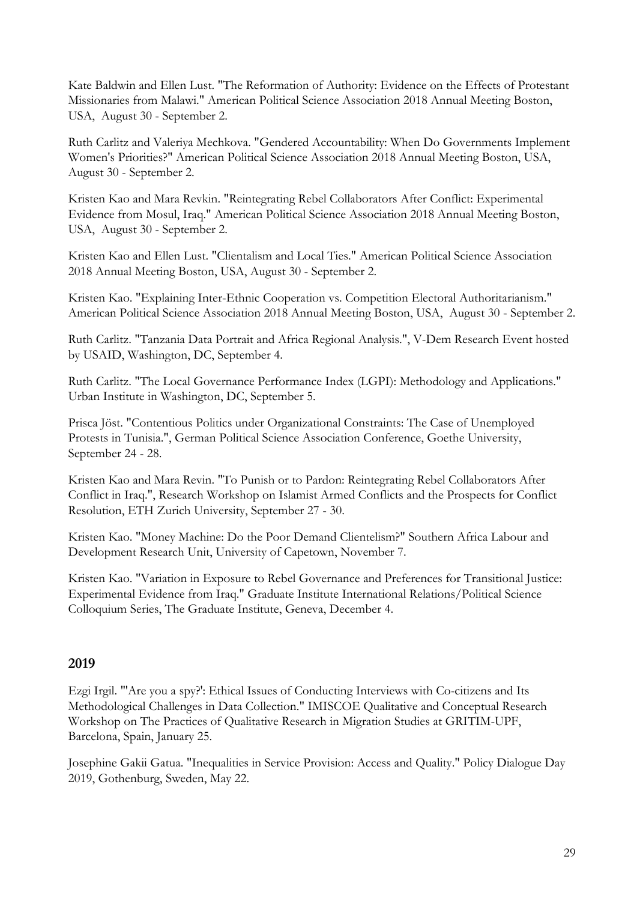Kate Baldwin and Ellen Lust. "The Reformation of Authority: Evidence on the Effects of Protestant Missionaries from Malawi." American Political Science Association 2018 Annual Meeting Boston, USA, August 30 - September 2.

Ruth Carlitz and Valeriya Mechkova. "Gendered Accountability: When Do Governments Implement Women's Priorities?" American Political Science Association 2018 Annual Meeting Boston, USA, August 30 - September 2.

Kristen Kao and Mara Revkin. "Reintegrating Rebel Collaborators After Conflict: Experimental Evidence from Mosul, Iraq." American Political Science Association 2018 Annual Meeting Boston, USA, August 30 - September 2.

Kristen Kao and Ellen Lust. "Clientalism and Local Ties." American Political Science Association 2018 Annual Meeting Boston, USA, August 30 - September 2.

Kristen Kao. "Explaining Inter-Ethnic Cooperation vs. Competition Electoral Authoritarianism." American Political Science Association 2018 Annual Meeting Boston, USA, August 30 - September 2.

Ruth Carlitz. "Tanzania Data Portrait and Africa Regional Analysis.", V-Dem Research Event hosted by USAID, Washington, DC, September 4.

Ruth Carlitz. "The Local Governance Performance Index (LGPI): Methodology and Applications." Urban Institute in Washington, DC, September 5.

Prisca Jöst. "Contentious Politics under Organizational Constraints: The Case of Unemployed Protests in Tunisia.", German Political Science Association Conference, Goethe University, September 24 - 28.

Kristen Kao and Mara Revin. "To Punish or to Pardon: Reintegrating Rebel Collaborators After Conflict in Iraq.", Research Workshop on Islamist Armed Conflicts and the Prospects for Conflict Resolution, ETH Zurich University, September 27 - 30.

Kristen Kao. "Money Machine: Do the Poor Demand Clientelism?" Southern Africa Labour and Development Research Unit, University of Capetown, November 7.

Kristen Kao. "Variation in Exposure to Rebel Governance and Preferences for Transitional Justice: Experimental Evidence from Iraq." Graduate Institute International Relations/Political Science Colloquium Series, The Graduate Institute, Geneva, December 4.

## 2019

Ezgi Irgil. "'Are you a spy?': Ethical Issues of Conducting Interviews with Co-citizens and Its Methodological Challenges in Data Collection." IMISCOE Qualitative and Conceptual Research Workshop on The Practices of Qualitative Research in Migration Studies at GRITIM-UPF, Barcelona, Spain, January 25.

Josephine Gakii Gatua. "Inequalities in Service Provision: Access and Quality." Policy Dialogue Day 2019, Gothenburg, Sweden, May 22.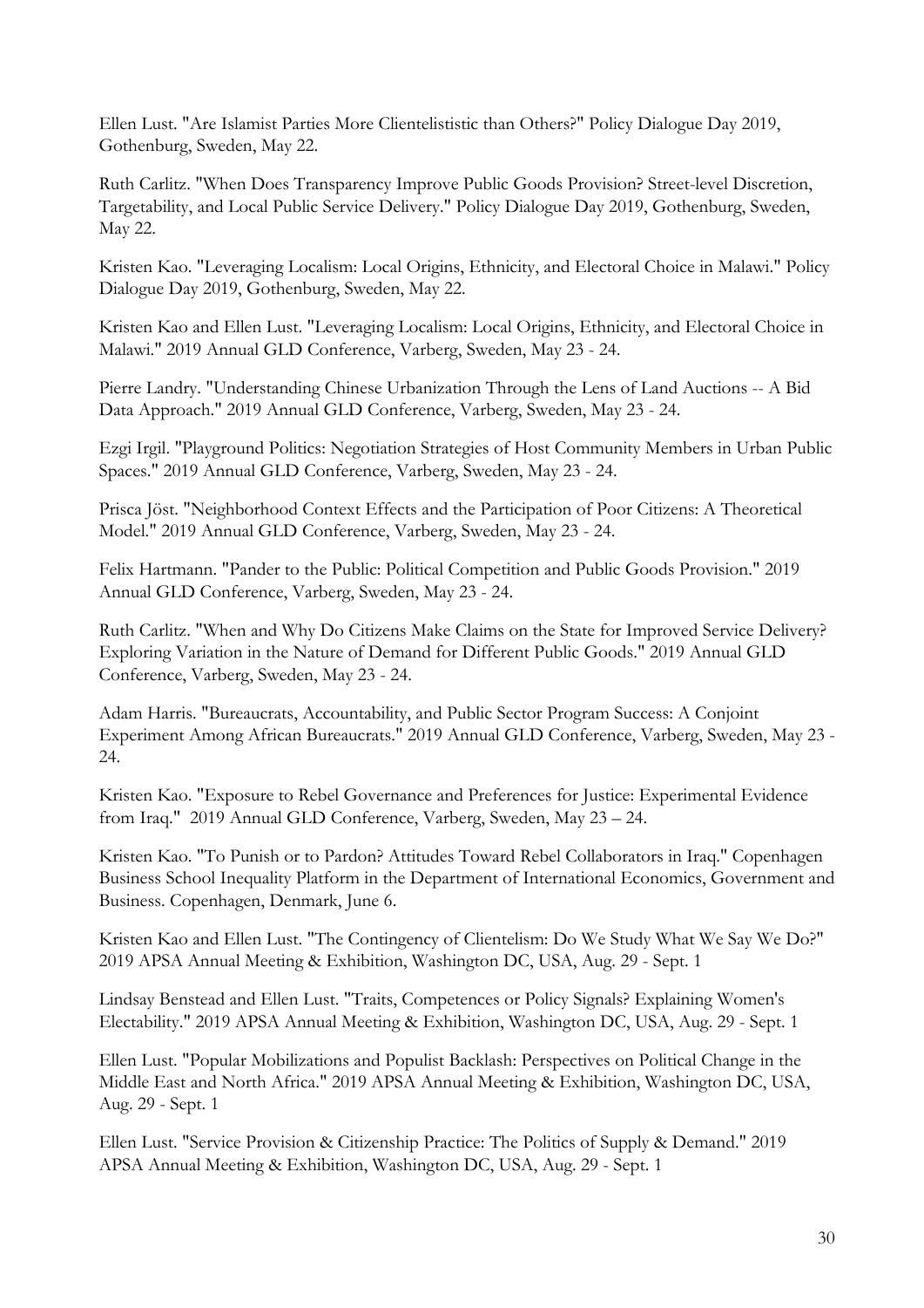Ellen Lust. "Are Islamist Parties More Clientelististic than Others?" Policy Dialogue Day 2019, Gothenburg, Sweden, May 22.

Ruth Carlitz. "When Does Transparency Improve Public Goods Provision? Street-level Discretion, Targetability, and Local Public Service Delivery." Policy Dialogue Day 2019, Gothenburg, Sweden, May 22.

Kristen Kao. "Leveraging Localism: Local Origins, Ethnicity, and Electoral Choice in Malawi." Policy Dialogue Day 2019, Gothenburg, Sweden, May 22.

Kristen Kao and Ellen Lust. "Leveraging Localism: Local Origins, Ethnicity, and Electoral Choice in Malawi." 2019 Annual GLD Conference, Varberg, Sweden, May 23 - 24.

Pierre Landry. "Understanding Chinese Urbanization Through the Lens of Land Auctions -- A Bid Data Approach." 2019 Annual GLD Conference, Varberg, Sweden, May 23 - 24.

Ezgi Irgil. "Playground Politics: Negotiation Strategies of Host Community Members in Urban Public Spaces." 2019 Annual GLD Conference, Varberg, Sweden, May 23 - 24.

Prisca Jöst. "Neighborhood Context Effects and the Participation of Poor Citizens: A Theoretical Model." 2019 Annual GLD Conference, Varberg, Sweden, May 23 - 24.

Felix Hartmann. "Pander to the Public: Political Competition and Public Goods Provision." 2019 Annual GLD Conference, Varberg, Sweden, May 23 - 24.

Ruth Carlitz. "When and Why Do Citizens Make Claims on the State for Improved Service Delivery? Exploring Variation in the Nature of Demand for Different Public Goods." 2019 Annual GLD Conference, Varberg, Sweden, May 23 - 24.

Adam Harris. "Bureaucrats, Accountability, and Public Sector Program Success: A Conjoint Experiment Among African Bureaucrats." 2019 Annual GLD Conference, Varberg, Sweden, May 23 - 24.

Kristen Kao. "Exposure to Rebel Governance and Preferences for Justice: Experimental Evidence from Iraq." 2019 Annual GLD Conference, Varberg, Sweden, May 23 – 24.

Kristen Kao. "To Punish or to Pardon? Attitudes Toward Rebel Collaborators in Iraq." Copenhagen Business School Inequality Platform in the Department of International Economics, Government and Business. Copenhagen, Denmark, June 6.

Kristen Kao and Ellen Lust. "The Contingency of Clientelism: Do We Study What We Say We Do?" 2019 APSA Annual Meeting & Exhibition, Washington DC, USA, Aug. 29 - Sept. 1

Lindsay Benstead and Ellen Lust. "Traits, Competences or Policy Signals? Explaining Women's Electability." 2019 APSA Annual Meeting & Exhibition, Washington DC, USA, Aug. 29 - Sept. 1

Ellen Lust. "Popular Mobilizations and Populist Backlash: Perspectives on Political Change in the Middle East and North Africa." 2019 APSA Annual Meeting & Exhibition, Washington DC, USA, Aug. 29 - Sept. 1

Ellen Lust. "Service Provision & Citizenship Practice: The Politics of Supply & Demand." 2019 APSA Annual Meeting & Exhibition, Washington DC, USA, Aug. 29 - Sept. 1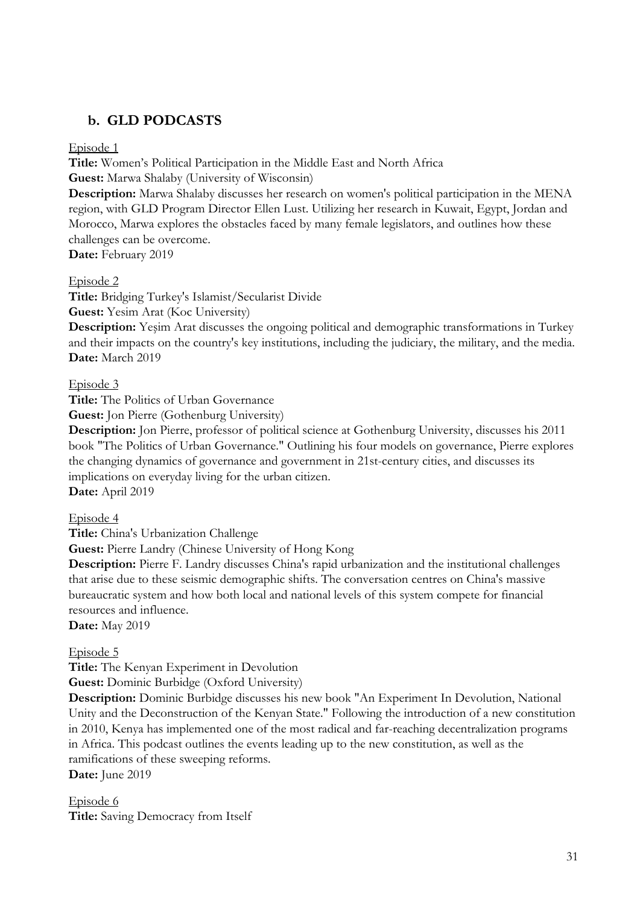## b. GLD PODCASTS

Episode 1

**Title:** Women's Political Participation in the Middle East and North Africa

**Guest:** Marwa Shalaby (University of Wisconsin)

**Description:** Marwa Shalaby discusses her research on women's political participation in the MENA region, with GLD Program Director Ellen Lust. Utilizing her research in Kuwait, Egypt, Jordan and Morocco, Marwa explores the obstacles faced by many female legislators, and outlines how these challenges can be overcome.

**Date:** February 2019

Episode 2

**Title:** Bridging Turkey's Islamist/Secularist Divide

**Guest:** Yesim Arat (Koc University)

**Description:** Yeşim Arat discusses the ongoing political and demographic transformations in Turkey and their impacts on the country's key institutions, including the judiciary, the military, and the media.

**Date:** March 2019

Episode 3

**Title:** The Politics of Urban Governance

**Guest:** Jon Pierre (Gothenburg University)

**Description:** Jon Pierre, professor of political science at Gothenburg University, discusses his 2011 book "The Politics of Urban Governance." Outlining his four models on governance, Pierre explores the changing dynamics of governance and government in 21st-century cities, and discusses its implications on everyday living for the urban citizen.

**Date:** April 2019

Episode 4

**Title:** China's Urbanization Challenge

**Guest:** Pierre Landry (Chinese University of Hong Kong

**Description:** Pierre F. Landry discusses China's rapid urbanization and the institutional challenges that arise due to these seismic demographic shifts. The conversation centres on China's massive bureaucratic system and how both local and national levels of this system compete for financial resources and influence.

**Date:** May 2019

Episode 5

**Title:** The Kenyan Experiment in Devolution

**Guest:** Dominic Burbidge (Oxford University)

**Description:** Dominic Burbidge discusses his new book "An Experiment In Devolution, National Unity and the Deconstruction of the Kenyan State." Following the introduction of a new constitution in 2010, Kenya has implemented one of the most radical and far-reaching decentralization programs in Africa. This podcast outlines the events leading up to the new constitution, as well as the ramifications of these sweeping reforms.

**Date:** June 2019

Episode 6

**Title:** Saving Democracy from Itself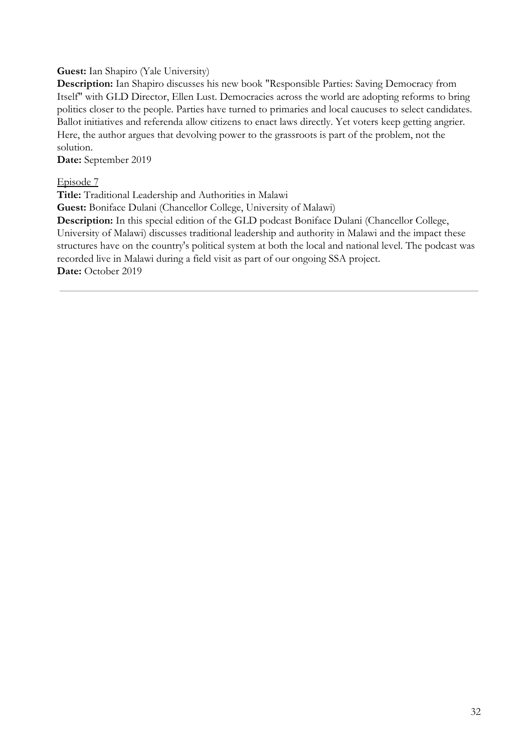**Guest:** Ian Shapiro (Yale University)
**Description:** Ian Shapiro discusses his new book "Responsible Parties: Saving Democracy from Itself" with GLD Director, Ellen Lust. Democracies across the world are adopting reforms to bring politics closer to the people. Parties have turned to primaries and local caucuses to select candidates. Ballot initiatives and referenda allow citizens to enact laws directly. Yet voters keep getting angrier. Here, the author argues that devolving power to the grassroots is part of the problem, not the solution.
**Date:** September 2019

Episode 7
**Title:** Traditional Leadership and Authorities in Malawi
**Guest:** Boniface Dulani (Chancellor College, University of Malawi)
**Description:** In this special edition of the GLD podcast Boniface Dulani (Chancellor College, University of Malawi) discusses traditional leadership and authority in Malawi and the impact these structures have on the country's political system at both the local and national level. The podcast was recorded live in Malawi during a field visit as part of our ongoing SSA project.
**Date:** October 2019

---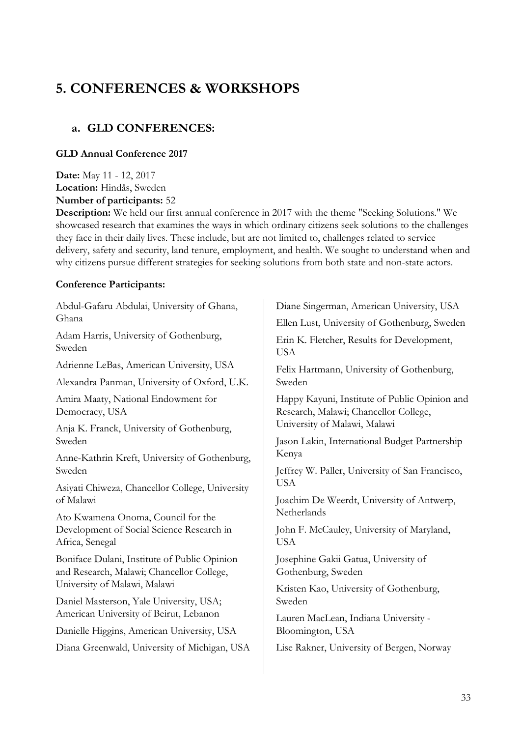# 5. CONFERENCES & WORKSHOPS

## a. GLD CONFERENCES:

### GLD Annual Conference 2017

**Date:** May 11 - 12, 2017
**Location:** Hindås, Sweden
**Number of participants:** 52
**Description:** We held our first annual conference in 2017 with the theme "Seeking Solutions." We showcased research that examines the ways in which ordinary citizens seek solutions to the challenges they face in their daily lives. These include, but are not limited to, challenges related to service delivery, safety and security, land tenure, employment, and health. We sought to understand when and why citizens pursue different strategies for seeking solutions from both state and non-state actors.

**Conference Participants:**

Abdul-Gafaru Abdulai, University of Ghana, Ghana

Adam Harris, University of Gothenburg, Sweden

Adrienne LeBas, American University, USA

Alexandra Panman, University of Oxford, U.K.

Amira Maaty, National Endowment for Democracy, USA

Anja K. Franck, University of Gothenburg, Sweden

Anne-Kathrin Kreft, University of Gothenburg, Sweden

Asiyati Chiweza, Chancellor College, University of Malawi

Ato Kwamena Onoma, Council for the Development of Social Science Research in Africa, Senegal

Boniface Dulani, Institute of Public Opinion and Research, Malawi; Chancellor College, University of Malawi, Malawi

Daniel Masterson, Yale University, USA; American University of Beirut, Lebanon

Danielle Higgins, American University, USA

Diana Greenwald, University of Michigan, USA

Diane Singerman, American University, USA

Ellen Lust, University of Gothenburg, Sweden

Erin K. Fletcher, Results for Development, USA

Felix Hartmann, University of Gothenburg, Sweden

Happy Kayuni, Institute of Public Opinion and Research, Malawi; Chancellor College, University of Malawi, Malawi

Jason Lakin, International Budget Partnership Kenya

Jeffrey W. Paller, University of San Francisco, USA

Joachim De Weerdt, University of Antwerp, Netherlands

John F. McCauley, University of Maryland, USA

Josephine Gakii Gatua, University of Gothenburg, Sweden

Kristen Kao, University of Gothenburg, Sweden

Lauren MacLean, Indiana University - Bloomington, USA

Lise Rakner, University of Bergen, Norway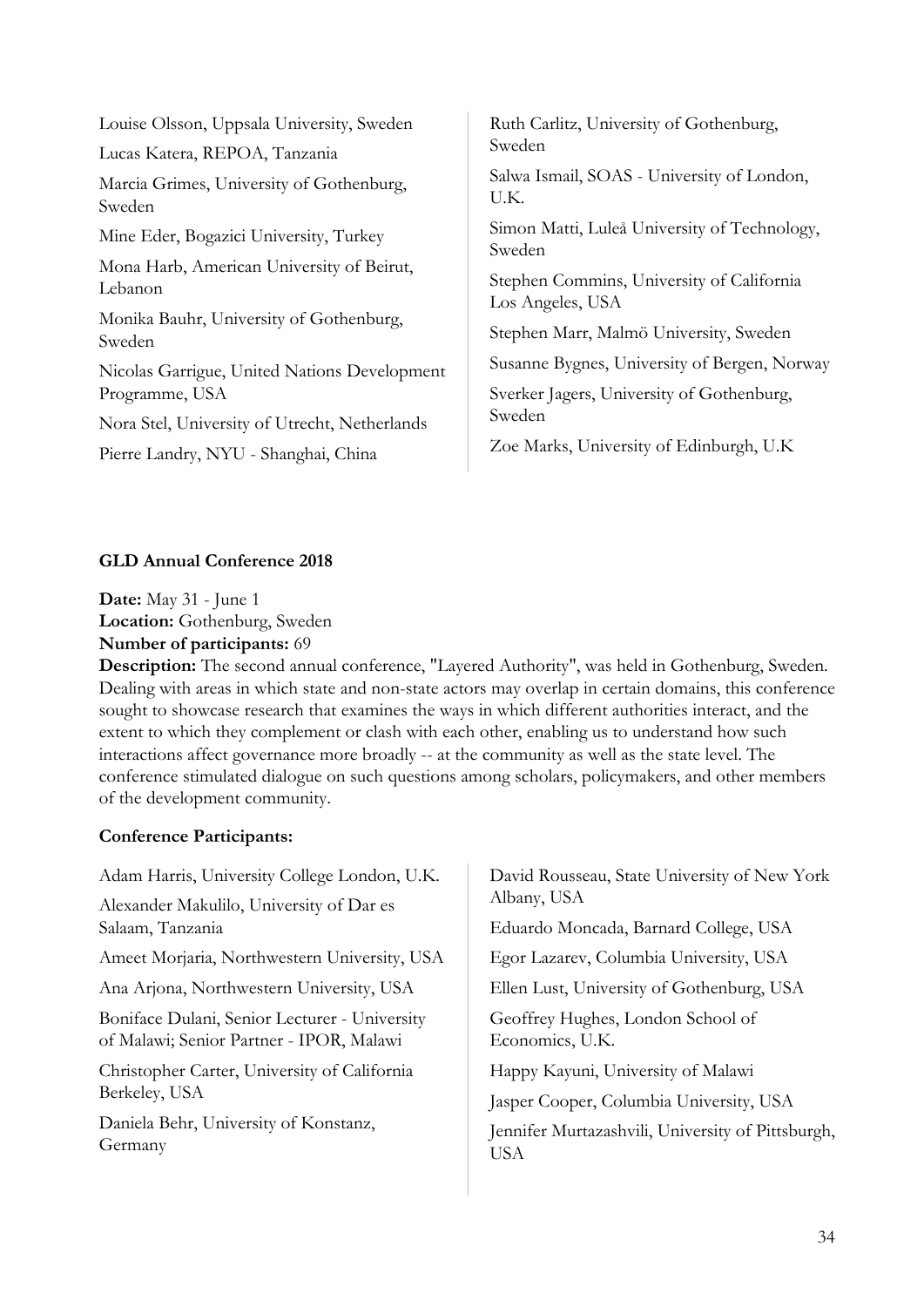Louise Olsson, Uppsala University, Sweden

Lucas Katera, REPOA, Tanzania

Marcia Grimes, University of Gothenburg, Sweden

Mine Eder, Bogazici University, Turkey

Mona Harb, American University of Beirut, Lebanon

Monika Bauhr, University of Gothenburg, Sweden

Nicolas Garrigue, United Nations Development Programme, USA

Nora Stel, University of Utrecht, Netherlands

Pierre Landry, NYU - Shanghai, China

Ruth Carlitz, University of Gothenburg, Sweden

Salwa Ismail, SOAS - University of London, U.K.

Simon Matti, Luleå University of Technology, Sweden

Stephen Commins, University of California Los Angeles, USA

Stephen Marr, Malmö University, Sweden

Susanne Bygnes, University of Bergen, Norway

Sverker Jagers, University of Gothenburg, Sweden

Zoe Marks, University of Edinburgh, U.K

**GLD Annual Conference 2018**

**Date:** May 31 - June 1
**Location:** Gothenburg, Sweden
**Number of participants:** 69
**Description:** The second annual conference, "Layered Authority", was held in Gothenburg, Sweden. Dealing with areas in which state and non-state actors may overlap in certain domains, this conference sought to showcase research that examines the ways in which different authorities interact, and the extent to which they complement or clash with each other, enabling us to understand how such interactions affect governance more broadly -- at the community as well as the state level. The conference stimulated dialogue on such questions among scholars, policymakers, and other members of the development community.

**Conference Participants:**

Adam Harris, University College London, U.K.

Alexander Makulilo, University of Dar es Salaam, Tanzania

Ameet Morjaria, Northwestern University, USA

Ana Arjona, Northwestern University, USA

Boniface Dulani, Senior Lecturer - University of Malawi; Senior Partner - IPOR, Malawi

Christopher Carter, University of California Berkeley, USA

Daniela Behr, University of Konstanz, Germany

David Rousseau, State University of New York Albany, USA

Eduardo Moncada, Barnard College, USA

Egor Lazarev, Columbia University, USA

Ellen Lust, University of Gothenburg, USA

Geoffrey Hughes, London School of Economics, U.K.

Happy Kayuni, University of Malawi

Jasper Cooper, Columbia University, USA

Jennifer Murtazashvili, University of Pittsburgh, USA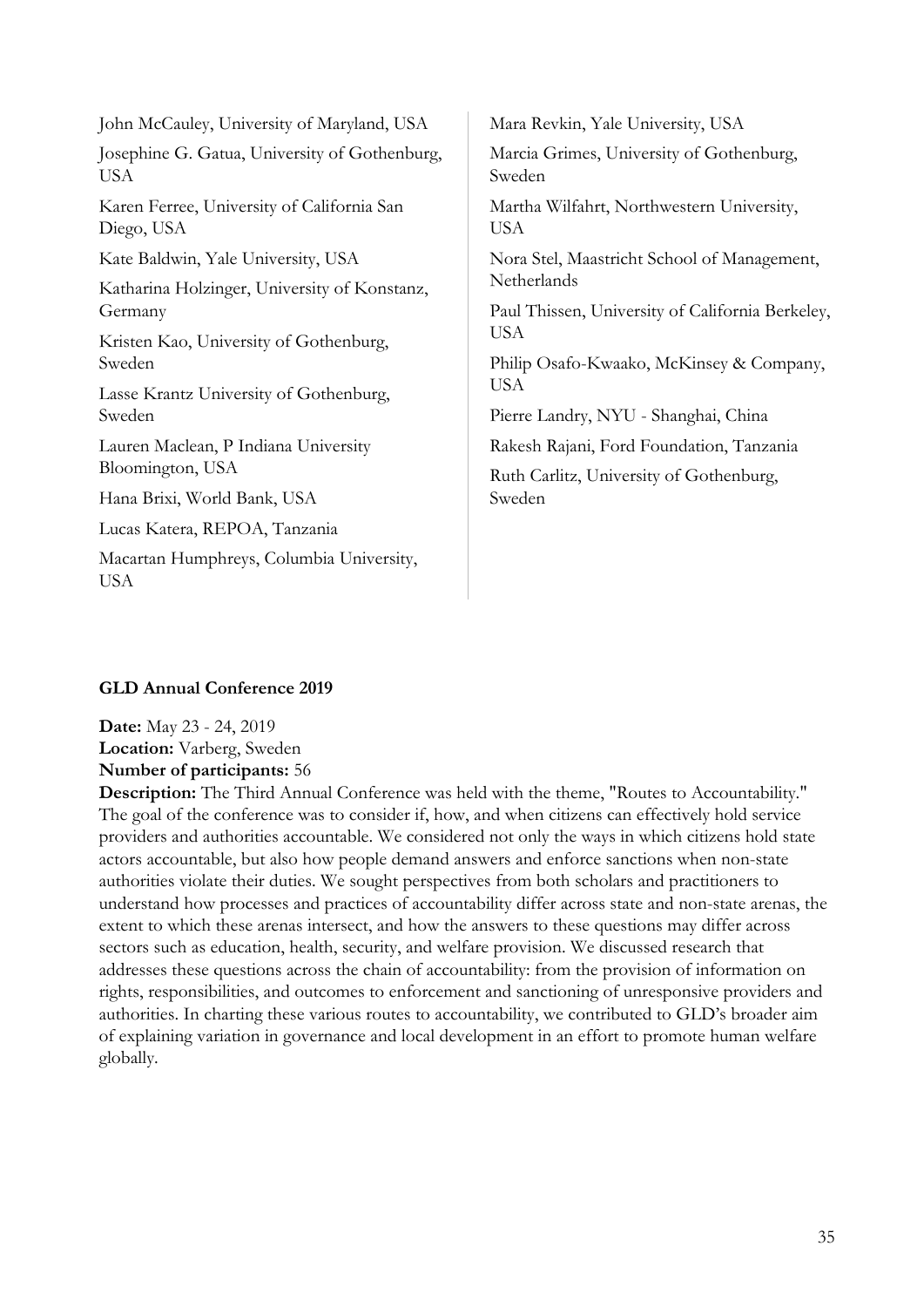John McCauley, University of Maryland, USA

Josephine G. Gatua, University of Gothenburg, USA

Karen Ferree, University of California San Diego, USA

Kate Baldwin, Yale University, USA

Katharina Holzinger, University of Konstanz, Germany

Kristen Kao, University of Gothenburg, Sweden

Lasse Krantz University of Gothenburg, Sweden

Lauren Maclean, P Indiana University Bloomington, USA

Hana Brixi, World Bank, USA

Lucas Katera, REPOA, Tanzania

Macartan Humphreys, Columbia University, USA

Mara Revkin, Yale University, USA

Marcia Grimes, University of Gothenburg, Sweden

Martha Wilfahrt, Northwestern University, USA

Nora Stel, Maastricht School of Management, Netherlands

Paul Thissen, University of California Berkeley, USA

Philip Osafo-Kwaako, McKinsey & Company, USA

Pierre Landry, NYU - Shanghai, China

Rakesh Rajani, Ford Foundation, Tanzania

Ruth Carlitz, University of Gothenburg, Sweden

**GLD Annual Conference 2019**

**Date:** May 23 - 24, 2019
**Location:** Varberg, Sweden
**Number of participants:** 56
**Description:** The Third Annual Conference was held with the theme, "Routes to Accountability." The goal of the conference was to consider if, how, and when citizens can effectively hold service providers and authorities accountable. We considered not only the ways in which citizens hold state actors accountable, but also how people demand answers and enforce sanctions when non-state authorities violate their duties. We sought perspectives from both scholars and practitioners to understand how processes and practices of accountability differ across state and non-state arenas, the extent to which these arenas intersect, and how the answers to these questions may differ across sectors such as education, health, security, and welfare provision. We discussed research that addresses these questions across the chain of accountability: from the provision of information on rights, responsibilities, and outcomes to enforcement and sanctioning of unresponsive providers and authorities. In charting these various routes to accountability, we contributed to GLD's broader aim of explaining variation in governance and local development in an effort to promote human welfare globally.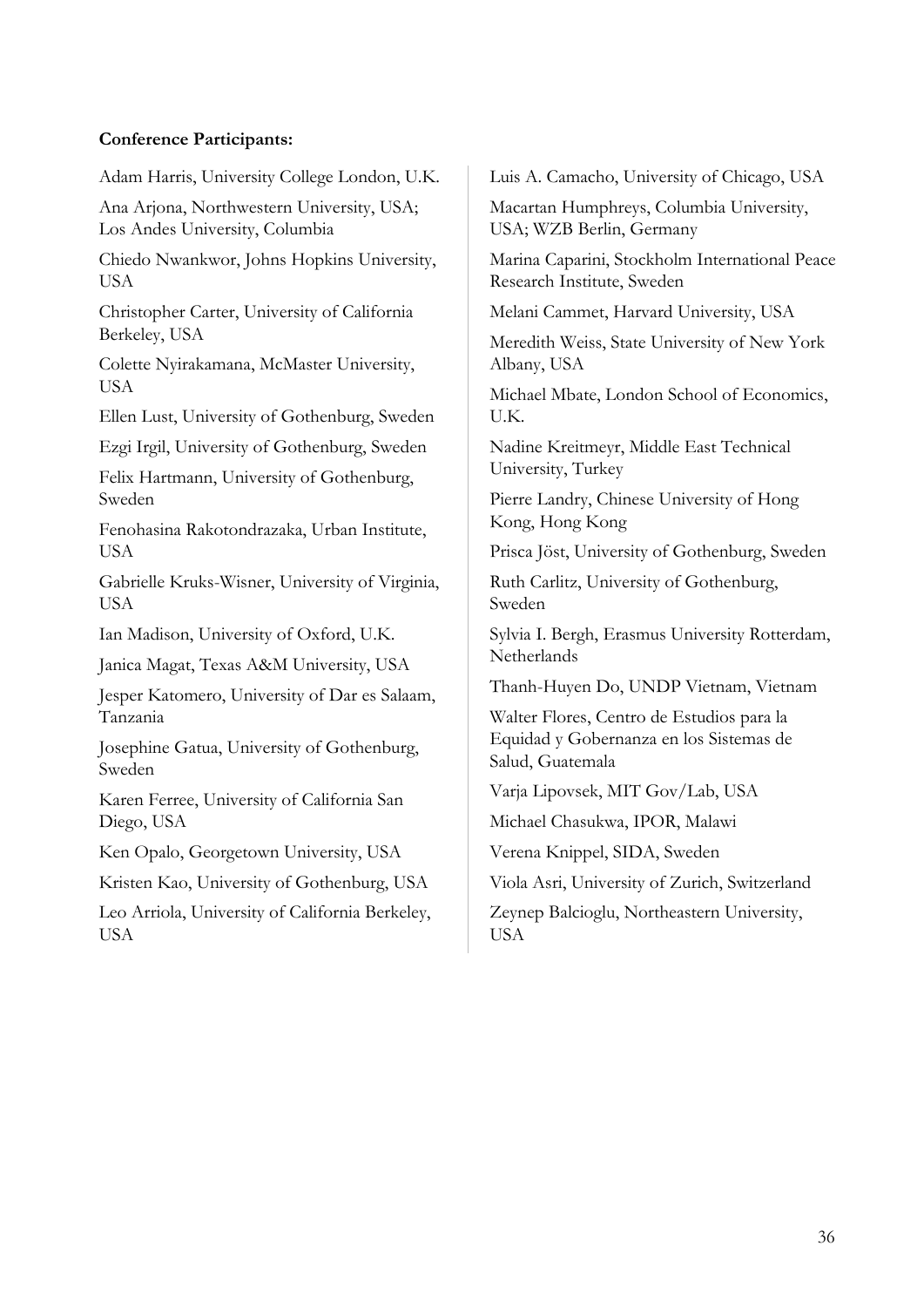**Conference Participants:**

Adam Harris, University College London, U.K.

Ana Arjona, Northwestern University, USA; Los Andes University, Columbia

Chiedo Nwankwor, Johns Hopkins University, USA

Christopher Carter, University of California Berkeley, USA

Colette Nyirakamana, McMaster University, USA

Ellen Lust, University of Gothenburg, Sweden

Ezgi Irgil, University of Gothenburg, Sweden

Felix Hartmann, University of Gothenburg, Sweden

Fenohasina Rakotondrazaka, Urban Institute, USA

Gabrielle Kruks-Wisner, University of Virginia, USA

Ian Madison, University of Oxford, U.K.

Janica Magat, Texas A&M University, USA

Jesper Katomero, University of Dar es Salaam, Tanzania

Josephine Gatua, University of Gothenburg, Sweden

Karen Ferree, University of California San Diego, USA

Ken Opalo, Georgetown University, USA

Kristen Kao, University of Gothenburg, USA

Leo Arriola, University of California Berkeley, USA

Luis A. Camacho, University of Chicago, USA

Macartan Humphreys, Columbia University, USA; WZB Berlin, Germany

Marina Caparini, Stockholm International Peace Research Institute, Sweden

Melani Cammet, Harvard University, USA

Meredith Weiss, State University of New York Albany, USA

Michael Mbate, London School of Economics, U.K.

Nadine Kreitmeyr, Middle East Technical University, Turkey

Pierre Landry, Chinese University of Hong Kong, Hong Kong

Prisca Jöst, University of Gothenburg, Sweden

Ruth Carlitz, University of Gothenburg, Sweden

Sylvia I. Bergh, Erasmus University Rotterdam, Netherlands

Thanh-Huyen Do, UNDP Vietnam, Vietnam

Walter Flores, Centro de Estudios para la Equidad y Gobernanza en los Sistemas de Salud, Guatemala

Varja Lipovsek, MIT Gov/Lab, USA

Michael Chasukwa, IPOR, Malawi

Verena Knippel, SIDA, Sweden

Viola Asri, University of Zurich, Switzerland

Zeynep Balcioglu, Northeastern University, USA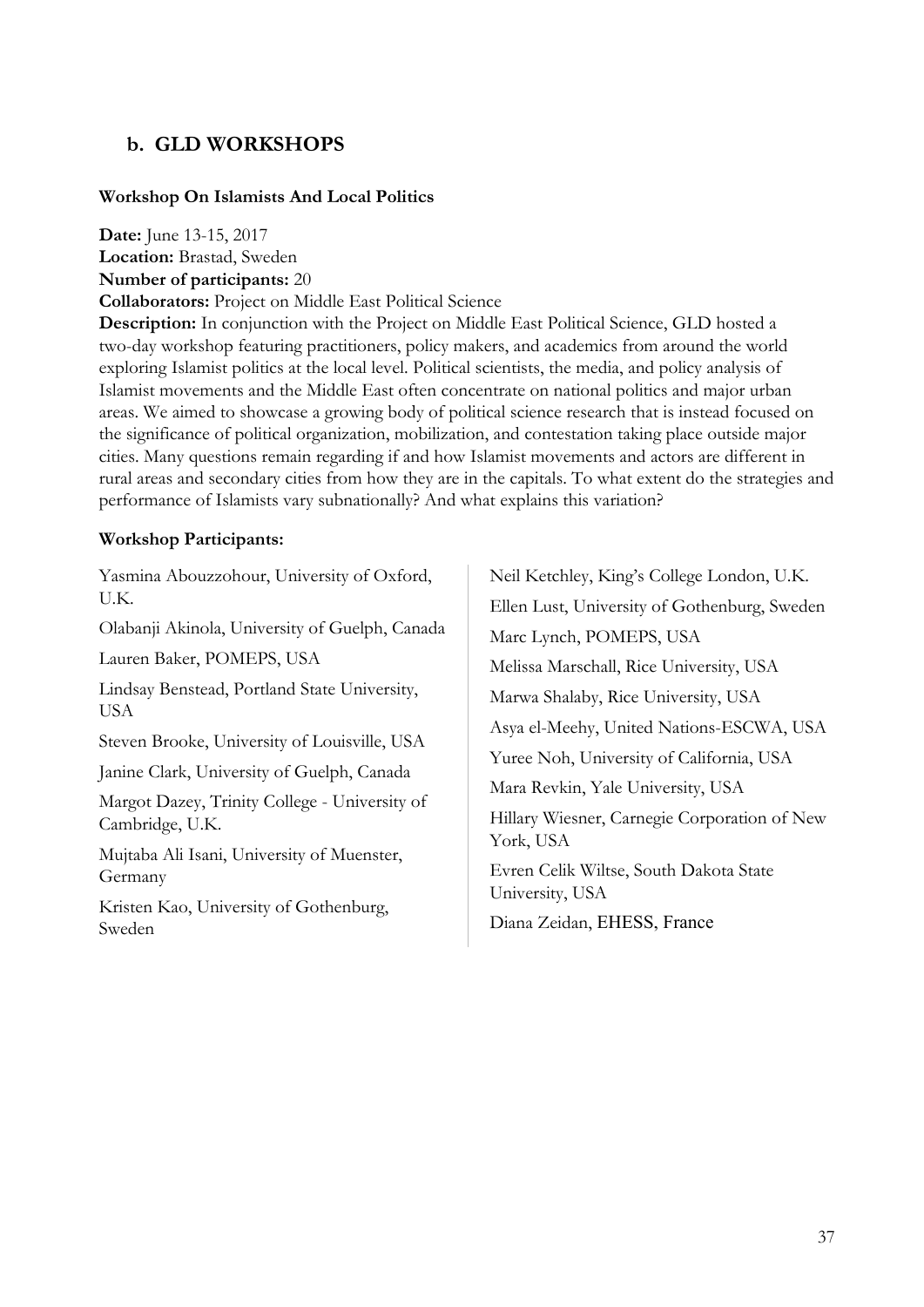## b. GLD WORKSHOPS

### Workshop On Islamists And Local Politics

**Date:** June 13-15, 2017
**Location:** Brastad, Sweden
**Number of participants:** 20
**Collaborators:** Project on Middle East Political Science
**Description:** In conjunction with the Project on Middle East Political Science, GLD hosted a two-day workshop featuring practitioners, policy makers, and academics from around the world exploring Islamist politics at the local level. Political scientists, the media, and policy analysis of Islamist movements and the Middle East often concentrate on national politics and major urban areas. We aimed to showcase a growing body of political science research that is instead focused on the significance of political organization, mobilization, and contestation taking place outside major cities. Many questions remain regarding if and how Islamist movements and actors are different in rural areas and secondary cities from how they are in the capitals. To what extent do the strategies and performance of Islamists vary subnationally? And what explains this variation?

**Workshop Participants:**

Yasmina Abouzzohour, University of Oxford, U.K.

Olabanji Akinola, University of Guelph, Canada

Lauren Baker, POMEPS, USA

Lindsay Benstead, Portland State University, USA

Steven Brooke, University of Louisville, USA

Janine Clark, University of Guelph, Canada

Margot Dazey, Trinity College - University of Cambridge, U.K.

Mujtaba Ali Isani, University of Muenster, Germany

Kristen Kao, University of Gothenburg, Sweden

Neil Ketchley, King's College London, U.K.

Ellen Lust, University of Gothenburg, Sweden

Marc Lynch, POMEPS, USA

Melissa Marschall, Rice University, USA

Marwa Shalaby, Rice University, USA

Asya el-Meehy, United Nations-ESCWA, USA

Yuree Noh, University of California, USA

Mara Revkin, Yale University, USA

Hillary Wiesner, Carnegie Corporation of New York, USA

Evren Celik Wiltse, South Dakota State University, USA

Diana Zeidan, EHESS, France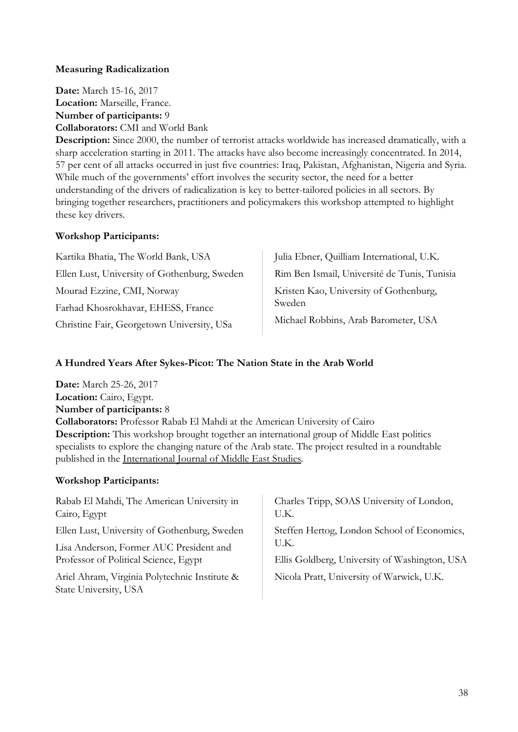**Measuring Radicalization**

**Date:** March 15-16, 2017
**Location:** Marseille, France.
**Number of participants:** 9
**Collaborators:** CMI and World Bank
**Description:** Since 2000, the number of terrorist attacks worldwide has increased dramatically, with a sharp acceleration starting in 2011. The attacks have also become increasingly concentrated. In 2014, 57 per cent of all attacks occurred in just five countries: Iraq, Pakistan, Afghanistan, Nigeria and Syria. While much of the governments' effort involves the security sector, the need for a better understanding of the drivers of radicalization is key to better-tailored policies in all sectors. By bringing together researchers, practitioners and policymakers this workshop attempted to highlight these key drivers.

**Workshop Participants:**

Kartika Bhatia, The World Bank, USA
Ellen Lust, University of Gothenburg, Sweden
Mourad Ezzine, CMI, Norway
Farhad Khosrokhavar, EHESS, France
Christine Fair, Georgetown University, USa
Julia Ebner, Quilliam International, U.K.
Rim Ben Ismail, Université de Tunis, Tunisia
Kristen Kao, University of Gothenburg, Sweden
Michael Robbins, Arab Barometer, USA

**A Hundred Years After Sykes-Picot: The Nation State in the Arab World**

**Date:** March 25-26, 2017
**Location:** Cairo, Egypt.
**Number of participants:** 8
**Collaborators:** Professor Rabab El Mahdi at the American University of Cairo
**Description:** This workshop brought together an international group of Middle East politics specialists to explore the changing nature of the Arab state. The project resulted in a roundtable published in the International Journal of Middle East Studies.

**Workshop Participants:**

Rabab El Mahdi, The American University in Cairo, Egypt
Ellen Lust, University of Gothenburg, Sweden
Lisa Anderson, Former AUC President and Professor of Political Science, Egypt
Ariel Ahram, Virginia Polytechnic Institute & State University, USA
Charles Tripp, SOAS University of London, U.K.
Steffen Hertog, London School of Economics, U.K.
Ellis Goldberg, University of Washington, USA
Nicola Pratt, University of Warwick, U.K.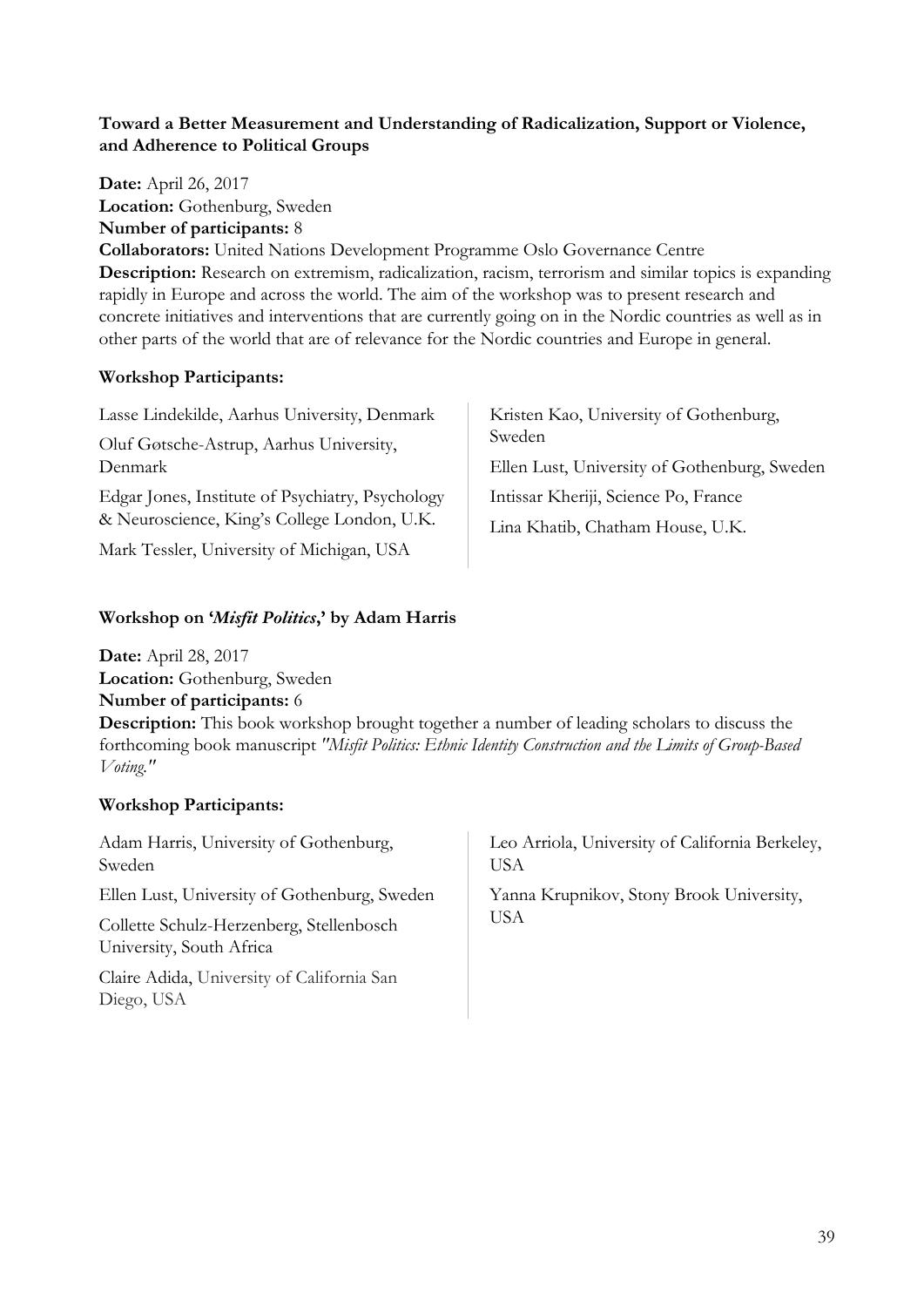**Toward a Better Measurement and Understanding of Radicalization, Support or Violence, and Adherence to Political Groups**

**Date:** April 26, 2017
**Location:** Gothenburg, Sweden
**Number of participants:** 8
**Collaborators:** United Nations Development Programme Oslo Governance Centre
**Description:** Research on extremism, radicalization, racism, terrorism and similar topics is expanding rapidly in Europe and across the world. The aim of the workshop was to present research and concrete initiatives and interventions that are currently going on in the Nordic countries as well as in other parts of the world that are of relevance for the Nordic countries and Europe in general.

**Workshop Participants:**

Lasse Lindekilde, Aarhus University, Denmark

Oluf Gøtsche-Astrup, Aarhus University, Denmark

Edgar Jones, Institute of Psychiatry, Psychology & Neuroscience, King's College London, U.K.

Mark Tessler, University of Michigan, USA

Kristen Kao, University of Gothenburg, Sweden

Ellen Lust, University of Gothenburg, Sweden

Intissar Kheriji, Science Po, France

Lina Khatib, Chatham House, U.K.

**Workshop on '*Misfit Politics*,' by Adam Harris**

**Date:** April 28, 2017
**Location:** Gothenburg, Sweden
**Number of participants:** 6
**Description:** This book workshop brought together a number of leading scholars to discuss the forthcoming book manuscript *"Misfit Politics: Ethnic Identity Construction and the Limits of Group-Based Voting."*

**Workshop Participants:**

Adam Harris, University of Gothenburg, Sweden

Ellen Lust, University of Gothenburg, Sweden

Collette Schulz-Herzenberg, Stellenbosch University, South Africa

Claire Adida, University of California San Diego, USA

Leo Arriola, University of California Berkeley, USA

Yanna Krupnikov, Stony Brook University, USA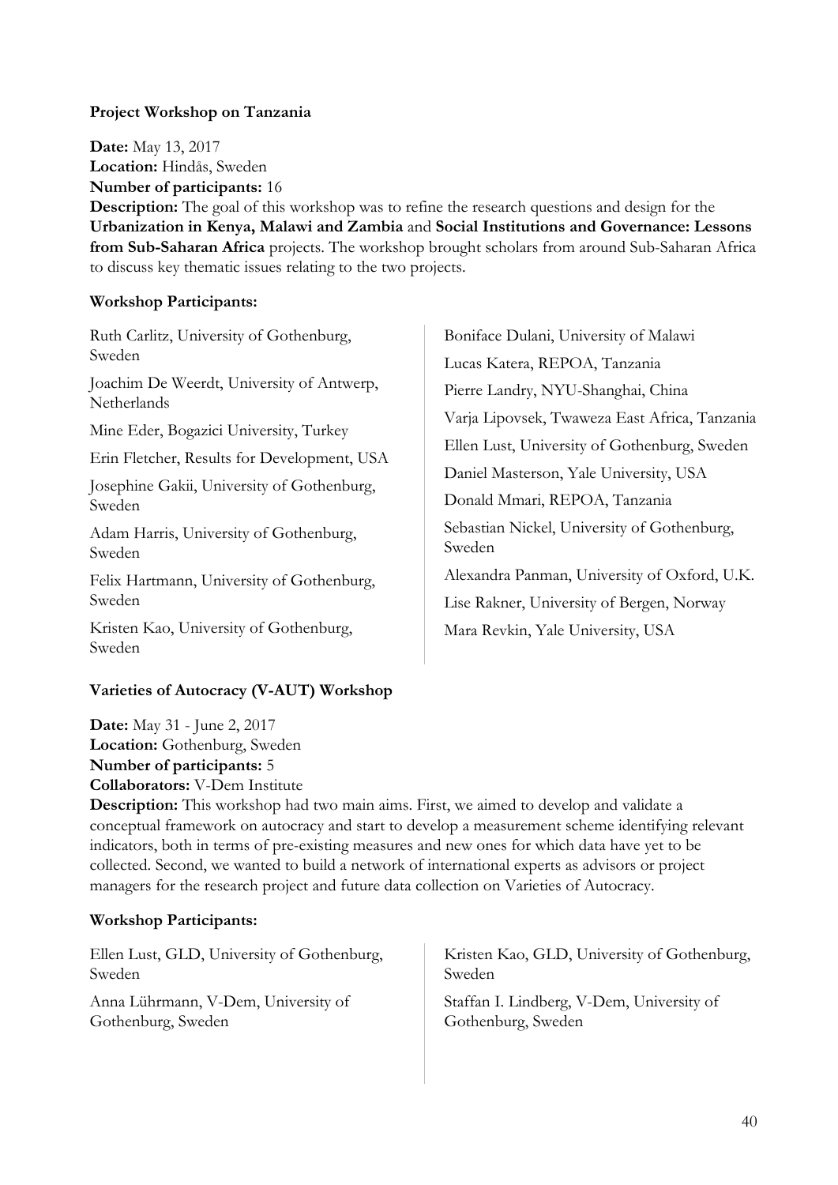**Project Workshop on Tanzania**

**Date:** May 13, 2017
**Location:** Hindås, Sweden
**Number of participants:** 16
**Description:** The goal of this workshop was to refine the research questions and design for the **Urbanization in Kenya, Malawi and Zambia** and **Social Institutions and Governance: Lessons from Sub-Saharan Africa** projects. The workshop brought scholars from around Sub-Saharan Africa to discuss key thematic issues relating to the two projects.

**Workshop Participants:**

Ruth Carlitz, University of Gothenburg, Sweden

Joachim De Weerdt, University of Antwerp, Netherlands

Mine Eder, Bogazici University, Turkey

Erin Fletcher, Results for Development, USA

Josephine Gakii, University of Gothenburg, Sweden

Adam Harris, University of Gothenburg, Sweden

Felix Hartmann, University of Gothenburg, Sweden

Kristen Kao, University of Gothenburg, Sweden

Boniface Dulani, University of Malawi

Lucas Katera, REPOA, Tanzania

Pierre Landry, NYU-Shanghai, China

Varja Lipovsek, Twaweza East Africa, Tanzania

Ellen Lust, University of Gothenburg, Sweden

Daniel Masterson, Yale University, USA

Donald Mmari, REPOA, Tanzania

Sebastian Nickel, University of Gothenburg, Sweden

Alexandra Panman, University of Oxford, U.K.

Lise Rakner, University of Bergen, Norway

Mara Revkin, Yale University, USA

**Varieties of Autocracy (V-AUT) Workshop**

**Date:** May 31 - June 2, 2017
**Location:** Gothenburg, Sweden
**Number of participants:** 5
**Collaborators:** V-Dem Institute
**Description:** This workshop had two main aims. First, we aimed to develop and validate a conceptual framework on autocracy and start to develop a measurement scheme identifying relevant indicators, both in terms of pre-existing measures and new ones for which data have yet to be collected. Second, we wanted to build a network of international experts as advisors or project managers for the research project and future data collection on Varieties of Autocracy.

**Workshop Participants:**

Ellen Lust, GLD, University of Gothenburg, Sweden

Anna Lührmann, V-Dem, University of Gothenburg, Sweden

Kristen Kao, GLD, University of Gothenburg, Sweden

Staffan I. Lindberg, V-Dem, University of Gothenburg, Sweden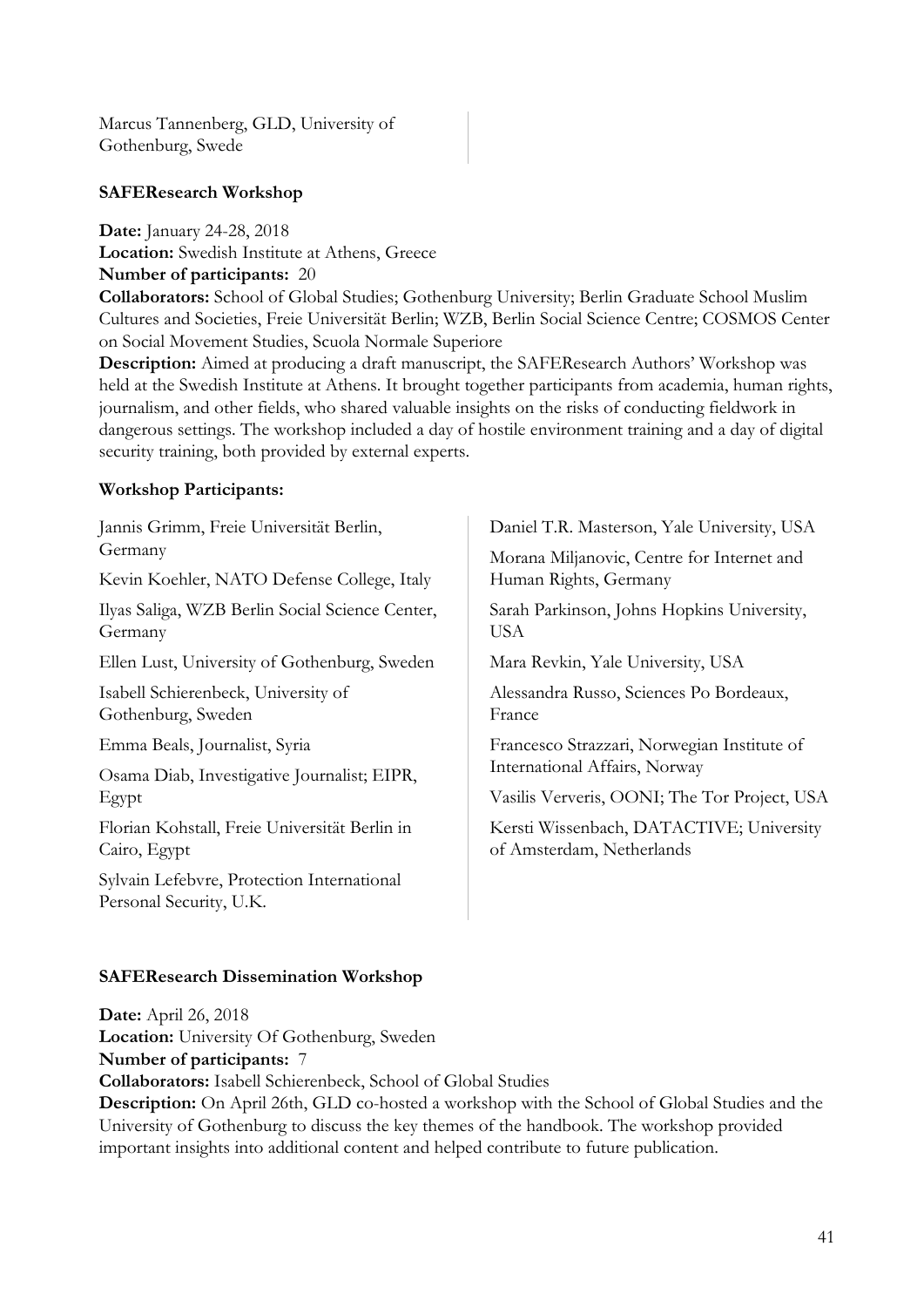Marcus Tannenberg, GLD, University of Gothenburg, Swede

**SAFEResearch Workshop**

**Date:** January 24-28, 2018
**Location:** Swedish Institute at Athens, Greece
**Number of participants:** 20
**Collaborators:** School of Global Studies; Gothenburg University; Berlin Graduate School Muslim Cultures and Societies, Freie Universität Berlin; WZB, Berlin Social Science Centre; COSMOS Center on Social Movement Studies, Scuola Normale Superiore
**Description:** Aimed at producing a draft manuscript, the SAFEResearch Authors' Workshop was held at the Swedish Institute at Athens. It brought together participants from academia, human rights, journalism, and other fields, who shared valuable insights on the risks of conducting fieldwork in dangerous settings. The workshop included a day of hostile environment training and a day of digital security training, both provided by external experts.

**Workshop Participants:**

Jannis Grimm, Freie Universität Berlin, Germany

Kevin Koehler, NATO Defense College, Italy

Ilyas Saliga, WZB Berlin Social Science Center, Germany

Ellen Lust, University of Gothenburg, Sweden

Isabell Schierenbeck, University of Gothenburg, Sweden

Emma Beals, Journalist, Syria

Osama Diab, Investigative Journalist; EIPR, Egypt

Florian Kohstall, Freie Universität Berlin in Cairo, Egypt

Sylvain Lefebvre, Protection International Personal Security, U.K.

Daniel T.R. Masterson, Yale University, USA

Morana Miljanovic, Centre for Internet and Human Rights, Germany

Sarah Parkinson, Johns Hopkins University, USA

Mara Revkin, Yale University, USA

Alessandra Russo, Sciences Po Bordeaux, France

Francesco Strazzari, Norwegian Institute of International Affairs, Norway

Vasilis Ververis, OONI; The Tor Project, USA

Kersti Wissenbach, DATACTIVE; University of Amsterdam, Netherlands

**SAFEResearch Dissemination Workshop**

**Date:** April 26, 2018
**Location:** University Of Gothenburg, Sweden
**Number of participants:** 7
**Collaborators:** Isabell Schierenbeck, School of Global Studies
**Description:** On April 26th, GLD co-hosted a workshop with the School of Global Studies and the University of Gothenburg to discuss the key themes of the handbook. The workshop provided important insights into additional content and helped contribute to future publication.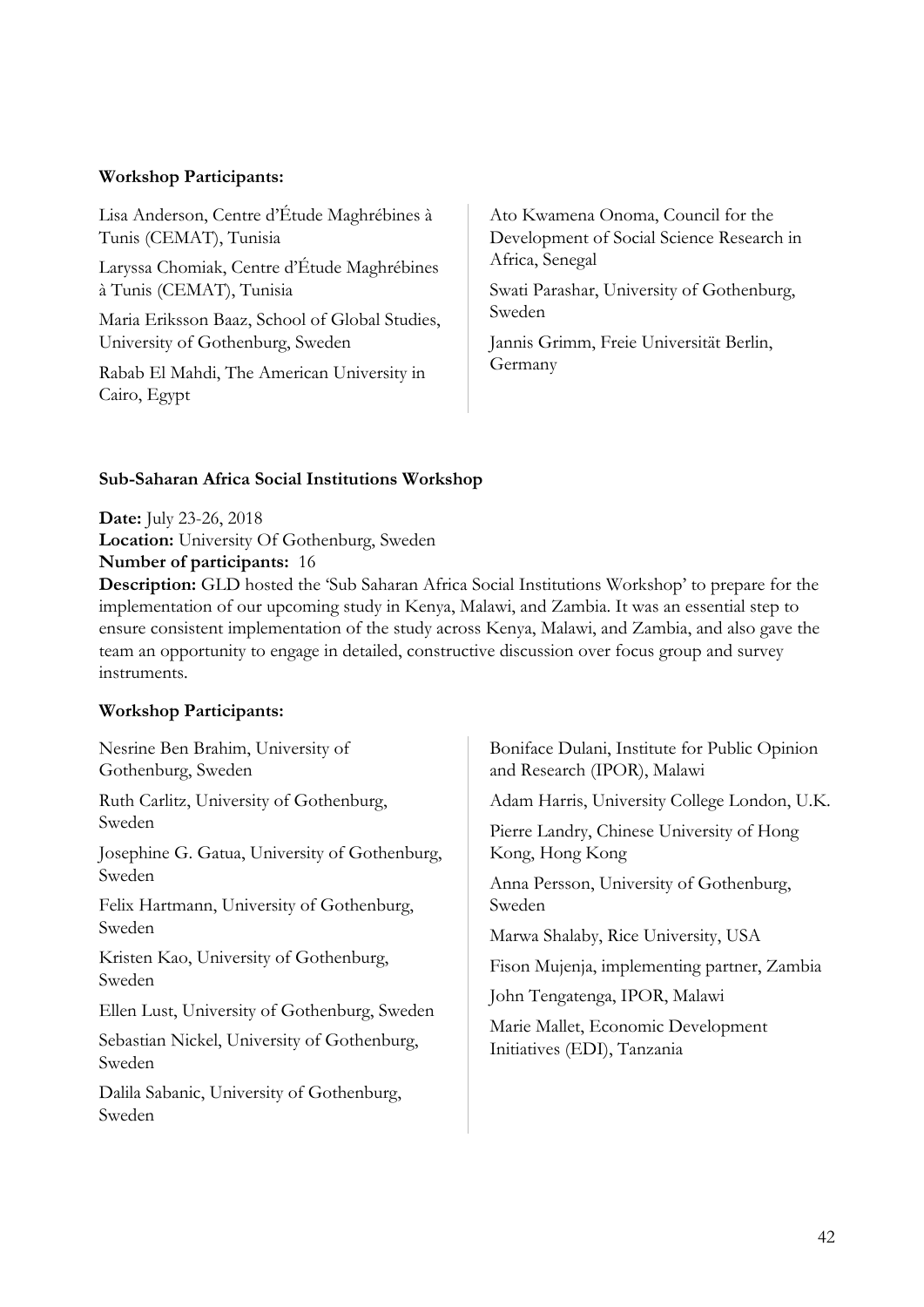**Workshop Participants:**

Lisa Anderson, Centre d'Étude Maghrébines à Tunis (CEMAT), Tunisia

Laryssa Chomiak, Centre d'Étude Maghrébines à Tunis (CEMAT), Tunisia

Maria Eriksson Baaz, School of Global Studies, University of Gothenburg, Sweden

Rabab El Mahdi, The American University in Cairo, Egypt

Ato Kwamena Onoma, Council for the Development of Social Science Research in Africa, Senegal

Swati Parashar, University of Gothenburg, Sweden

Jannis Grimm, Freie Universität Berlin, Germany

**Sub-Saharan Africa Social Institutions Workshop**

**Date:** July 23-26, 2018
**Location:** University Of Gothenburg, Sweden
**Number of participants:** 16
**Description:** GLD hosted the 'Sub Saharan Africa Social Institutions Workshop' to prepare for the implementation of our upcoming study in Kenya, Malawi, and Zambia. It was an essential step to ensure consistent implementation of the study across Kenya, Malawi, and Zambia, and also gave the team an opportunity to engage in detailed, constructive discussion over focus group and survey instruments.

**Workshop Participants:**

Nesrine Ben Brahim, University of Gothenburg, Sweden

Ruth Carlitz, University of Gothenburg, Sweden

Josephine G. Gatua, University of Gothenburg, Sweden

Felix Hartmann, University of Gothenburg, Sweden

Kristen Kao, University of Gothenburg, Sweden

Ellen Lust, University of Gothenburg, Sweden

Sebastian Nickel, University of Gothenburg, Sweden

Dalila Sabanic, University of Gothenburg, Sweden

Boniface Dulani, Institute for Public Opinion and Research (IPOR), Malawi

Adam Harris, University College London, U.K.

Pierre Landry, Chinese University of Hong Kong, Hong Kong

Anna Persson, University of Gothenburg, Sweden

Marwa Shalaby, Rice University, USA

Fison Mujenja, implementing partner, Zambia

John Tengatenga, IPOR, Malawi

Marie Mallet, Economic Development Initiatives (EDI), Tanzania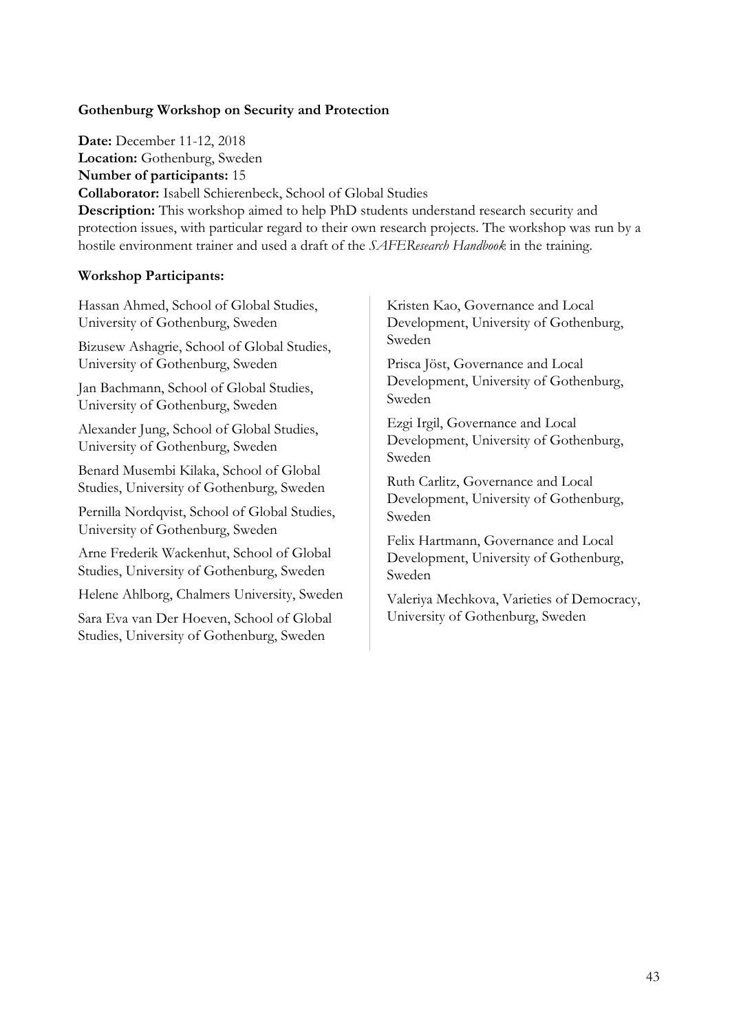**Gothenburg Workshop on Security and Protection**

**Date:** December 11-12, 2018
**Location:** Gothenburg, Sweden
**Number of participants:** 15
**Collaborator:** Isabell Schierenbeck, School of Global Studies
**Description:** This workshop aimed to help PhD students understand research security and protection issues, with particular regard to their own research projects. The workshop was run by a hostile environment trainer and used a draft of the *SAFEResearch Handbook* in the training.

**Workshop Participants:**

Hassan Ahmed, School of Global Studies, University of Gothenburg, Sweden

Bizusew Ashagrie, School of Global Studies, University of Gothenburg, Sweden

Jan Bachmann, School of Global Studies, University of Gothenburg, Sweden

Alexander Jung, School of Global Studies, University of Gothenburg, Sweden

Benard Musembi Kilaka, School of Global Studies, University of Gothenburg, Sweden

Pernilla Nordqvist, School of Global Studies, University of Gothenburg, Sweden

Arne Frederik Wackenhut, School of Global Studies, University of Gothenburg, Sweden

Helene Ahlborg, Chalmers University, Sweden

Sara Eva van Der Hoeven, School of Global Studies, University of Gothenburg, Sweden

Kristen Kao, Governance and Local Development, University of Gothenburg, Sweden

Prisca Jöst, Governance and Local Development, University of Gothenburg, Sweden

Ezgi Irgil, Governance and Local Development, University of Gothenburg, Sweden

Ruth Carlitz, Governance and Local Development, University of Gothenburg, Sweden

Felix Hartmann, Governance and Local Development, University of Gothenburg, Sweden

Valeriya Mechkova, Varieties of Democracy, University of Gothenburg, Sweden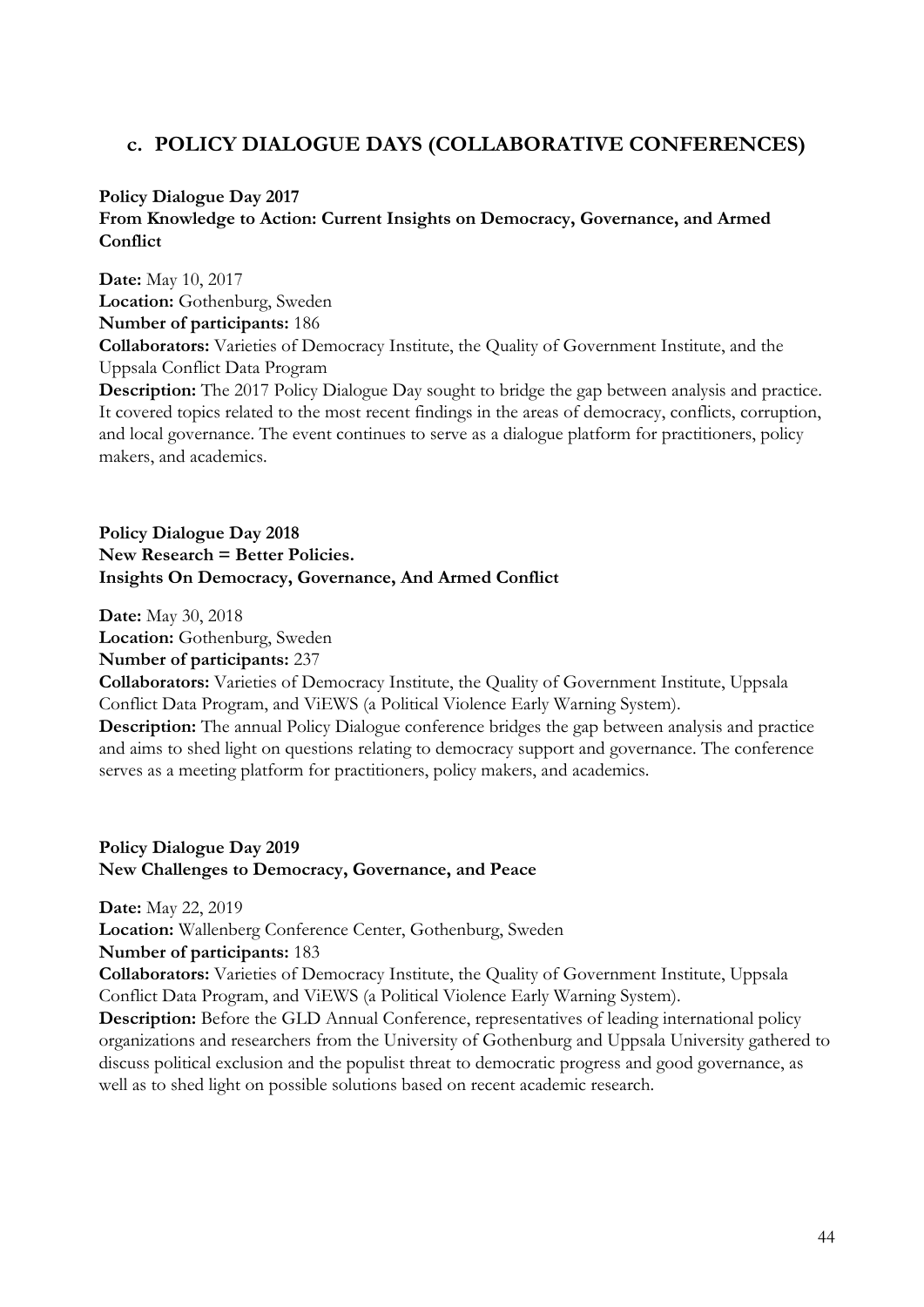## c. POLICY DIALOGUE DAYS (COLLABORATIVE CONFERENCES)

**Policy Dialogue Day 2017**
**From Knowledge to Action: Current Insights on Democracy, Governance, and Armed Conflict**

**Date:** May 10, 2017
**Location:** Gothenburg, Sweden
**Number of participants:** 186
**Collaborators:** Varieties of Democracy Institute, the Quality of Government Institute, and the Uppsala Conflict Data Program
**Description:** The 2017 Policy Dialogue Day sought to bridge the gap between analysis and practice. It covered topics related to the most recent findings in the areas of democracy, conflicts, corruption, and local governance. The event continues to serve as a dialogue platform for practitioners, policy makers, and academics.

**Policy Dialogue Day 2018**
**New Research = Better Policies.**
**Insights On Democracy, Governance, And Armed Conflict**

**Date:** May 30, 2018
**Location:** Gothenburg, Sweden
**Number of participants:** 237
**Collaborators:** Varieties of Democracy Institute, the Quality of Government Institute, Uppsala Conflict Data Program, and ViEWS (a Political Violence Early Warning System).
**Description:** The annual Policy Dialogue conference bridges the gap between analysis and practice and aims to shed light on questions relating to democracy support and governance. The conference serves as a meeting platform for practitioners, policy makers, and academics.

**Policy Dialogue Day 2019**
**New Challenges to Democracy, Governance, and Peace**

**Date:** May 22, 2019
**Location:** Wallenberg Conference Center, Gothenburg, Sweden
**Number of participants:** 183
**Collaborators:** Varieties of Democracy Institute, the Quality of Government Institute, Uppsala Conflict Data Program, and ViEWS (a Political Violence Early Warning System).
**Description:** Before the GLD Annual Conference, representatives of leading international policy organizations and researchers from the University of Gothenburg and Uppsala University gathered to discuss political exclusion and the populist threat to democratic progress and good governance, as well as to shed light on possible solutions based on recent academic research.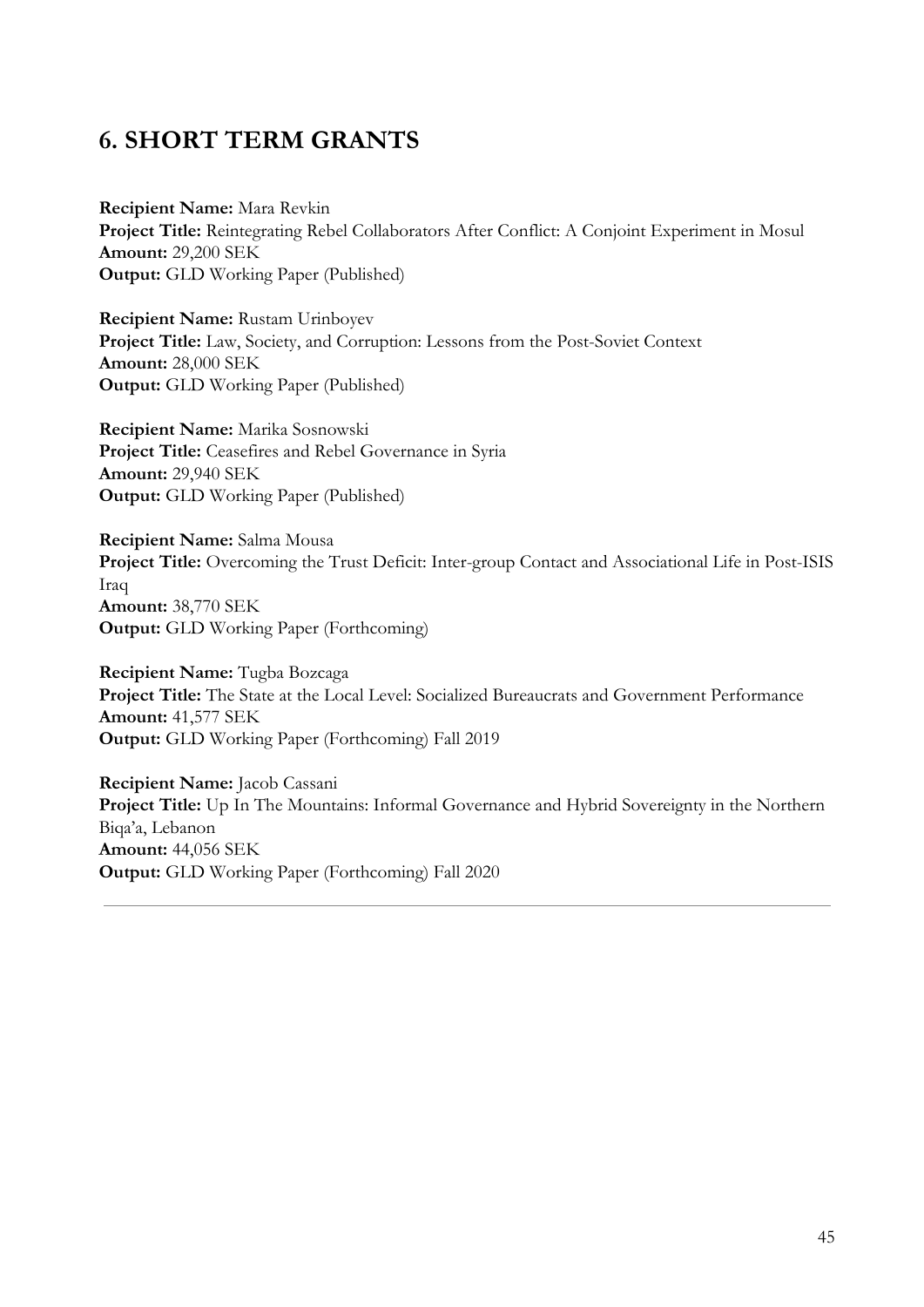## 6. SHORT TERM GRANTS

**Recipient Name:** Mara Revkin
**Project Title:** Reintegrating Rebel Collaborators After Conflict: A Conjoint Experiment in Mosul
**Amount:** 29,200 SEK
**Output:** GLD Working Paper (Published)

**Recipient Name:** Rustam Urinboyev
**Project Title:** Law, Society, and Corruption: Lessons from the Post-Soviet Context
**Amount:** 28,000 SEK
**Output:** GLD Working Paper (Published)

**Recipient Name:** Marika Sosnowski
**Project Title:** Ceasefires and Rebel Governance in Syria
**Amount:** 29,940 SEK
**Output:** GLD Working Paper (Published)

**Recipient Name:** Salma Mousa
**Project Title:** Overcoming the Trust Deficit: Inter-group Contact and Associational Life in Post-ISIS Iraq
**Amount:** 38,770 SEK
**Output:** GLD Working Paper (Forthcoming)

**Recipient Name:** Tugba Bozcaga
**Project Title:** The State at the Local Level: Socialized Bureaucrats and Government Performance
**Amount:** 41,577 SEK
**Output:** GLD Working Paper (Forthcoming) Fall 2019

**Recipient Name:** Jacob Cassani
**Project Title:** Up In The Mountains: Informal Governance and Hybrid Sovereignty in the Northern Biqa'a, Lebanon
**Amount:** 44,056 SEK
**Output:** GLD Working Paper (Forthcoming) Fall 2020